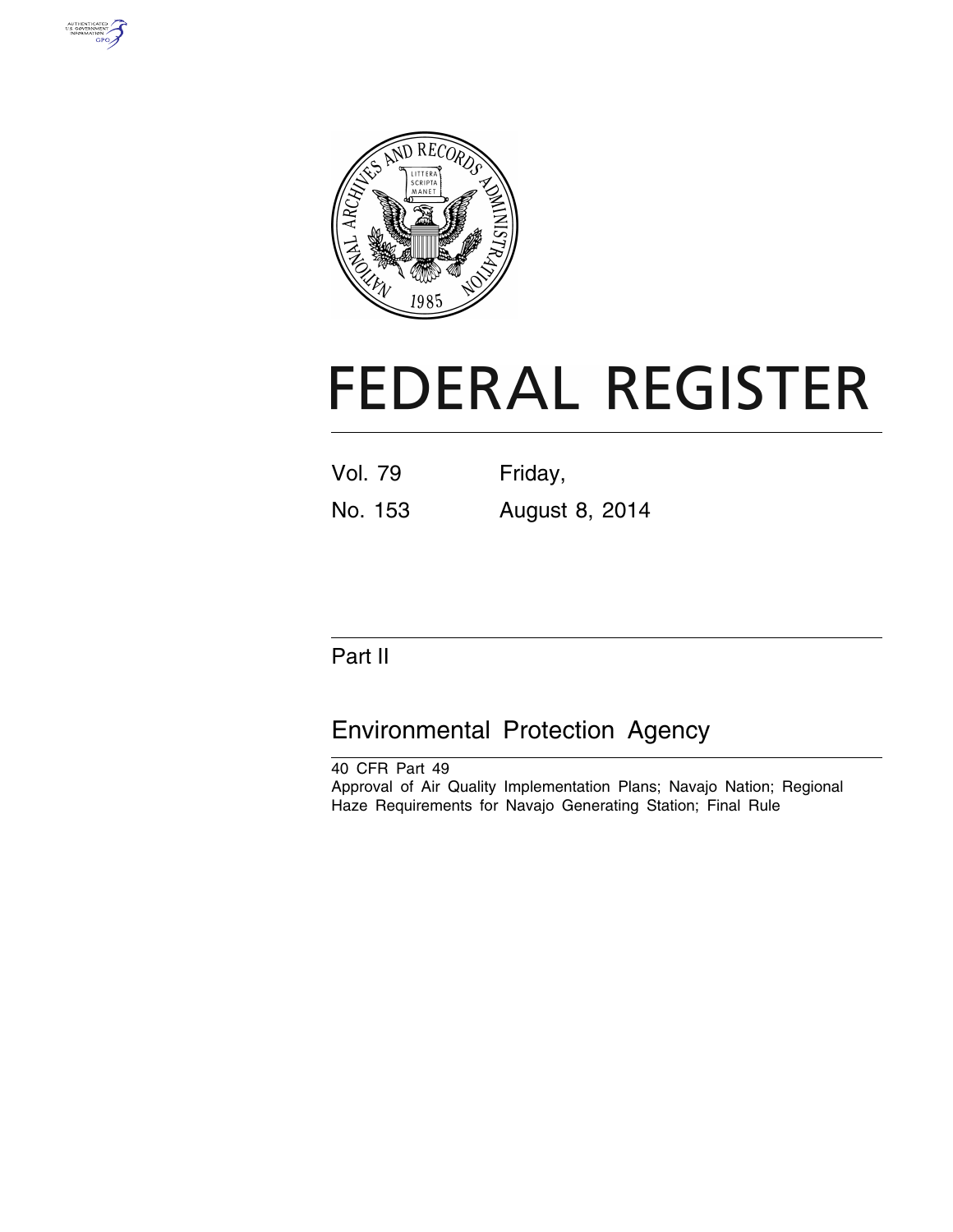# FEDERAL REGISTER

Vol. 79 Friday,

No. 153 August 8, 2014

## Part II

## Environmental Protection Agency

40 CFR Part 49

Approval of Air Quality Implementation Plans; Navajo Nation; Regional Haze Requirements for Navajo Generating Station; Final Rule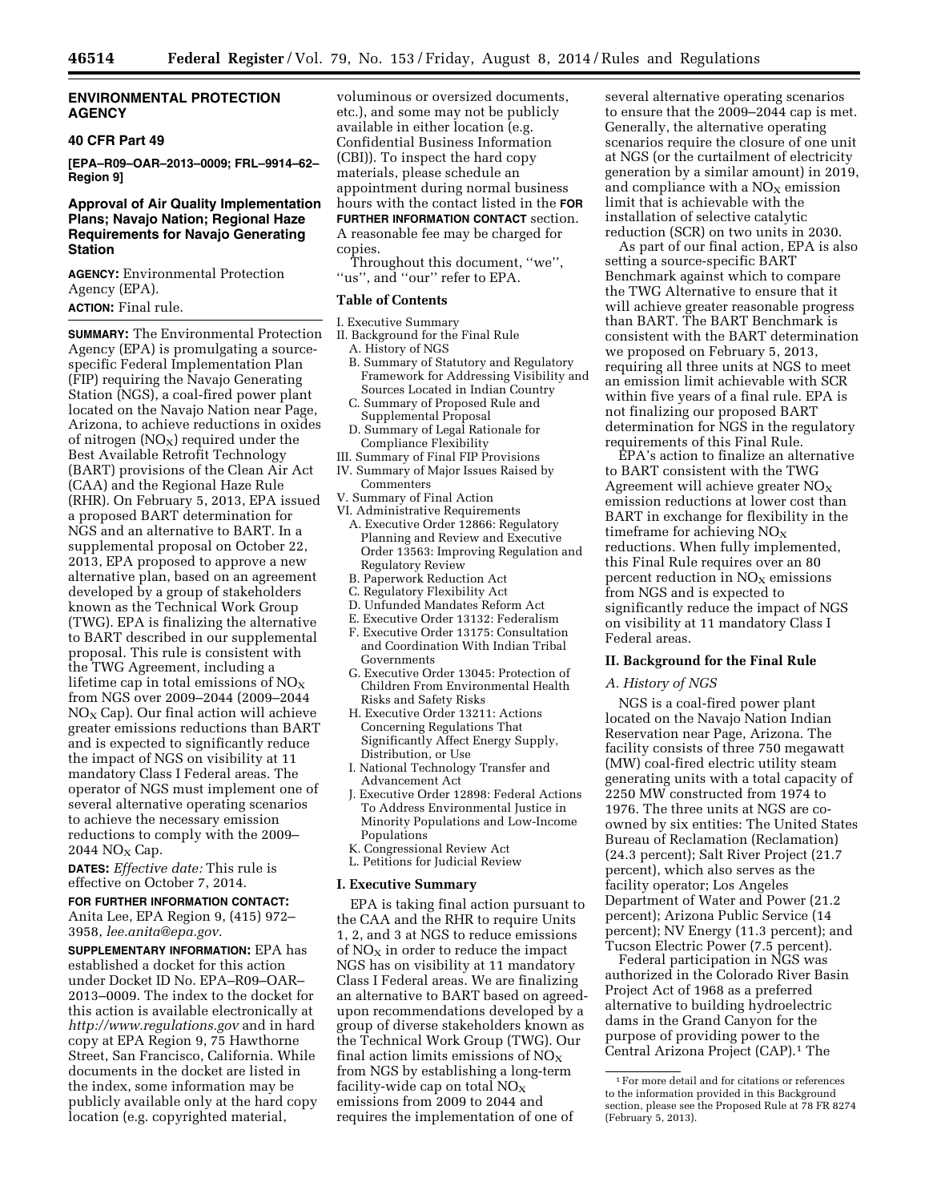## ENVIRONMENTAL PROTECTION AGENCY

### 40 CFR Part 49

**[EPA–R09–OAR–2013–0009; FRL–9914–62–Region 9]**

### Approval of Air Quality Implementation Plans; Navajo Nation; Regional Haze Requirements for Navajo Generating Station

**AGENCY:** Environmental Protection Agency (EPA).

**ACTION:** Final rule.

**SUMMARY:** The Environmental Protection Agency (EPA) is promulgating a source-specific Federal Implementation Plan (FIP) requiring the Navajo Generating Station (NGS), a coal-fired power plant located on the Navajo Nation near Page, Arizona, to achieve reductions in oxides of nitrogen ($NO_X$) required under the Best Available Retrofit Technology (BART) provisions of the Clean Air Act (CAA) and the Regional Haze Rule (RHR). On February 5, 2013, EPA issued a proposed BART determination for NGS and an alternative to BART. In a supplemental proposal on October 22, 2013, EPA proposed to approve a new alternative plan, based on an agreement developed by a group of stakeholders known as the Technical Work Group (TWG). EPA is finalizing the alternative to BART described in our supplemental proposal. This rule is consistent with the TWG Agreement, including a lifetime cap in total emissions of $NO_X$ from NGS over 2009–2044 (2009–2044 $NO_X$ Cap). Our final action will achieve greater emissions reductions than BART and is expected to significantly reduce the impact of NGS on visibility at 11 mandatory Class I Federal areas. The operator of NGS must implement one of several alternative operating scenarios to achieve the necessary emission reductions to comply with the 2009–2044 $NO_X$ Cap.

**DATES:** *Effective date:* This rule is effective on October 7, 2014.

**FOR FURTHER INFORMATION CONTACT:** Anita Lee, EPA Region 9, (415) 972–3958, *lee.anita@epa.gov.*

**SUPPLEMENTARY INFORMATION:** EPA has established a docket for this action under Docket ID No. EPA–R09–OAR–2013–0009. The index to the docket for this action is available electronically at *http://www.regulations.gov* and in hard copy at EPA Region 9, 75 Hawthorne Street, San Francisco, California. While documents in the docket are listed in the index, some information may be publicly available only at the hard copy location (e.g. copyrighted material, voluminous or oversized documents, etc.), and some may not be publicly available in either location (e.g. Confidential Business Information (CBI)). To inspect the hard copy materials, please schedule an appointment during normal business hours with the contact listed in the **FOR FURTHER INFORMATION CONTACT** section. A reasonable fee may be charged for copies.

Throughout this document, ''we'', ''us'', and ''our'' refer to EPA.

**Table of Contents**

I. Executive Summary
II. Background for the Final Rule
  A. History of NGS
  B. Summary of Statutory and Regulatory Framework for Addressing Visibility and Sources Located in Indian Country
  C. Summary of Proposed Rule and Supplemental Proposal
  D. Summary of Legal Rationale for Compliance Flexibility
III. Summary of Final FIP Provisions
IV. Summary of Major Issues Raised by Commenters
V. Summary of Final Action
VI. Administrative Requirements
  A. Executive Order 12866: Regulatory Planning and Review and Executive Order 13563: Improving Regulation and Regulatory Review
  B. Paperwork Reduction Act
  C. Regulatory Flexibility Act
  D. Unfunded Mandates Reform Act
  E. Executive Order 13132: Federalism
  F. Executive Order 13175: Consultation and Coordination With Indian Tribal Governments
  G. Executive Order 13045: Protection of Children From Environmental Health Risks and Safety Risks
  H. Executive Order 13211: Actions Concerning Regulations That Significantly Affect Energy Supply, Distribution, or Use
  I. National Technology Transfer and Advancement Act
  J. Executive Order 12898: Federal Actions To Address Environmental Justice in Minority Populations and Low-Income Populations
  K. Congressional Review Act
  L. Petitions for Judicial Review

## I. Executive Summary

EPA is taking final action pursuant to the CAA and the RHR to require Units 1, 2, and 3 at NGS to reduce emissions of $NO_X$ in order to reduce the impact NGS has on visibility at 11 mandatory Class I Federal areas. We are finalizing an alternative to BART based on agreed-upon recommendations developed by a group of diverse stakeholders known as the Technical Work Group (TWG). Our final action limits emissions of $NO_X$ from NGS by establishing a long-term facility-wide cap on total $NO_X$ emissions from 2009 to 2044 and requires the implementation of one of several alternative operating scenarios to ensure that the 2009–2044 cap is met. Generally, the alternative operating scenarios require the closure of one unit at NGS (or the curtailment of electricity generation by a similar amount) in 2019, and compliance with a $NO_X$ emission limit that is achievable with the installation of selective catalytic reduction (SCR) on two units in 2030.

As part of our final action, EPA is also setting a source-specific BART Benchmark against which to compare the TWG Alternative to ensure that it will achieve greater reasonable progress than BART. The BART Benchmark is consistent with the BART determination we proposed on February 5, 2013, requiring all three units at NGS to meet an emission limit achievable with SCR within five years of a final rule. EPA is not finalizing our proposed BART determination for NGS in the regulatory requirements of this Final Rule.

EPA's action to finalize an alternative to BART consistent with the TWG Agreement will achieve greater $NO_X$ emission reductions at lower cost than BART in exchange for flexibility in the timeframe for achieving $NO_X$ reductions. When fully implemented, this Final Rule requires over an 80 percent reduction in $NO_X$ emissions from NGS and is expected to significantly reduce the impact of NGS on visibility at 11 mandatory Class I Federal areas.

## II. Background for the Final Rule

### A. History of NGS

NGS is a coal-fired power plant located on the Navajo Nation Indian Reservation near Page, Arizona. The facility consists of three 750 megawatt (MW) coal-fired electric utility steam generating units with a total capacity of 2250 MW constructed from 1974 to 1976. The three units at NGS are co-owned by six entities: The United States Bureau of Reclamation (Reclamation) (24.3 percent); Salt River Project (21.7 percent), which also serves as the facility operator; Los Angeles Department of Water and Power (21.2 percent); Arizona Public Service (14 percent); NV Energy (11.3 percent); and Tucson Electric Power (7.5 percent).

Federal participation in NGS was authorized in the Colorado River Basin Project Act of 1968 as a preferred alternative to building hydroelectric dams in the Grand Canyon for the purpose of providing power to the Central Arizona Project (CAP).[1] The

[1] For more detail and for citations or references to the information provided in this Background section, please see the Proposed Rule at 78 FR 8274 (February 5, 2013).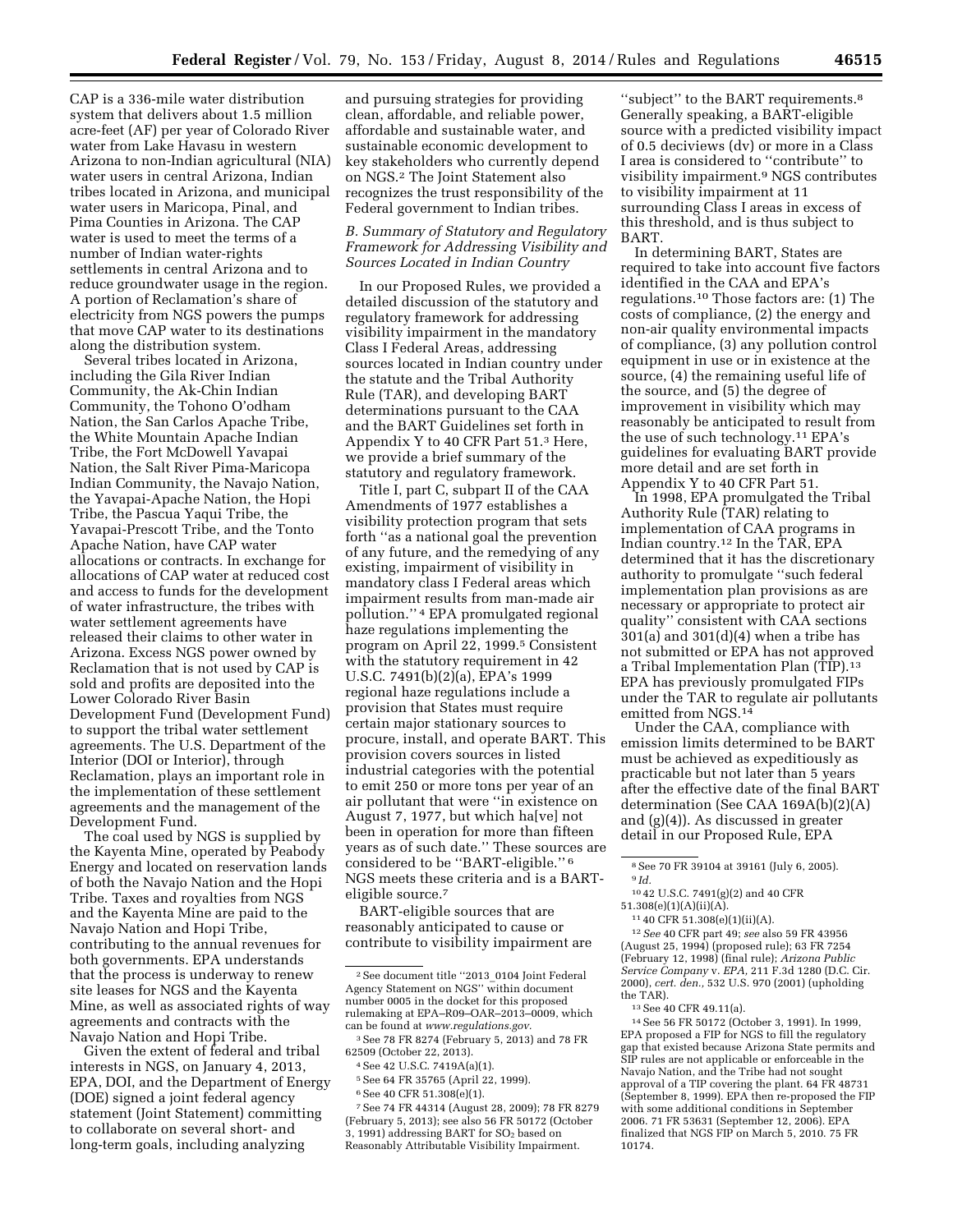CAP is a 336-mile water distribution system that delivers about 1.5 million acre-feet (AF) per year of Colorado River water from Lake Havasu in western Arizona to non-Indian agricultural (NIA) water users in central Arizona, Indian tribes located in Arizona, and municipal water users in Maricopa, Pinal, and Pima Counties in Arizona. The CAP water is used to meet the terms of a number of Indian water-rights settlements in central Arizona and to reduce groundwater usage in the region. A portion of Reclamation's share of electricity from NGS powers the pumps that move CAP water to its destinations along the distribution system.

Several tribes located in Arizona, including the Gila River Indian Community, the Ak-Chin Indian Community, the Tohono O'odham Nation, the San Carlos Apache Tribe, the White Mountain Apache Indian Tribe, the Fort McDowell Yavapai Nation, the Salt River Pima-Maricopa Indian Community, the Navajo Nation, the Yavapai-Apache Nation, the Hopi Tribe, the Pascua Yaqui Tribe, the Yavapai-Prescott Tribe, and the Tonto Apache Nation, have CAP water allocations or contracts. In exchange for allocations of CAP water at reduced cost and access to funds for the development of water infrastructure, the tribes with water settlement agreements have released their claims to other water in Arizona. Excess NGS power owned by Reclamation that is not used by CAP is sold and profits are deposited into the Lower Colorado River Basin Development Fund (Development Fund) to support the tribal water settlement agreements. The U.S. Department of the Interior (DOI or Interior), through Reclamation, plays an important role in the implementation of these settlement agreements and the management of the Development Fund.

The coal used by NGS is supplied by the Kayenta Mine, operated by Peabody Energy and located on reservation lands of both the Navajo Nation and the Hopi Tribe. Taxes and royalties from NGS and the Kayenta Mine are paid to the Navajo Nation and Hopi Tribe, contributing to the annual revenues for both governments. EPA understands that the process is underway to renew site leases for NGS and the Kayenta Mine, as well as associated rights of way agreements and contracts with the Navajo Nation and Hopi Tribe.

Given the extent of federal and tribal interests in NGS, on January 4, 2013, EPA, DOI, and the Department of Energy (DOE) signed a joint federal agency statement (Joint Statement) committing to collaborate on several short- and long-term goals, including analyzing and pursuing strategies for providing clean, affordable, and reliable power, affordable and sustainable water, and sustainable economic development to key stakeholders who currently depend on NGS.[2] The Joint Statement also recognizes the trust responsibility of the Federal government to Indian tribes.

### *B. Summary of Statutory and Regulatory Framework for Addressing Visibility and Sources Located in Indian Country*

In our Proposed Rules, we provided a detailed discussion of the statutory and regulatory framework for addressing visibility impairment in the mandatory Class I Federal Areas, addressing sources located in Indian country under the statute and the Tribal Authority Rule (TAR), and developing BART determinations pursuant to the CAA and the BART Guidelines set forth in Appendix Y to 40 CFR Part 51.[3] Here, we provide a brief summary of the statutory and regulatory framework.

Title I, part C, subpart II of the CAA Amendments of 1977 establishes a visibility protection program that sets forth "as a national goal the prevention of any future, and the remedying of any existing, impairment of visibility in mandatory class I Federal areas which impairment results from man-made air pollution."[4] EPA promulgated regional haze regulations implementing the program on April 22, 1999.[5] Consistent with the statutory requirement in 42 U.S.C. 7491(b)(2)(a), EPA's 1999 regional haze regulations include a provision that States must require certain major stationary sources to procure, install, and operate BART. This provision covers sources in listed industrial categories with the potential to emit 250 or more tons per year of an air pollutant that were "in existence on August 7, 1977, but which ha[ve] not been in operation for more than fifteen years as of such date." These sources are considered to be "BART-eligible."[6] NGS meets these criteria and is a BART-eligible source.[7]

BART-eligible sources that are reasonably anticipated to cause or contribute to visibility impairment are "subject" to the BART requirements.[8] Generally speaking, a BART-eligible source with a predicted visibility impact of 0.5 deciviews (dv) or more in a Class I area is considered to "contribute" to visibility impairment.[9] NGS contributes to visibility impairment at 11 surrounding Class I areas in excess of this threshold, and is thus subject to BART.

In determining BART, States are required to take into account five factors identified in the CAA and EPA's regulations.[10] Those factors are: (1) The costs of compliance, (2) the energy and non-air quality environmental impacts of compliance, (3) any pollution control equipment in use or in existence at the source, (4) the remaining useful life of the source, and (5) the degree of improvement in visibility which may reasonably be anticipated to result from the use of such technology.[11] EPA's guidelines for evaluating BART provide more detail and are set forth in Appendix Y to 40 CFR Part 51.

In 1998, EPA promulgated the Tribal Authority Rule (TAR) relating to implementation of CAA programs in Indian country.[12] In the TAR, EPA determined that it has the discretionary authority to promulgate "such federal implementation plan provisions as are necessary or appropriate to protect air quality" consistent with CAA sections 301(a) and 301(d)(4) when a tribe has not submitted or EPA has not approved a Tribal Implementation Plan (TIP).[13] EPA has previously promulgated FIPs under the TAR to regulate air pollutants emitted from NGS.[14]

Under the CAA, compliance with emission limits determined to be BART must be achieved as expeditiously as practicable but not later than 5 years after the effective date of the final BART determination (See CAA 169A(b)(2)(A) and (g)(4)). As discussed in greater detail in our Proposed Rule, EPA

---

[2] See document title "2013_0104 Joint Federal Agency Statement on NGS" within document number 0005 in the docket for this proposed rulemaking at EPA–R09–OAR–2013–0009, which can be found at *www.regulations.gov*.

[3] See 78 FR 8274 (February 5, 2013) and 78 FR 62509 (October 22, 2013).

[4] See 42 U.S.C. 7419A(a)(1).

[5] See 64 FR 35765 (April 22, 1999).

[6] See 40 CFR 51.308(e)(1).

[7] See 74 FR 44314 (August 28, 2009); 78 FR 8279 (February 5, 2013); see also 56 FR 50172 (October 3, 1991) addressing BART for $SO_2$ based on Reasonably Attributable Visibility Impairment.

[8] See 70 FR 39104 at 39161 (July 6, 2005).

[9] *Id.*

[10] 42 U.S.C. 7491(g)(2) and 40 CFR 51.308(e)(1)(A)(ii)(A).

[11] 40 CFR 51.308(e)(1)(ii)(A).

[12] *See* 40 CFR part 49; *see* also 59 FR 43956 (August 25, 1994) (proposed rule); 63 FR 7254 (February 12, 1998) (final rule); *Arizona Public Service Company* v. *EPA,* 211 F.3d 1280 (D.C. Cir. 2000), *cert. den.,* 532 U.S. 970 (2001) (upholding the TAR).

[13] See 40 CFR 49.11(a).

[14] See 56 FR 50172 (October 3, 1991). In 1999, EPA proposed a FIP for NGS to fill the regulatory gap that existed because Arizona State permits and SIP rules are not applicable or enforceable in the Navajo Nation, and the Tribe had not sought approval of a TIP covering the plant. 64 FR 48731 (September 8, 1999). EPA then re-proposed the FIP with some additional conditions in September 2006. 71 FR 53631 (September 12, 2006). EPA finalized that NGS FIP on March 5, 2010. 75 FR 10174.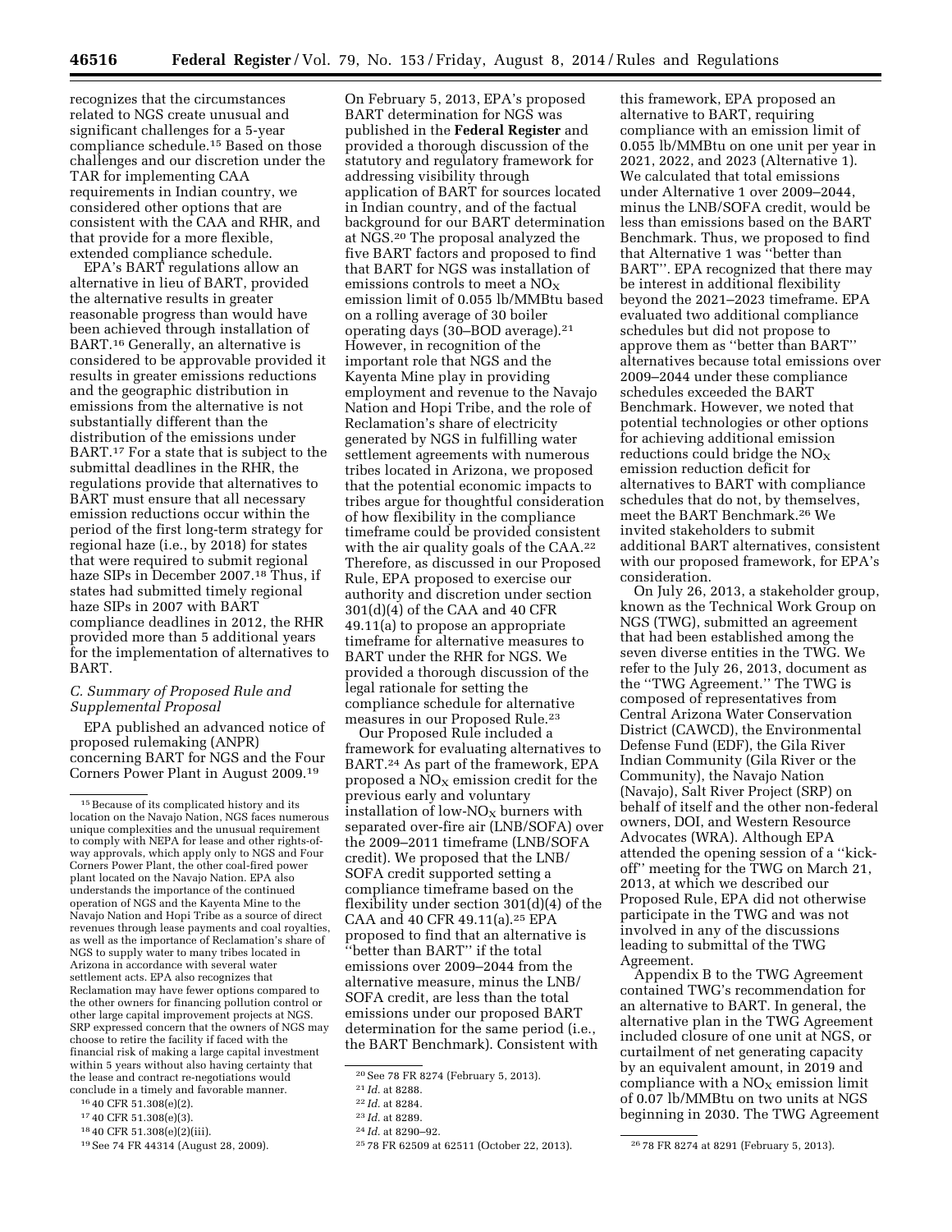recognizes that the circumstances related to NGS create unusual and significant challenges for a 5-year compliance schedule.[15] Based on those challenges and our discretion under the TAR for implementing CAA requirements in Indian country, we considered other options that are consistent with the CAA and RHR, and that provide for a more flexible, extended compliance schedule.

EPA's BART regulations allow an alternative in lieu of BART, provided the alternative results in greater reasonable progress than would have been achieved through installation of BART.[16] Generally, an alternative is considered to be approvable provided it results in greater emissions reductions and the geographic distribution in emissions from the alternative is not substantially different than the distribution of the emissions under BART.[17] For a state that is subject to the submittal deadlines in the RHR, the regulations provide that alternatives to BART must ensure that all necessary emission reductions occur within the period of the first long-term strategy for regional haze (i.e., by 2018) for states that were required to submit regional haze SIPs in December 2007.[18] Thus, if states had submitted timely regional haze SIPs in 2007 with BART compliance deadlines in 2012, the RHR provided more than 5 additional years for the implementation of alternatives to BART.

### *C. Summary of Proposed Rule and Supplemental Proposal*

EPA published an advanced notice of proposed rulemaking (ANPR) concerning BART for NGS and the Four Corners Power Plant in August 2009.[19]

On February 5, 2013, EPA's proposed BART determination for NGS was published in the **Federal Register** and provided a thorough discussion of the statutory and regulatory framework for addressing visibility through application of BART for sources located in Indian country, and of the factual background for our BART determination at NGS.[20] The proposal analyzed the five BART factors and proposed to find that BART for NGS was installation of emissions controls to meet a $NO_X$ emission limit of 0.055 lb/MMBtu based on a rolling average of 30 boiler operating days (30–BOD average).[21] However, in recognition of the important role that NGS and the Kayenta Mine play in providing employment and revenue to the Navajo Nation and Hopi Tribe, and the role of Reclamation's share of electricity generated by NGS in fulfilling water settlement agreements with numerous tribes located in Arizona, we proposed that the potential economic impacts to tribes argue for thoughtful consideration of how flexibility in the compliance timeframe could be provided consistent with the air quality goals of the CAA.[22] Therefore, as discussed in our Proposed Rule, EPA proposed to exercise our authority and discretion under section 301(d)(4) of the CAA and 40 CFR 49.11(a) to propose an appropriate timeframe for alternative measures to BART under the RHR for NGS. We provided a thorough discussion of the legal rationale for setting the compliance schedule for alternative measures in our Proposed Rule.[23]

Our Proposed Rule included a framework for evaluating alternatives to BART.[24] As part of the framework, EPA proposed a $NO_X$ emission credit for the previous early and voluntary installation of low-$NO_X$ burners with separated over-fire air (LNB/SOFA) over the 2009–2011 timeframe (LNB/SOFA credit). We proposed that the LNB/SOFA credit supported setting a compliance timeframe based on the flexibility under section 301(d)(4) of the CAA and 40 CFR 49.11(a).[25] EPA proposed to find that an alternative is "better than BART" if the total emissions over 2009–2044 from the alternative measure, minus the LNB/SOFA credit, are less than the total emissions under our proposed BART determination for the same period (i.e., the BART Benchmark). Consistent with this framework, EPA proposed an alternative to BART, requiring compliance with an emission limit of 0.055 lb/MMBtu on one unit per year in 2021, 2022, and 2023 (Alternative 1). We calculated that total emissions under Alternative 1 over 2009–2044, minus the LNB/SOFA credit, would be less than emissions based on the BART Benchmark. Thus, we proposed to find that Alternative 1 was "better than BART". EPA recognized that there may be interest in additional flexibility beyond the 2021–2023 timeframe. EPA evaluated two additional compliance schedules but did not propose to approve them as "better than BART" alternatives because total emissions over 2009–2044 under these compliance schedules exceeded the BART Benchmark. However, we noted that potential technologies or other options for achieving additional emission reductions could bridge the $NO_X$ emission reduction deficit for alternatives to BART with compliance schedules that do not, by themselves, meet the BART Benchmark.[26] We invited stakeholders to submit additional BART alternatives, consistent with our proposed framework, for EPA's consideration.

On July 26, 2013, a stakeholder group, known as the Technical Work Group on NGS (TWG), submitted an agreement that had been established among the seven diverse entities in the TWG. We refer to the July 26, 2013, document as the "TWG Agreement." The TWG is composed of representatives from Central Arizona Water Conservation District (CAWCD), the Environmental Defense Fund (EDF), the Gila River Indian Community (Gila River or the Community), the Navajo Nation (Navajo), Salt River Project (SRP) on behalf of itself and the other non-federal owners, DOI, and Western Resource Advocates (WRA). Although EPA attended the opening session of a "kick-off" meeting for the TWG on March 21, 2013, at which we described our Proposed Rule, EPA did not otherwise participate in the TWG and was not involved in any of the discussions leading to submittal of the TWG Agreement.

Appendix B to the TWG Agreement contained TWG's recommendation for an alternative to BART. In general, the alternative plan in the TWG Agreement included closure of one unit at NGS, or curtailment of net generating capacity by an equivalent amount, in 2019 and compliance with a $NO_X$ emission limit of 0.07 lb/MMBtu on two units at NGS beginning in 2030. The TWG Agreement

---

[15] Because of its complicated history and its location on the Navajo Nation, NGS faces numerous unique complexities and the unusual requirement to comply with NEPA for lease and other rights-of-way approvals, which apply only to NGS and Four Corners Power Plant, the other coal-fired power plant located on the Navajo Nation. EPA also understands the importance of the continued operation of NGS and the Kayenta Mine to the Navajo Nation and Hopi Tribe as a source of direct revenues through lease payments and coal royalties, as well as the importance of Reclamation's share of NGS to supply water to many tribes located in Arizona in accordance with several water settlement acts. EPA also recognizes that Reclamation may have fewer options compared to the other owners for financing pollution control or other large capital improvement projects at NGS. SRP expressed concern that the owners of NGS may choose to retire the facility if faced with the financial risk of making a large capital investment within 5 years without also having certainty that the lease and contract re-negotiations would conclude in a timely and favorable manner.

[16] 40 CFR 51.308(e)(2).

[17] 40 CFR 51.308(e)(3).

[18] 40 CFR 51.308(e)(2)(iii).

[19] See 74 FR 44314 (August 28, 2009).

[20] See 78 FR 8274 (February 5, 2013).

[21] *Id.* at 8288.

[22] *Id.* at 8284.

[23] *Id.* at 8289.

[24] *Id.* at 8290–92.

[25] 78 FR 62509 at 62511 (October 22, 2013).

[26] 78 FR 8274 at 8291 (February 5, 2013).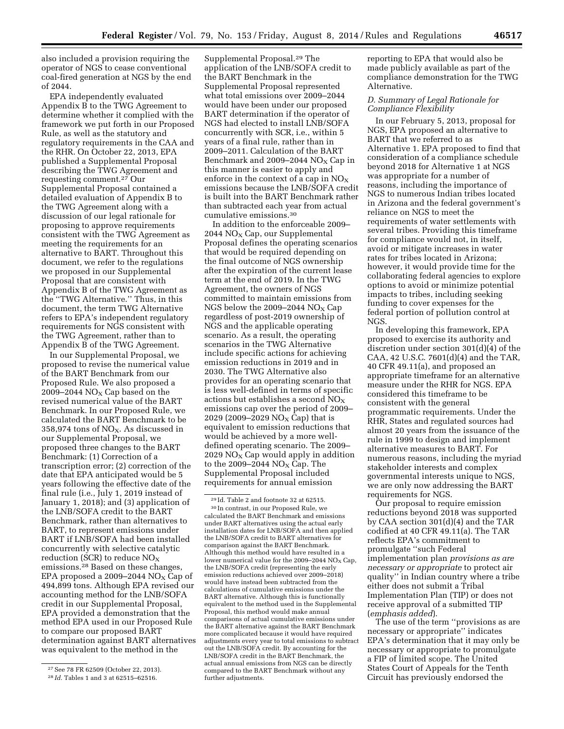also included a provision requiring the operator of NGS to cease conventional coal-fired generation at NGS by the end of 2044.

EPA independently evaluated Appendix B to the TWG Agreement to determine whether it complied with the framework we put forth in our Proposed Rule, as well as the statutory and regulatory requirements in the CAA and the RHR. On October 22, 2013, EPA published a Supplemental Proposal describing the TWG Agreement and requesting comment.[27] Our Supplemental Proposal contained a detailed evaluation of Appendix B to the TWG Agreement along with a discussion of our legal rationale for proposing to approve requirements consistent with the TWG Agreement as meeting the requirements for an alternative to BART. Throughout this document, we refer to the regulations we proposed in our Supplemental Proposal that are consistent with Appendix B of the TWG Agreement as the ''TWG Alternative.'' Thus, in this document, the term TWG Alternative refers to EPA's independent regulatory requirements for NGS consistent with the TWG Agreement, rather than to Appendix B of the TWG Agreement.

In our Supplemental Proposal, we proposed to revise the numerical value of the BART Benchmark from our Proposed Rule. We also proposed a 2009–2044 $NO_X$ Cap based on the revised numerical value of the BART Benchmark. In our Proposed Rule, we calculated the BART Benchmark to be 358,974 tons of $NO_X$. As discussed in our Supplemental Proposal, we proposed three changes to the BART Benchmark: (1) Correction of a transcription error; (2) correction of the date that EPA anticipated would be 5 years following the effective date of the final rule (i.e., July 1, 2019 instead of January 1, 2018); and (3) application of the LNB/SOFA credit to the BART Benchmark, rather than alternatives to BART, to represent emissions under BART if LNB/SOFA had been installed concurrently with selective catalytic reduction (SCR) to reduce $NO_X$ emissions.[28] Based on these changes, EPA proposed a 2009–2044 $NO_X$ Cap of 494,899 tons. Although EPA revised our accounting method for the LNB/SOFA credit in our Supplemental Proposal, EPA provided a demonstration that the method EPA used in our Proposed Rule to compare our proposed BART determination against BART alternatives was equivalent to the method in the Supplemental Proposal.[29] The application of the LNB/SOFA credit to the BART Benchmark in the Supplemental Proposal represented what total emissions over 2009–2044 would have been under our proposed BART determination if the operator of NGS had elected to install LNB/SOFA concurrently with SCR, i.e., within 5 years of a final rule, rather than in 2009–2011. Calculation of the BART Benchmark and 2009–2044 $NO_X$ Cap in this manner is easier to apply and enforce in the context of a cap in $NO_X$ emissions because the LNB/SOFA credit is built into the BART Benchmark rather than subtracted each year from actual cumulative emissions.[30]

In addition to the enforceable 2009–2044 $NO_X$ Cap, our Supplemental Proposal defines the operating scenarios that would be required depending on the final outcome of NGS ownership after the expiration of the current lease term at the end of 2019. In the TWG Agreement, the owners of NGS committed to maintain emissions from NGS below the 2009–2044 $NO_X$ Cap regardless of post-2019 ownership of NGS and the applicable operating scenario. As a result, the operating scenarios in the TWG Alternative include specific actions for achieving emission reductions in 2019 and in 2030. The TWG Alternative also provides for an operating scenario that is less well-defined in terms of specific actions but establishes a second $NO_X$ emissions cap over the period of 2009–2029 (2009–2029 $NO_X$ Cap) that is equivalent to emission reductions that would be achieved by a more well-defined operating scenario. The 2009–2029 $NO_X$ Cap would apply in addition to the 2009–2044 $NO_X$ Cap. The Supplemental Proposal included requirements for annual emission reporting to EPA that would also be made publicly available as part of the compliance demonstration for the TWG Alternative.

### D. Summary of Legal Rationale for Compliance Flexibility

In our February 5, 2013, proposal for NGS, EPA proposed an alternative to BART that we referred to as Alternative 1. EPA proposed to find that consideration of a compliance schedule beyond 2018 for Alternative 1 at NGS was appropriate for a number of reasons, including the importance of NGS to numerous Indian tribes located in Arizona and the federal government's reliance on NGS to meet the requirements of water settlements with several tribes. Providing this timeframe for compliance would not, in itself, avoid or mitigate increases in water rates for tribes located in Arizona; however, it would provide time for the collaborating federal agencies to explore options to avoid or minimize potential impacts to tribes, including seeking funding to cover expenses for the federal portion of pollution control at NGS.

In developing this framework, EPA proposed to exercise its authority and discretion under section 301(d)(4) of the CAA, 42 U.S.C. 7601(d)(4) and the TAR, 40 CFR 49.11(a), and proposed an appropriate timeframe for an alternative measure under the RHR for NGS. EPA considered this timeframe to be consistent with the general programmatic requirements. Under the RHR, States and regulated sources had almost 20 years from the issuance of the rule in 1999 to design and implement alternative measures to BART. For numerous reasons, including the myriad stakeholder interests and complex governmental interests unique to NGS, we are only now addressing the BART requirements for NGS.

Our proposal to require emission reductions beyond 2018 was supported by CAA section 301(d)(4) and the TAR codified at 40 CFR 49.11(a). The TAR reflects EPA's commitment to promulgate ''such Federal implementation plan *provisions as are necessary or appropriate* to protect air quality'' in Indian country where a tribe either does not submit a Tribal Implementation Plan (TIP) or does not receive approval of a submitted TIP (*emphasis added*).

The use of the term ''provisions as are necessary or appropriate'' indicates EPA's determination that it may only be necessary or appropriate to promulgate a FIP of limited scope. The United States Court of Appeals for the Tenth Circuit has previously endorsed the

---

[27] See 78 FR 62509 (October 22, 2013).

[28] *Id.* Tables 1 and 3 at 62515–62516.

[29] Id. Table 2 and footnote 32 at 62515.

[30] In contrast, in our Proposed Rule, we calculated the BART Benchmark and emissions under BART alternatives using the actual early installation dates for LNB/SOFA and then applied the LNB/SOFA credit to BART alternatives for comparison against the BART Benchmark. Although this method would have resulted in a lower numerical value for the 2009–2044 $NO_X$ Cap, the LNB/SOFA credit (representing the early emission reductions achieved over 2009–2018) would have instead been subtracted from the calculations of cumulative emissions under the BART alternative. Although this is functionally equivalent to the method used in the Supplemental Proposal, this method would make annual comparisons of actual cumulative emissions under the BART alternative against the BART Benchmark more complicated because it would have required adjustments every year to total emissions to subtract out the LNB/SOFA credit. By accounting for the LNB/SOFA credit in the BART Benchmark, the actual annual emissions from NGS can be directly compared to the BART Benchmark without any further adjustments.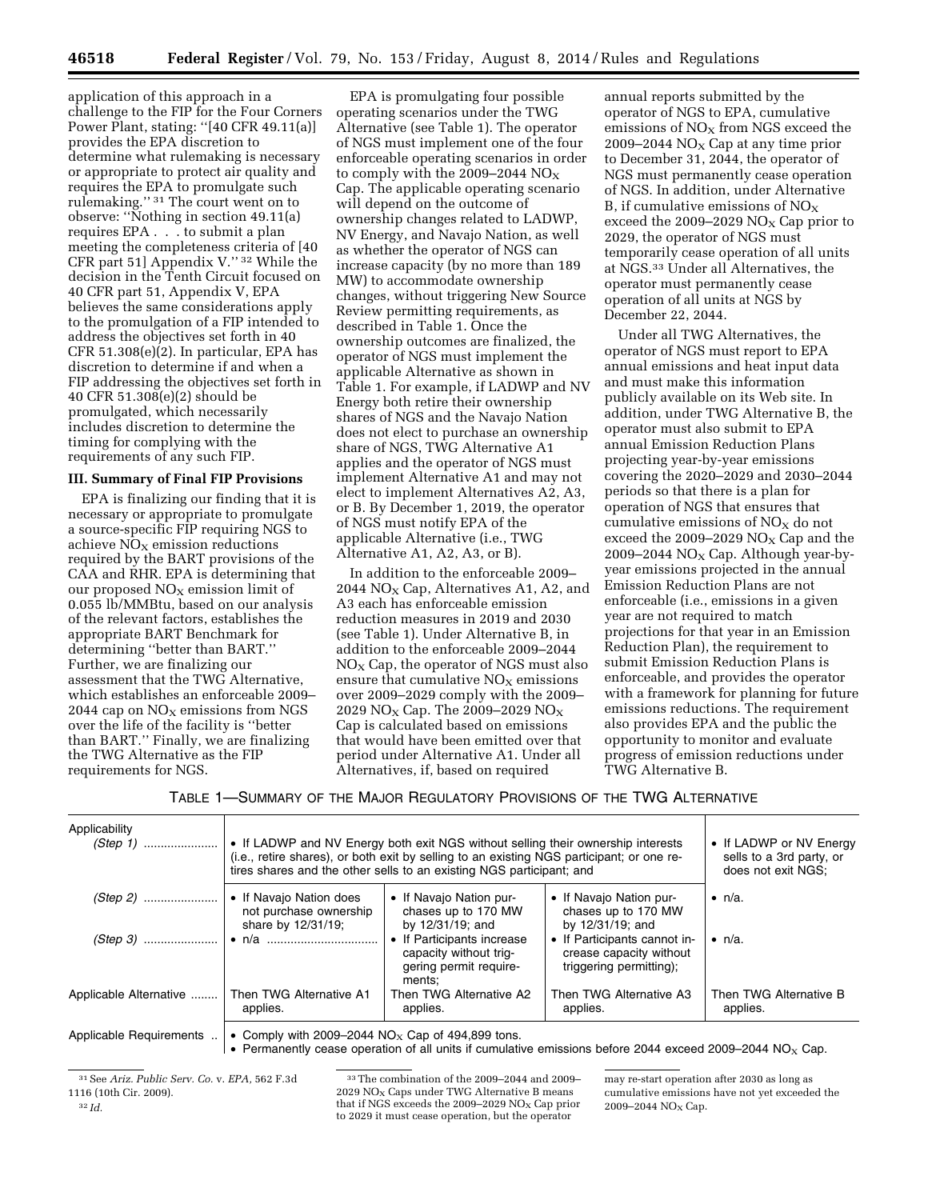application of this approach in a challenge to the FIP for the Four Corners Power Plant, stating: ''[40 CFR 49.11(a)] provides the EPA discretion to determine what rulemaking is necessary or appropriate to protect air quality and requires the EPA to promulgate such rulemaking.'' [31] The court went on to observe: ''Nothing in section 49.11(a) requires EPA . . . to submit a plan meeting the completeness criteria of [40 CFR part 51] Appendix V.'' [32] While the decision in the Tenth Circuit focused on 40 CFR part 51, Appendix V, EPA believes the same considerations apply to the promulgation of a FIP intended to address the objectives set forth in 40 CFR 51.308(e)(2). In particular, EPA has discretion to determine if and when a FIP addressing the objectives set forth in 40 CFR 51.308(e)(2) should be promulgated, which necessarily includes discretion to determine the timing for complying with the requirements of any such FIP.

### III. Summary of Final FIP Provisions

EPA is finalizing our finding that it is necessary or appropriate to promulgate a source-specific FIP requiring NGS to achieve $NO_X$ emission reductions required by the BART provisions of the CAA and RHR. EPA is determining that our proposed $NO_X$ emission limit of 0.055 lb/MMBtu, based on our analysis of the relevant factors, establishes the appropriate BART Benchmark for determining ''better than BART.'' Further, we are finalizing our assessment that the TWG Alternative, which establishes an enforceable 2009–2044 cap on $NO_X$ emissions from NGS over the life of the facility is ''better than BART.'' Finally, we are finalizing the TWG Alternative as the FIP requirements for NGS.

EPA is promulgating four possible operating scenarios under the TWG Alternative (see Table 1). The operator of NGS must implement one of the four enforceable operating scenarios in order to comply with the 2009–2044 $NO_X$ Cap. The applicable operating scenario will depend on the outcome of ownership changes related to LADWP, NV Energy, and Navajo Nation, as well as whether the operator of NGS can increase capacity (by no more than 189 MW) to accommodate ownership changes, without triggering New Source Review permitting requirements, as described in Table 1. Once the ownership outcomes are finalized, the operator of NGS must implement the applicable Alternative as shown in Table 1. For example, if LADWP and NV Energy both retire their ownership shares of NGS and the Navajo Nation does not elect to purchase an ownership share of NGS, TWG Alternative A1 applies and the operator of NGS must implement Alternative A1 and may not elect to implement Alternatives A2, A3, or B. By December 1, 2019, the operator of NGS must notify EPA of the applicable Alternative (i.e., TWG Alternative A1, A2, A3, or B).

In addition to the enforceable 2009–2044 $NO_X$ Cap, Alternatives A1, A2, and A3 each has enforceable emission reduction measures in 2019 and 2030 (see Table 1). Under Alternative B, in addition to the enforceable 2009–2044 $NO_X$ Cap, the operator of NGS must also ensure that cumulative $NO_X$ emissions over 2009–2029 comply with the 2009–2029 $NO_X$ Cap. The 2009–2029 $NO_X$ Cap is calculated based on emissions that would have been emitted over that period under Alternative A1. Under all Alternatives, if, based on required annual reports submitted by the operator of NGS to EPA, cumulative emissions of $NO_X$ from NGS exceed the 2009–2044 $NO_X$ Cap at any time prior to December 31, 2044, the operator of NGS must permanently cease operation of NGS. In addition, under Alternative B, if cumulative emissions of $NO_X$ exceed the 2009–2029 $NO_X$ Cap prior to 2029, the operator of NGS must temporarily cease operation of all units at NGS.[33] Under all Alternatives, the operator must permanently cease operation of all units at NGS by December 22, 2044.

Under all TWG Alternatives, the operator of NGS must report to EPA annual emissions and heat input data and must make this information publicly available on its Web site. In addition, under TWG Alternative B, the operator must also submit to EPA annual Emission Reduction Plans projecting year-by-year emissions covering the 2020–2029 and 2030–2044 periods so that there is a plan for operation of NGS that ensures that cumulative emissions of $NO_X$ do not exceed the 2009–2029 $NO_X$ Cap and the 2009–2044 $NO_X$ Cap. Although year-by-year emissions projected in the annual Emission Reduction Plans are not enforceable (i.e., emissions in a given year are not required to match projections for that year in an Emission Reduction Plan), the requirement to submit Emission Reduction Plans is enforceable, and provides the operator with a framework for planning for future emissions reductions. The requirement also provides EPA and the public the opportunity to monitor and evaluate progress of emission reductions under TWG Alternative B.

TABLE 1—SUMMARY OF THE MAJOR REGULATORY PROVISIONS OF THE TWG ALTERNATIVE

| Applicability | | | | |
|---|---|---|---|---|
| *(Step 1)* | • If LADWP and NV Energy both exit NGS without selling their ownership interests (i.e., retire shares), or both exit by selling to an existing NGS participant; or one retires shares and the other sells to an existing NGS participant; and | | | • If LADWP or NV Energy sells to a 3rd party, or does not exit NGS; |
| *(Step 2)* | • If Navajo Nation does not purchase ownership share by 12/31/19; | • If Navajo Nation purchases up to 170 MW by 12/31/19; and | • If Navajo Nation purchases up to 170 MW by 12/31/19; and | • n/a. |
| *(Step 3)* | • n/a | • If Participants increase capacity without triggering permit requirements; | • If Participants cannot increase capacity without triggering permitting); | • n/a. |
| Applicable Alternative | Then TWG Alternative A1 applies. | Then TWG Alternative A2 applies. | Then TWG Alternative A3 applies. | Then TWG Alternative B applies. |
| Applicable Requirements | • Comply with 2009–2044 $NO_X$ Cap of 494,899 tons.<br>• Permanently cease operation of all units if cumulative emissions before 2044 exceed 2009–2044 $NO_X$ Cap. | | | |

[31] See *Ariz. Publ. Serv. Co.* v. *EPA,* 562 F.3d 1116 (10th Cir. 2009).

[32] *Id.*

[33] The combination of the 2009–2044 and 2009–2029 $NO_X$ Caps under TWG Alternative B means that if NGS exceeds the 2009–2029 $NO_X$ Cap prior to 2029 it must cease operation, but the operator may re-start operation after 2030 as long as cumulative emissions have not yet exceeded the 2009–2044 $NO_X$ Cap.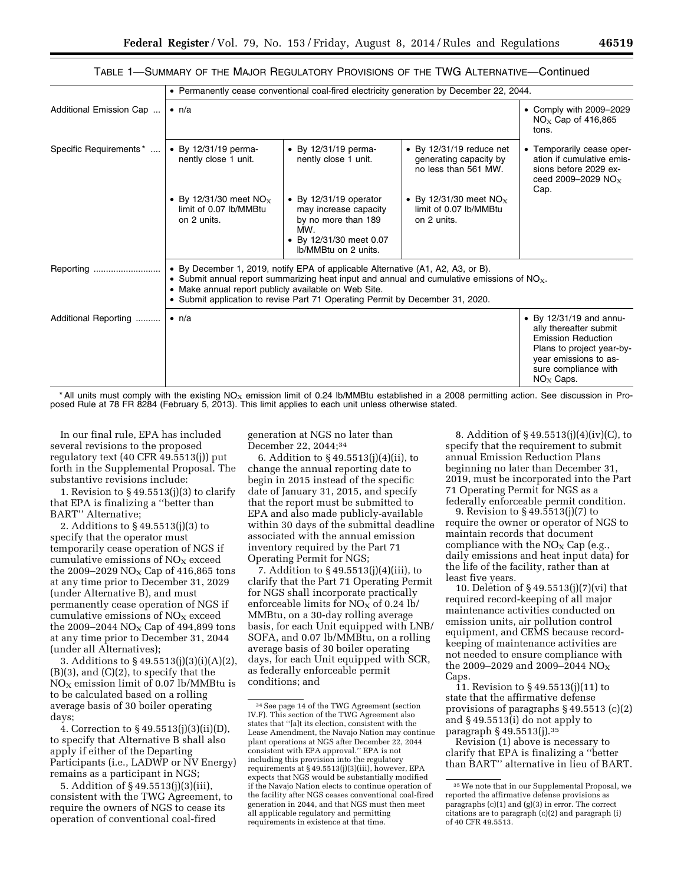TABLE 1—SUMMARY OF THE MAJOR REGULATORY PROVISIONS OF THE TWG ALTERNATIVE—Continued

| | | | | |
|---|---|---|---|---|
| | • Permanently cease conventional coal-fired electricity generation by December 22, 2044. | | | |
| Additional Emission Cap ... | • n/a | | | • Comply with 2009–2029 $NO_X$ Cap of 416,865 tons. |
| Specific Requirements* .... | • By 12/31/19 permanently close 1 unit.<br>• By 12/31/30 meet $NO_X$ limit of 0.07 lb/MMBtu on 2 units. | • By 12/31/19 permanently close 1 unit.<br>• By 12/31/19 operator may increase capacity by no more than 189 MW.<br>• By 12/31/30 meet 0.07 lb/MMBtu on 2 units. | • By 12/31/19 reduce net generating capacity by no less than 561 MW.<br>• By 12/31/30 meet $NO_X$ limit of 0.07 lb/MMBtu on 2 units. | • Temporarily cease operation if cumulative emissions before 2029 exceed 2009–2029 $NO_X$ Cap. |
| Reporting .......................... | • By December 1, 2019, notify EPA of applicable Alternative (A1, A2, A3, or B).<br>• Submit annual report summarizing heat input and annual and cumulative emissions of $NO_X$.<br>• Make annual report publicly available on Web Site.<br>• Submit application to revise Part 71 Operating Permit by December 31, 2020. | | | |
| Additional Reporting .......... | • n/a | | | • By 12/31/19 and annually thereafter submit Emission Reduction Plans to project year-by-year emissions to assure compliance with $NO_X$ Caps. |

* All units must comply with the existing $NO_X$ emission limit of 0.24 lb/MMBtu established in a 2008 permitting action. See discussion in Proposed Rule at 78 FR 8284 (February 5, 2013). This limit applies to each unit unless otherwise stated.

In our final rule, EPA has included several revisions to the proposed regulatory text (40 CFR 49.5513(j)) put forth in the Supplemental Proposal. The substantive revisions include:

1. Revision to § 49.5513(j)(3) to clarify that EPA is finalizing a ''better than BART'' Alternative;

2. Additions to § 49.5513(j)(3) to specify that the operator must temporarily cease operation of NGS if cumulative emissions of $NO_X$ exceed the 2009–2029 $NO_X$ Cap of 416,865 tons at any time prior to December 31, 2029 (under Alternative B), and must permanently cease operation of NGS if cumulative emissions of $NO_X$ exceed the 2009–2044 $NO_X$ Cap of 494,899 tons at any time prior to December 31, 2044 (under all Alternatives);

3. Additions to § 49.5513(j)(3)(i)(A)(2), (B)(3), and (C)(2), to specify that the $NO_X$ emission limit of 0.07 lb/MMBtu is to be calculated based on a rolling average basis of 30 boiler operating days;

4. Correction to § 49.5513(j)(3)(ii)(D), to specify that Alternative B shall also apply if either of the Departing Participants (i.e., LADWP or NV Energy) remains as a participant in NGS;

5. Addition of § 49.5513(j)(3)(iii), consistent with the TWG Agreement, to require the owners of NGS to cease its operation of conventional coal-fired generation at NGS no later than December 22, 2044;[34]

6. Addition to § 49.5513(j)(4)(ii), to change the annual reporting date to begin in 2015 instead of the specific date of January 31, 2015, and specify that the report must be submitted to EPA and also made publicly-available within 30 days of the submittal deadline associated with the annual emission inventory required by the Part 71 Operating Permit for NGS;

7. Addition to § 49.5513(j)(4)(iii), to clarify that the Part 71 Operating Permit for NGS shall incorporate practically enforceable limits for $NO_X$ of 0.24 lb/MMBtu, on a 30-day rolling average basis, for each Unit equipped with LNB/SOFA, and 0.07 lb/MMBtu, on a rolling average basis of 30 boiler operating days, for each Unit equipped with SCR, as federally enforceable permit conditions; and

8. Addition of § 49.5513(j)(4)(iv)(C), to specify that the requirement to submit annual Emission Reduction Plans beginning no later than December 31, 2019, must be incorporated into the Part 71 Operating Permit for NGS as a federally enforceable permit condition.

9. Revision to § 49.5513(j)(7) to require the owner or operator of NGS to maintain records that document compliance with the $NO_X$ Cap (e.g., daily emissions and heat input data) for the life of the facility, rather than at least five years.

10. Deletion of § 49.5513(j)(7)(vi) that required record-keeping of all major maintenance activities conducted on emission units, air pollution control equipment, and CEMS because record-keeping of maintenance activities are not needed to ensure compliance with the 2009–2029 and 2009–2044 $NO_X$ Caps.

11. Revision to § 49.5513(j)(11) to state that the affirmative defense provisions of paragraphs § 49.5513 (c)(2) and § 49.5513(i) do not apply to paragraph § 49.5513(j).[35]

Revision (1) above is necessary to clarify that EPA is finalizing a ''better than BART'' alternative in lieu of BART.

[34] See page 14 of the TWG Agreement (section IV.F). This section of the TWG Agreement also states that ''[a]t its election, consistent with the Lease Amendment, the Navajo Nation may continue plant operations at NGS after December 22, 2044 consistent with EPA approval.'' EPA is not including this provision into the regulatory requirements at § 49.5513(j)(3)(iii), however, EPA expects that NGS would be substantially modified if the Navajo Nation elects to continue operation of the facility after NGS ceases conventional coal-fired generation in 2044, and that NGS must then meet all applicable regulatory and permitting requirements in existence at that time.

[35] We note that in our Supplemental Proposal, we reported the affirmative defense provisions as paragraphs (c)(1) and (g)(3) in error. The correct citations are to paragraph (c)(2) and paragraph (i) of 40 CFR 49.5513.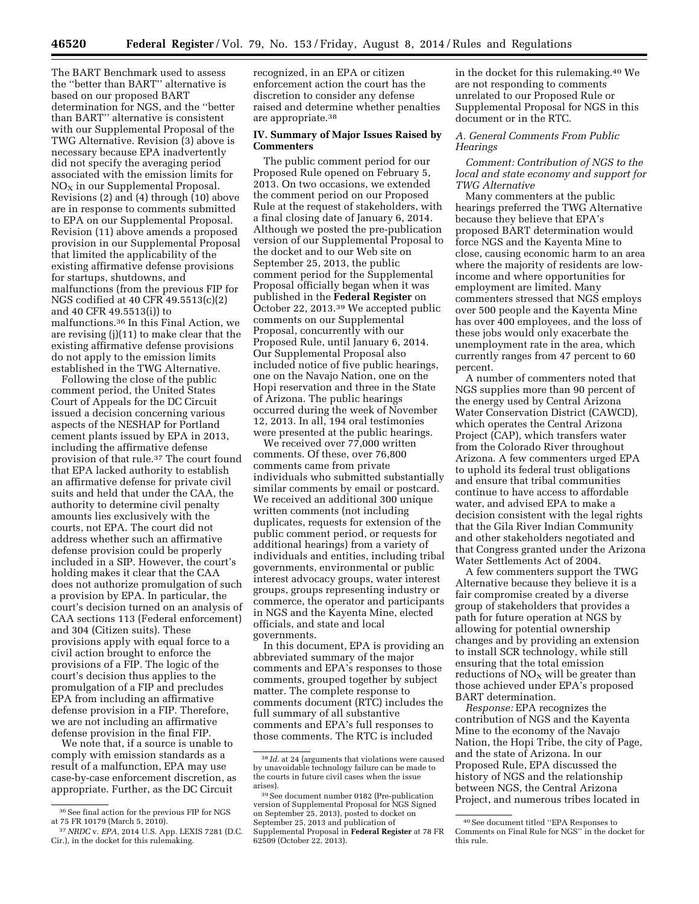The BART Benchmark used to assess the "better than BART" alternative is based on our proposed BART determination for NGS, and the "better than BART" alternative is consistent with our Supplemental Proposal of the TWG Alternative. Revision (3) above is necessary because EPA inadvertently did not specify the averaging period associated with the emission limits for $NO_X$ in our Supplemental Proposal. Revisions (2) and (4) through (10) above are in response to comments submitted to EPA on our Supplemental Proposal. Revision (11) above amends a proposed provision in our Supplemental Proposal that limited the applicability of the existing affirmative defense provisions for startups, shutdowns, and malfunctions (from the previous FIP for NGS codified at 40 CFR 49.5513(c)(2) and 40 CFR 49.5513(i)) to malfunctions.[36] In this Final Action, we are revising (j)(11) to make clear that the existing affirmative defense provisions do not apply to the emission limits established in the TWG Alternative.

Following the close of the public comment period, the United States Court of Appeals for the DC Circuit issued a decision concerning various aspects of the NESHAP for Portland cement plants issued by EPA in 2013, including the affirmative defense provision of that rule.[37] The court found that EPA lacked authority to establish an affirmative defense for private civil suits and held that under the CAA, the authority to determine civil penalty amounts lies exclusively with the courts, not EPA. The court did not address whether such an affirmative defense provision could be properly included in a SIP. However, the court's holding makes it clear that the CAA does not authorize promulgation of such a provision by EPA. In particular, the court's decision turned on an analysis of CAA sections 113 (Federal enforcement) and 304 (Citizen suits). These provisions apply with equal force to a civil action brought to enforce the provisions of a FIP. The logic of the court's decision thus applies to the promulgation of a FIP and precludes EPA from including an affirmative defense provision in a FIP. Therefore, we are not including an affirmative defense provision in the final FIP.

We note that, if a source is unable to comply with emission standards as a result of a malfunction, EPA may use case-by-case enforcement discretion, as appropriate. Further, as the DC Circuit recognized, in an EPA or citizen enforcement action the court has the discretion to consider any defense raised and determine whether penalties are appropriate.[38]

## IV. Summary of Major Issues Raised by Commenters

The public comment period for our Proposed Rule opened on February 5, 2013. On two occasions, we extended the comment period on our Proposed Rule at the request of stakeholders, with a final closing date of January 6, 2014. Although we posted the pre-publication version of our Supplemental Proposal to the docket and to our Web site on September 25, 2013, the public comment period for the Supplemental Proposal officially began when it was published in the **Federal Register** on October 22, 2013.[39] We accepted public comments on our Supplemental Proposal, concurrently with our Proposed Rule, until January 6, 2014. Our Supplemental Proposal also included notice of five public hearings, one on the Navajo Nation, one on the Hopi reservation and three in the State of Arizona. The public hearings occurred during the week of November 12, 2013. In all, 194 oral testimonies were presented at the public hearings.

We received over 77,000 written comments. Of these, over 76,800 comments came from private individuals who submitted substantially similar comments by email or postcard. We received an additional 300 unique written comments (not including duplicates, requests for extension of the public comment period, or requests for additional hearings) from a variety of individuals and entities, including tribal governments, environmental or public interest advocacy groups, water interest groups, groups representing industry or commerce, the operator and participants in NGS and the Kayenta Mine, elected officials, and state and local governments.

In this document, EPA is providing an abbreviated summary of the major comments and EPA's responses to those comments, grouped together by subject matter. The complete response to comments document (RTC) includes the full summary of all substantive comments and EPA's full responses to those comments. The RTC is included in the docket for this rulemaking.[40] We are not responding to comments unrelated to our Proposed Rule or Supplemental Proposal for NGS in this document or in the RTC.

### A. General Comments From Public Hearings

*Comment: Contribution of NGS to the local and state economy and support for TWG Alternative*

Many commenters at the public hearings preferred the TWG Alternative because they believe that EPA's proposed BART determination would force NGS and the Kayenta Mine to close, causing economic harm to an area where the majority of residents are low-income and where opportunities for employment are limited. Many commenters stressed that NGS employs over 500 people and the Kayenta Mine has over 400 employees, and the loss of these jobs would only exacerbate the unemployment rate in the area, which currently ranges from 47 percent to 60 percent.

A number of commenters noted that NGS supplies more than 90 percent of the energy used by Central Arizona Water Conservation District (CAWCD), which operates the Central Arizona Project (CAP), which transfers water from the Colorado River throughout Arizona. A few commenters urged EPA to uphold its federal trust obligations and ensure that tribal communities continue to have access to affordable water, and advised EPA to make a decision consistent with the legal rights that the Gila River Indian Community and other stakeholders negotiated and that Congress granted under the Arizona Water Settlements Act of 2004.

A few commenters support the TWG Alternative because they believe it is a fair compromise created by a diverse group of stakeholders that provides a path for future operation at NGS by allowing for potential ownership changes and by providing an extension to install SCR technology, while still ensuring that the total emission reductions of $NO_X$ will be greater than those achieved under EPA's proposed BART determination.

*Response:* EPA recognizes the contribution of NGS and the Kayenta Mine to the economy of the Navajo Nation, the Hopi Tribe, the city of Page, and the state of Arizona. In our Proposed Rule, EPA discussed the history of NGS and the relationship between NGS, the Central Arizona Project, and numerous tribes located in

---

[36] See final action for the previous FIP for NGS at 75 FR 10179 (March 5, 2010).

[37] *NRDC* v. *EPA*, 2014 U.S. App. LEXIS 7281 (D.C. Cir.), in the docket for this rulemaking.

[38] *Id.* at 24 (arguments that violations were caused by unavoidable technology failure can be made to the courts in future civil cases when the issue arises).

[39] See document number 0182 (Pre-publication version of Supplemental Proposal for NGS Signed on September 25, 2013), posted to docket on September 25, 2013 and publication of Supplemental Proposal in **Federal Register** at 78 FR 62509 (October 22, 2013).

[40] See document titled "EPA Responses to Comments on Final Rule for NGS" in the docket for this rule.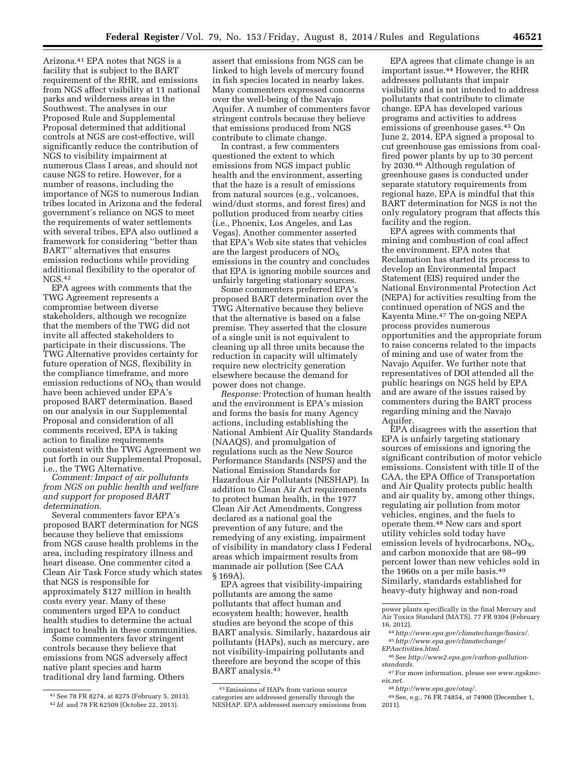Arizona.[41] EPA notes that NGS is a facility that is subject to the BART requirement of the RHR, and emissions from NGS affect visibility at 11 national parks and wilderness areas in the Southwest. The analyses in our Proposed Rule and Supplemental Proposal determined that additional controls at NGS are cost-effective, will significantly reduce the contribution of NGS to visibility impairment at numerous Class I areas, and should not cause NGS to retire. However, for a number of reasons, including the importance of NGS to numerous Indian tribes located in Arizona and the federal government's reliance on NGS to meet the requirements of water settlements with several tribes, EPA also outlined a framework for considering ''better than BART'' alternatives that ensures emission reductions while providing additional flexibility to the operator of NGS.[42]

EPA agrees with comments that the TWG Agreement represents a compromise between diverse stakeholders, although we recognize that the members of the TWG did not invite all affected stakeholders to participate in their discussions. The TWG Alternative provides certainty for future operation of NGS, flexibility in the compliance timeframe, and more emission reductions of $NO_X$ than would have been achieved under EPA's proposed BART determination. Based on our analysis in our Supplemental Proposal and consideration of all comments received, EPA is taking action to finalize requirements consistent with the TWG Agreement we put forth in our Supplemental Proposal, i.e., the TWG Alternative.

*Comment: Impact of air pollutants from NGS on public health and welfare and support for proposed BART determination.*

Several commenters favor EPA's proposed BART determination for NGS because they believe that emissions from NGS cause health problems in the area, including respiratory illness and heart disease. One commenter cited a Clean Air Task Force study which states that NGS is responsible for approximately $127 million in health costs every year. Many of these commenters urged EPA to conduct health studies to determine the actual impact to health in these communities.

Some commenters favor stringent controls because they believe that emissions from NGS adversely affect native plant species and harm traditional dry land farming. Others assert that emissions from NGS can be linked to high levels of mercury found in fish species located in nearby lakes. Many commenters expressed concerns over the well-being of the Navajo Aquifer. A number of commenters favor stringent controls because they believe that emissions produced from NGS contribute to climate change.

In contrast, a few commenters questioned the extent to which emissions from NGS impact public health and the environment, asserting that the haze is a result of emissions from natural sources (e.g., volcanoes, wind/dust storms, and forest fires) and pollution produced from nearby cities (i.e., Phoenix, Los Angeles, and Las Vegas). Another commenter asserted that EPA's Web site states that vehicles are the largest producers of $NO_X$ emissions in the country and concludes that EPA is ignoring mobile sources and unfairly targeting stationary sources.

Some commenters preferred EPA's proposed BART determination over the TWG Alternative because they believe that the alternative is based on a false premise. They asserted that the closure of a single unit is not equivalent to cleaning up all three units because the reduction in capacity will ultimately require new electricity generation elsewhere because the demand for power does not change.

*Response:* Protection of human health and the environment is EPA's mission and forms the basis for many Agency actions, including establishing the National Ambient Air Quality Standards (NAAQS), and promulgation of regulations such as the New Source Performance Standards (NSPS) and the National Emission Standards for Hazardous Air Pollutants (NESHAP). In addition to Clean Air Act requirements to protect human health, in the 1977 Clean Air Act Amendments, Congress declared as a national goal the prevention of any future, and the remedying of any existing, impairment of visibility in mandatory class I Federal areas which impairment results from manmade air pollution (See CAA § 169A).

EPA agrees that visibility-impairing pollutants are among the same pollutants that affect human and ecosystem health; however, health studies are beyond the scope of this BART analysis. Similarly, hazardous air pollutants (HAPs), such as mercury, are not visibility-impairing pollutants and therefore are beyond the scope of this BART analysis.[43]

EPA agrees that climate change is an important issue.[44] However, the RHR addresses pollutants that impair visibility and is not intended to address pollutants that contribute to climate change. EPA has developed various programs and activities to address emissions of greenhouse gases.[45] On June 2, 2014, EPA signed a proposal to cut greenhouse gas emissions from coal-fired power plants by up to 30 percent by 2030.[46] Although regulation of greenhouse gases is conducted under separate statutory requirements from regional haze, EPA is mindful that this BART determination for NGS is not the only regulatory program that affects this facility and the region.

EPA agrees with comments that mining and combustion of coal affect the environment. EPA notes that Reclamation has started its process to develop an Environmental Impact Statement (EIS) required under the National Environmental Protection Act (NEPA) for activities resulting from the continued operation of NGS and the Kayenta Mine.[47] The on-going NEPA process provides numerous opportunities and the appropriate forum to raise concerns related to the impacts of mining and use of water from the Navajo Aquifer. We further note that representatives of DOI attended all the public hearings on NGS held by EPA and are aware of the issues raised by commenters during the BART process regarding mining and the Navajo Aquifer.

EPA disagrees with the assertion that EPA is unfairly targeting stationary sources of emissions and ignoring the significant contribution of motor vehicle emissions. Consistent with title II of the CAA, the EPA Office of Transportation and Air Quality protects public health and air quality by, among other things, regulating air pollution from motor vehicles, engines, and the fuels to operate them.[48] New cars and sport utility vehicles sold today have emission levels of hydrocarbons, $NO_X$, and carbon monoxide that are 98–99 percent lower than new vehicles sold in the 1960s on a per mile basis.[49] Similarly, standards established for heavy-duty highway and non-road

---

[41] See 78 FR 8274, at 8275 (February 5, 2013).

[42] *Id.* and 78 FR 62509 (October 22, 2013).

[43] Emissions of HAPs from various source categories are addressed generally through the NESHAP. EPA addressed mercury emissions from power plants specifically in the final Mercury and Air Toxics Standard (MATS). 77 FR 9304 (February 16, 2012).

[44] *http://www.epa.gov/climatechange/basics/.*

[45] *http://www.epa.gov/climatechange/EPAactivities.html.*

[46] See *http://www2.epa.gov/carbon-pollution-standards.*

[47] For more information, please see *www.ngskmc-eis.net.*

[48] *http://www.epa.gov/otaq/.*

[49] See, e.g., 76 FR 74854, at 74900 (December 1, 2011).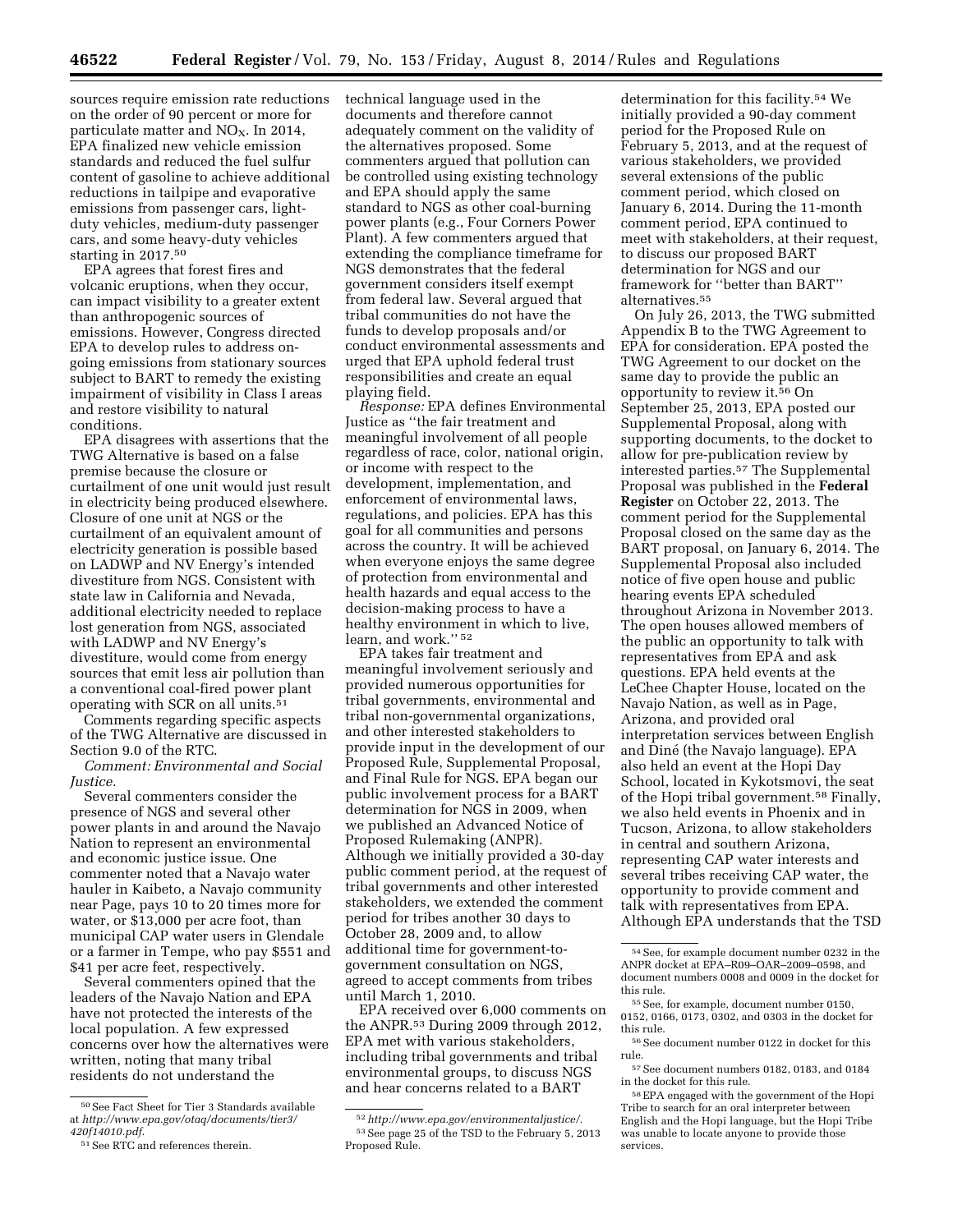sources require emission rate reductions on the order of 90 percent or more for particulate matter and $NO_X$. In 2014, EPA finalized new vehicle emission standards and reduced the fuel sulfur content of gasoline to achieve additional reductions in tailpipe and evaporative emissions from passenger cars, light-duty vehicles, medium-duty passenger cars, and some heavy-duty vehicles starting in 2017.[50]

EPA agrees that forest fires and volcanic eruptions, when they occur, can impact visibility to a greater extent than anthropogenic sources of emissions. However, Congress directed EPA to develop rules to address on-going emissions from stationary sources subject to BART to remedy the existing impairment of visibility in Class I areas and restore visibility to natural conditions.

EPA disagrees with assertions that the TWG Alternative is based on a false premise because the closure or curtailment of one unit would just result in electricity being produced elsewhere. Closure of one unit at NGS or the curtailment of an equivalent amount of electricity generation is possible based on LADWP and NV Energy's intended divestiture from NGS. Consistent with state law in California and Nevada, additional electricity needed to replace lost generation from NGS, associated with LADWP and NV Energy's divestiture, would come from energy sources that emit less air pollution than a conventional coal-fired power plant operating with SCR on all units.[51]

Comments regarding specific aspects of the TWG Alternative are discussed in Section 9.0 of the RTC.

*Comment: Environmental and Social Justice.*

Several commenters consider the presence of NGS and several other power plants in and around the Navajo Nation to represent an environmental and economic justice issue. One commenter noted that a Navajo water hauler in Kaibeto, a Navajo community near Page, pays 10 to 20 times more for water, or $13,000 per acre foot, than municipal CAP water users in Glendale or a farmer in Tempe, who pay $551 and $41 per acre feet, respectively.

Several commenters opined that the leaders of the Navajo Nation and EPA have not protected the interests of the local population. A few expressed concerns over how the alternatives were written, noting that many tribal residents do not understand the technical language used in the documents and therefore cannot adequately comment on the validity of the alternatives proposed. Some commenters argued that pollution can be controlled using existing technology and EPA should apply the same standard to NGS as other coal-burning power plants (e.g., Four Corners Power Plant). A few commenters argued that extending the compliance timeframe for NGS demonstrates that the federal government considers itself exempt from federal law. Several argued that tribal communities do not have the funds to develop proposals and/or conduct environmental assessments and urged that EPA uphold federal trust responsibilities and create an equal playing field.

*Response:* EPA defines Environmental Justice as "the fair treatment and meaningful involvement of all people regardless of race, color, national origin, or income with respect to the development, implementation, and enforcement of environmental laws, regulations, and policies. EPA has this goal for all communities and persons across the country. It will be achieved when everyone enjoys the same degree of protection from environmental and health hazards and equal access to the decision-making process to have a healthy environment in which to live, learn, and work." [52]

EPA takes fair treatment and meaningful involvement seriously and provided numerous opportunities for tribal governments, environmental and tribal non-governmental organizations, and other interested stakeholders to provide input in the development of our Proposed Rule, Supplemental Proposal, and Final Rule for NGS. EPA began our public involvement process for a BART determination for NGS in 2009, when we published an Advanced Notice of Proposed Rulemaking (ANPR). Although we initially provided a 30-day public comment period, at the request of tribal governments and other interested stakeholders, we extended the comment period for tribes another 30 days to October 28, 2009 and, to allow additional time for government-to-government consultation on NGS, agreed to accept comments from tribes until March 1, 2010.

EPA received over 6,000 comments on the ANPR.[53] During 2009 through 2012, EPA met with various stakeholders, including tribal governments and tribal environmental groups, to discuss NGS and hear concerns related to a BART determination for this facility.[54] We initially provided a 90-day comment period for the Proposed Rule on February 5, 2013, and at the request of various stakeholders, we provided several extensions of the public comment period, which closed on January 6, 2014. During the 11-month comment period, EPA continued to meet with stakeholders, at their request, to discuss our proposed BART determination for NGS and our framework for "better than BART" alternatives.[55]

On July 26, 2013, the TWG submitted Appendix B to the TWG Agreement to EPA for consideration. EPA posted the TWG Agreement to our docket on the same day to provide the public an opportunity to review it.[56] On September 25, 2013, EPA posted our Supplemental Proposal, along with supporting documents, to the docket to allow for pre-publication review by interested parties.[57] The Supplemental Proposal was published in the **Federal Register** on October 22, 2013. The comment period for the Supplemental Proposal closed on the same day as the BART proposal, on January 6, 2014. The Supplemental Proposal also included notice of five open house and public hearing events EPA scheduled throughout Arizona in November 2013. The open houses allowed members of the public an opportunity to talk with representatives from EPA and ask questions. EPA held events at the LeChee Chapter House, located on the Navajo Nation, as well as in Page, Arizona, and provided oral interpretation services between English and Diné (the Navajo language). EPA also held an event at the Hopi Day School, located in Kykotsmovi, the seat of the Hopi tribal government.[58] Finally, we also held events in Phoenix and in Tucson, Arizona, to allow stakeholders in central and southern Arizona, representing CAP water interests and several tribes receiving CAP water, the opportunity to provide comment and talk with representatives from EPA. Although EPA understands that the TSD

---

[50] See Fact Sheet for Tier 3 Standards available at *http://www.epa.gov/otaq/documents/tier3/420f14010.pdf*.

[51] See RTC and references therein.

[52] *http://www.epa.gov/environmentaljustice/*.

[53] See page 25 of the TSD to the February 5, 2013 Proposed Rule.

[54] See, for example document number 0232 in the ANPR docket at EPA–R09–OAR–2009–0598, and document numbers 0008 and 0009 in the docket for this rule.

[55] See, for example, document number 0150, 0152, 0166, 0173, 0302, and 0303 in the docket for this rule.

[56] See document number 0122 in docket for this rule.

[57] See document numbers 0182, 0183, and 0184 in the docket for this rule.

[58] EPA engaged with the government of the Hopi Tribe to search for an oral interpreter between English and the Hopi language, but the Hopi Tribe was unable to locate anyone to provide those services.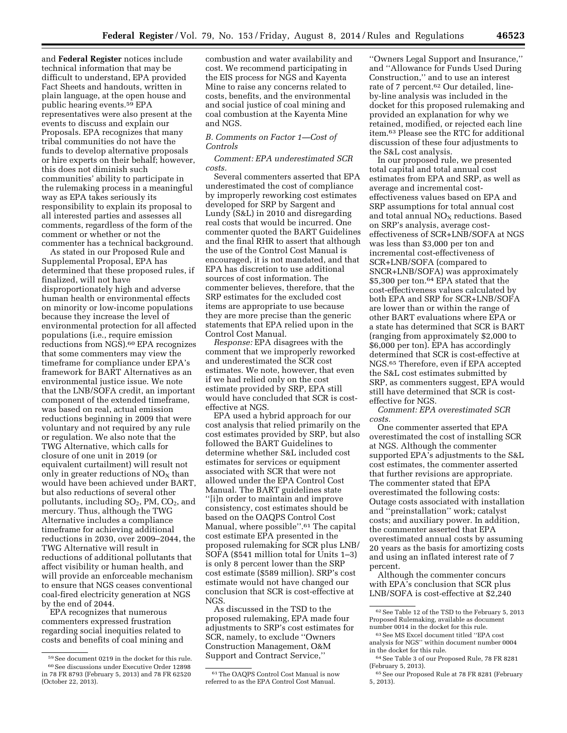and **Federal Register** notices include technical information that may be difficult to understand, EPA provided Fact Sheets and handouts, written in plain language, at the open house and public hearing events.[59] EPA representatives were also present at the events to discuss and explain our Proposals. EPA recognizes that many tribal communities do not have the funds to develop alternative proposals or hire experts on their behalf; however, this does not diminish such communities' ability to participate in the rulemaking process in a meaningful way as EPA takes seriously its responsibility to explain its proposal to all interested parties and assesses all comments, regardless of the form of the comment or whether or not the commenter has a technical background.

As stated in our Proposed Rule and Supplemental Proposal, EPA has determined that these proposed rules, if finalized, will not have disproportionately high and adverse human health or environmental effects on minority or low-income populations because they increase the level of environmental protection for all affected populations (i.e., require emission reductions from NGS).[60] EPA recognizes that some commenters may view the timeframe for compliance under EPA's framework for BART Alternatives as an environmental justice issue. We note that the LNB/SOFA credit, an important component of the extended timeframe, was based on real, actual emission reductions beginning in 2009 that were voluntary and not required by any rule or regulation. We also note that the TWG Alternative, which calls for closure of one unit in 2019 (or equivalent curtailment) will result not only in greater reductions of $NO_X$ than would have been achieved under BART, but also reductions of several other pollutants, including $SO_2$, PM, $CO_2$, and mercury. Thus, although the TWG Alternative includes a compliance timeframe for achieving additional reductions in 2030, over 2009–2044, the TWG Alternative will result in reductions of additional pollutants that affect visibility or human health, and will provide an enforceable mechanism to ensure that NGS ceases conventional coal-fired electricity generation at NGS by the end of 2044.

EPA recognizes that numerous commenters expressed frustration regarding social inequities related to costs and benefits of coal mining and combustion and water availability and cost. We recommend participating in the EIS process for NGS and Kayenta Mine to raise any concerns related to costs, benefits, and the environmental and social justice of coal mining and coal combustion at the Kayenta Mine and NGS.

### *B. Comments on Factor 1—Cost of Controls*

*Comment: EPA underestimated SCR costs.*

Several commenters asserted that EPA underestimated the cost of compliance by improperly reworking cost estimates developed for SRP by Sargent and Lundy (S&L) in 2010 and disregarding real costs that would be incurred. One commenter quoted the BART Guidelines and the final RHR to assert that although the use of the Control Cost Manual is encouraged, it is not mandated, and that EPA has discretion to use additional sources of cost information. The commenter believes, therefore, that the SRP estimates for the excluded cost items are appropriate to use because they are more precise than the generic statements that EPA relied upon in the Control Cost Manual.

*Response:* EPA disagrees with the comment that we improperly reworked and underestimated the SCR cost estimates. We note, however, that even if we had relied only on the cost estimate provided by SRP, EPA still would have concluded that SCR is cost-effective at NGS.

EPA used a hybrid approach for our cost analysis that relied primarily on the cost estimates provided by SRP, but also followed the BART Guidelines to determine whether S&L included cost estimates for services or equipment associated with SCR that were not allowed under the EPA Control Cost Manual. The BART guidelines state "[i]n order to maintain and improve consistency, cost estimates should be based on the OAQPS Control Cost Manual, where possible".[61] The capital cost estimate EPA presented in the proposed rulemaking for SCR plus LNB/SOFA ($541 million total for Units 1–3) is only 8 percent lower than the SRP cost estimate ($589 million). SRP's cost estimate would not have changed our conclusion that SCR is cost-effective at NGS.

As discussed in the TSD to the proposed rulemaking, EPA made four adjustments to SRP's cost estimates for SCR, namely, to exclude "Owners Construction Management, O&M Support and Contract Service," "Owners Legal Support and Insurance," and "Allowance for Funds Used During Construction," and to use an interest rate of 7 percent.[62] Our detailed, line-by-line analysis was included in the docket for this proposed rulemaking and provided an explanation for why we retained, modified, or rejected each line item.[63] Please see the RTC for additional discussion of these four adjustments to the S&L cost analysis.

In our proposed rule, we presented total capital and total annual cost estimates from EPA and SRP, as well as average and incremental cost-effectiveness values based on EPA and SRP assumptions for total annual cost and total annual $NO_X$ reductions. Based on SRP's analysis, average cost-effectiveness of SCR+LNB/SOFA at NGS was less than $3,000 per ton and incremental cost-effectiveness of SCR+LNB/SOFA (compared to SNCR+LNB/SOFA) was approximately $5,300 per ton.[64] EPA stated that the cost-effectiveness values calculated by both EPA and SRP for SCR+LNB/SOFA are lower than or within the range of other BART evaluations where EPA or a state has determined that SCR is BART (ranging from approximately $2,000 to $6,000 per ton). EPA has accordingly determined that SCR is cost-effective at NGS.[65] Therefore, even if EPA accepted the S&L cost estimates submitted by SRP, as commenters suggest, EPA would still have determined that SCR is cost-effective for NGS.

*Comment: EPA overestimated SCR costs.*

One commenter asserted that EPA overestimated the cost of installing SCR at NGS. Although the commenter supported EPA's adjustments to the S&L cost estimates, the commenter asserted that further revisions are appropriate. The commenter stated that EPA overestimated the following costs: Outage costs associated with installation and "preinstallation" work; catalyst costs; and auxiliary power. In addition, the commenter asserted that EPA overestimated annual costs by assuming 20 years as the basis for amortizing costs and using an inflated interest rate of 7 percent.

Although the commenter concurs with EPA's conclusion that SCR plus LNB/SOFA is cost-effective at $2,240

---

[59] See document 0219 in the docket for this rule.

[60] See discussions under Executive Order 12898 in 78 FR 8793 (February 5, 2013) and 78 FR 62520 (October 22, 2013).

[61] The OAQPS Control Cost Manual is now referred to as the EPA Control Cost Manual.

[62] See Table 12 of the TSD to the February 5, 2013 Proposed Rulemaking, available as document number 0014 in the docket for this rule.

[63] See MS Excel document titled "EPA cost analysis for NGS" within document number 0004 in the docket for this rule.

[64] See Table 3 of our Proposed Rule, 78 FR 8281 (February 5, 2013).

[65] See our Proposed Rule at 78 FR 8281 (February 5, 2013).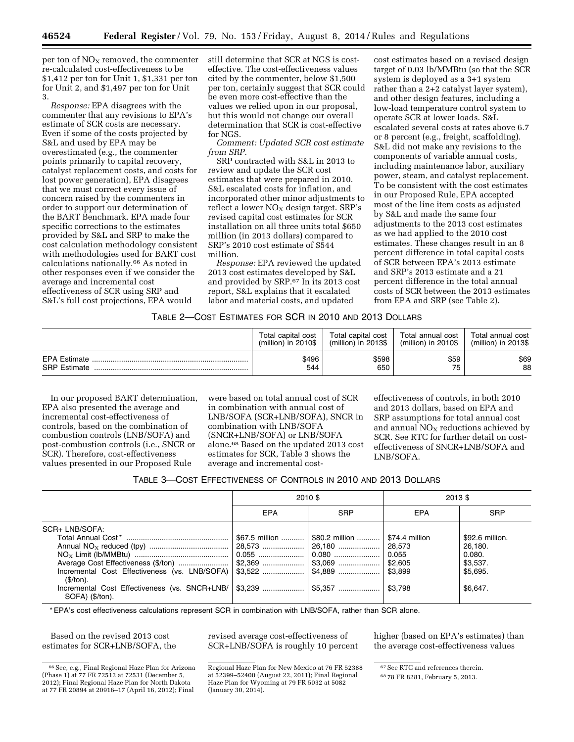per ton of $NO_X$ removed, the commenter re-calculated cost-effectiveness to be $1,412 per ton for Unit 1, $1,331 per ton for Unit 2, and $1,497 per ton for Unit 3.

*Response:* EPA disagrees with the commenter that any revisions to EPA's estimate of SCR costs are necessary. Even if some of the costs projected by S&L and used by EPA may be overestimated (e.g., the commenter points primarily to capital recovery, catalyst replacement costs, and costs for lost power generation), EPA disagrees that we must correct every issue of concern raised by the commenters in order to support our determination of the BART Benchmark. EPA made four specific corrections to the estimates provided by S&L and SRP to make the cost calculation methodology consistent with methodologies used for BART cost calculations nationally.[66] As noted in other responses even if we consider the average and incremental cost effectiveness of SCR using SRP and S&L's full cost projections, EPA would still determine that SCR at NGS is cost-effective. The cost-effectiveness values cited by the commenter, below $1,500 per ton, certainly suggest that SCR could be even more cost-effective than the values we relied upon in our proposal, but this would not change our overall determination that SCR is cost-effective for NGS.

*Comment: Updated SCR cost estimate from SRP.*

SRP contracted with S&L in 2013 to review and update the SCR cost estimates that were prepared in 2010. S&L escalated costs for inflation, and incorporated other minor adjustments to reflect a lower $NO_X$ design target. SRP's revised capital cost estimates for SCR installation on all three units total $650 million (in 2013 dollars) compared to SRP's 2010 cost estimate of $544 million.

*Response:* EPA reviewed the updated 2013 cost estimates developed by S&L and provided by SRP.[67] In its 2013 cost report, S&L explains that it escalated labor and material costs, and updated cost estimates based on a revised design target of 0.03 lb/MMBtu (so that the SCR system is deployed as a 3+1 system rather than a 2+2 catalyst layer system), and other design features, including a low-load temperature control system to operate SCR at lower loads. S&L escalated several costs at rates above 6.7 or 8 percent (e.g., freight, scaffolding). S&L did not make any revisions to the components of variable annual costs, including maintenance labor, auxiliary power, steam, and catalyst replacement. To be consistent with the cost estimates in our Proposed Rule, EPA accepted most of the line item costs as adjusted by S&L and made the same four adjustments to the 2013 cost estimates as we had applied to the 2010 cost estimates. These changes result in an 8 percent difference in total capital costs of SCR between EPA's 2013 estimate and SRP's 2013 estimate and a 21 percent difference in the total annual costs of SCR between the 2013 estimates from EPA and SRP (see Table 2).

TABLE 2—COST ESTIMATES FOR SCR IN 2010 AND 2013 DOLLARS

| | Total capital cost (million) in 2010$ | Total capital cost (million) in 2013$ | Total annual cost (million) in 2010$ | Total annual cost (million) in 2013$ |
|---|---|---|---|---|
| EPA Estimate | $496 | $598 | $59 | $69 |
| SRP Estimate | 544 | 650 | 75 | 88 |

In our proposed BART determination, EPA also presented the average and incremental cost-effectiveness of controls, based on the combination of combustion controls (LNB/SOFA) and post-combustion controls (i.e., SNCR or SCR). Therefore, cost-effectiveness values presented in our Proposed Rule were based on total annual cost of SCR in combination with annual cost of LNB/SOFA (SCR+LNB/SOFA), SNCR in combination with LNB/SOFA (SNCR+LNB/SOFA) or LNB/SOFA alone.[68] Based on the updated 2013 cost estimates for SCR, Table 3 shows the average and incremental cost-effectiveness of controls, in both 2010 and 2013 dollars, based on EPA and SRP assumptions for total annual cost and annual $NO_X$ reductions achieved by SCR. See RTC for further detail on cost-effectiveness of SNCR+LNB/SOFA and LNB/SOFA.

TABLE 3—COST EFFECTIVENESS OF CONTROLS IN 2010 AND 2013 DOLLARS

| | 2010 $ | | 2013 $ | |
|---|---|---|---|---|
| | EPA | SRP | EPA | SRP |
| SCR+ LNB/SOFA: | | | | |
| Total Annual Cost* | $67.5 million | $80.2 million | $74.4 million | $92.6 million. |
| Annual $NO_X$ reduced (tpy) | 28,573 | 26,180 | 28,573 | 26,180. |
| $NO_X$ Limit (lb/MMBtu) | 0.055 | 0.080 | 0.055 | 0.080. |
| Average Cost Effectiveness ($/ton) | $2,369 | $3,069 | $2,605 | $3,537. |
| Incremental Cost Effectiveness (vs. LNB/SOFA) ($/ton). | $3,522 | $4,889 | $3,899 | $5,695. |
| Incremental Cost Effectiveness (vs. SNCR+LNB/SOFA) ($/ton). | $3,239 | $5,357 | $3,798 | $6,647. |

\* EPA's cost effectiveness calculations represent SCR in combination with LNB/SOFA, rather than SCR alone.

Based on the revised 2013 cost estimates for SCR+LNB/SOFA, the revised average cost-effectiveness of SCR+LNB/SOFA is roughly 10 percent higher (based on EPA's estimates) than the average cost-effectiveness values

[66] See, e.g., Final Regional Haze Plan for Arizona (Phase 1) at 77 FR 72512 at 72531 (December 5, 2012); Final Regional Haze Plan for North Dakota at 77 FR 20894 at 20916–17 (April 16, 2012); Final Regional Haze Plan for New Mexico at 76 FR 52388 at 52399–52400 (August 22, 2011); Final Regional Haze Plan for Wyoming at 79 FR 5032 at 5082 (January 30, 2014).

[67] See RTC and references therein.

[68] 78 FR 8281, February 5, 2013.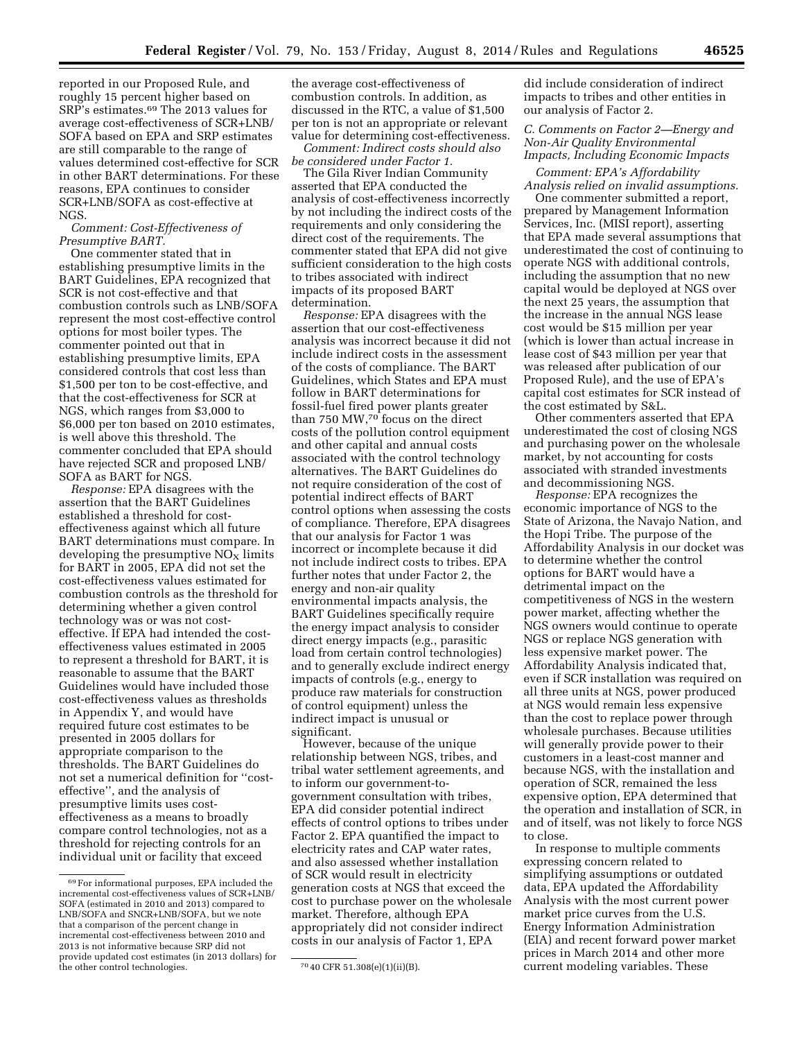reported in our Proposed Rule, and roughly 15 percent higher based on SRP's estimates.[69] The 2013 values for average cost-effectiveness of SCR+LNB/SOFA based on EPA and SRP estimates are still comparable to the range of values determined cost-effective for SCR in other BART determinations. For these reasons, EPA continues to consider SCR+LNB/SOFA as cost-effective at NGS.

*Comment: Cost-Effectiveness of Presumptive BART.*

One commenter stated that in establishing presumptive limits in the BART Guidelines, EPA recognized that SCR is not cost-effective and that combustion controls such as LNB/SOFA represent the most cost-effective control options for most boiler types. The commenter pointed out that in establishing presumptive limits, EPA considered controls that cost less than $1,500 per ton to be cost-effective, and that the cost-effectiveness for SCR at NGS, which ranges from $3,000 to $6,000 per ton based on 2010 estimates, is well above this threshold. The commenter concluded that EPA should have rejected SCR and proposed LNB/SOFA as BART for NGS.

*Response:* EPA disagrees with the assertion that the BART Guidelines established a threshold for cost-effectiveness against which all future BART determinations must compare. In developing the presumptive $NO_X$ limits for BART in 2005, EPA did not set the cost-effectiveness values estimated for combustion controls as the threshold for determining whether a given control technology was or was not cost-effective. If EPA had intended the cost-effectiveness values estimated in 2005 to represent a threshold for BART, it is reasonable to assume that the BART Guidelines would have included those cost-effectiveness values as thresholds in Appendix Y, and would have required future cost estimates to be presented in 2005 dollars for appropriate comparison to the thresholds. The BART Guidelines do not set a numerical definition for ''cost-effective'', and the analysis of presumptive limits uses cost-effectiveness as a means to broadly compare control technologies, not as a threshold for rejecting controls for an individual unit or facility that exceed the average cost-effectiveness of combustion controls. In addition, as discussed in the RTC, a value of $1,500 per ton is not an appropriate or relevant value for determining cost-effectiveness.

*Comment: Indirect costs should also be considered under Factor 1.*

The Gila River Indian Community asserted that EPA conducted the analysis of cost-effectiveness incorrectly by not including the indirect costs of the requirements and only considering the direct cost of the requirements. The commenter stated that EPA did not give sufficient consideration to the high costs to tribes associated with indirect impacts of its proposed BART determination.

*Response:* EPA disagrees with the assertion that our cost-effectiveness analysis was incorrect because it did not include indirect costs in the assessment of the costs of compliance. The BART Guidelines, which States and EPA must follow in BART determinations for fossil-fuel fired power plants greater than 750 MW,[70] focus on the direct costs of the pollution control equipment and other capital and annual costs associated with the control technology alternatives. The BART Guidelines do not require consideration of the cost of potential indirect effects of BART control options when assessing the costs of compliance. Therefore, EPA disagrees that our analysis for Factor 1 was incorrect or incomplete because it did not include indirect costs to tribes. EPA further notes that under Factor 2, the energy and non-air quality environmental impacts analysis, the BART Guidelines specifically require the energy impact analysis to consider direct energy impacts (e.g., parasitic load from certain control technologies) and to generally exclude indirect energy impacts of controls (e.g., energy to produce raw materials for construction of control equipment) unless the indirect impact is unusual or significant.

However, because of the unique relationship between NGS, tribes, and tribal water settlement agreements, and to inform our government-to-government consultation with tribes, EPA did consider potential indirect effects of control options to tribes under Factor 2. EPA quantified the impact to electricity rates and CAP water rates, and also assessed whether installation of SCR would result in electricity generation costs at NGS that exceed the cost to purchase power on the wholesale market. Therefore, although EPA appropriately did not consider indirect costs in our analysis of Factor 1, EPA did include consideration of indirect impacts to tribes and other entities in our analysis of Factor 2.

### C. Comments on Factor 2—Energy and Non-Air Quality Environmental Impacts, Including Economic Impacts

*Comment: EPA's Affordability Analysis relied on invalid assumptions.*

One commenter submitted a report, prepared by Management Information Services, Inc. (MISI report), asserting that EPA made several assumptions that underestimated the cost of continuing to operate NGS with additional controls, including the assumption that no new capital would be deployed at NGS over the next 25 years, the assumption that the increase in the annual NGS lease cost would be $15 million per year (which is lower than actual increase in lease cost of $43 million per year that was released after publication of our Proposed Rule), and the use of EPA's capital cost estimates for SCR instead of the cost estimated by S&L.

Other commenters asserted that EPA underestimated the cost of closing NGS and purchasing power on the wholesale market, by not accounting for costs associated with stranded investments and decommissioning NGS.

*Response:* EPA recognizes the economic importance of NGS to the State of Arizona, the Navajo Nation, and the Hopi Tribe. The purpose of the Affordability Analysis in our docket was to determine whether the control options for BART would have a detrimental impact on the competitiveness of NGS in the western power market, affecting whether the NGS owners would continue to operate NGS or replace NGS generation with less expensive market power. The Affordability Analysis indicated that, even if SCR installation was required on all three units at NGS, power produced at NGS would remain less expensive than the cost to replace power through wholesale purchases. Because utilities will generally provide power to their customers in a least-cost manner and because NGS, with the installation and operation of SCR, remained the less expensive option, EPA determined that the operation and installation of SCR, in and of itself, was not likely to force NGS to close.

In response to multiple comments expressing concern related to simplifying assumptions or outdated data, EPA updated the Affordability Analysis with the most current power market price curves from the U.S. Energy Information Administration (EIA) and recent forward power market prices in March 2014 and other more current modeling variables. These

[69] For informational purposes, EPA included the incremental cost-effectiveness values of SCR+LNB/SOFA (estimated in 2010 and 2013) compared to LNB/SOFA and SNCR+LNB/SOFA, but we note that a comparison of the percent change in incremental cost-effectiveness between 2010 and 2013 is not informative because SRP did not provide updated cost estimates (in 2013 dollars) for the other control technologies.

[70] 40 CFR 51.308(e)(1)(ii)(B).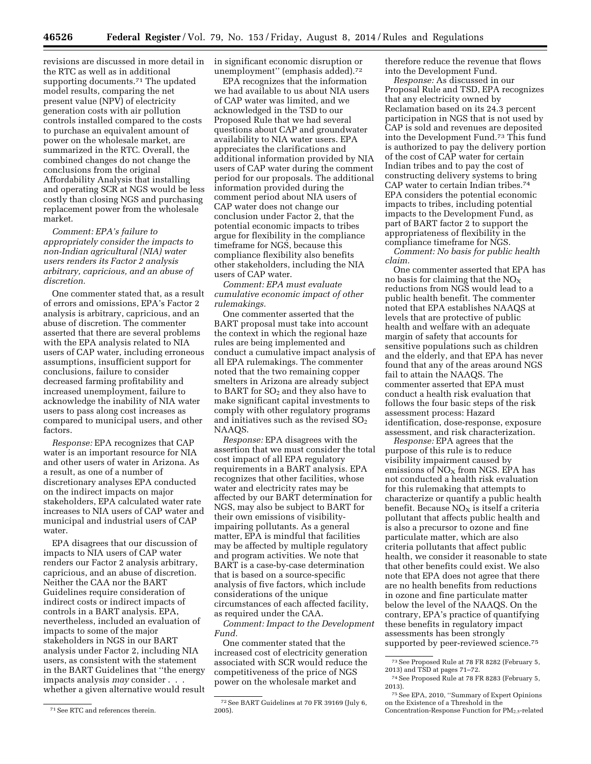revisions are discussed in more detail in the RTC as well as in additional supporting documents.[71] The updated model results, comparing the net present value (NPV) of electricity generation costs with air pollution controls installed compared to the costs to purchase an equivalent amount of power on the wholesale market, are summarized in the RTC. Overall, the combined changes do not change the conclusions from the original Affordability Analysis that installing and operating SCR at NGS would be less costly than closing NGS and purchasing replacement power from the wholesale market.

*Comment: EPA's failure to appropriately consider the impacts to non-Indian agricultural (NIA) water users renders its Factor 2 analysis arbitrary, capricious, and an abuse of discretion.*

One commenter stated that, as a result of errors and omissions, EPA's Factor 2 analysis is arbitrary, capricious, and an abuse of discretion. The commenter asserted that there are several problems with the EPA analysis related to NIA users of CAP water, including erroneous assumptions, insufficient support for conclusions, failure to consider decreased farming profitability and increased unemployment, failure to acknowledge the inability of NIA water users to pass along cost increases as compared to municipal users, and other factors.

*Response:* EPA recognizes that CAP water is an important resource for NIA and other users of water in Arizona. As a result, as one of a number of discretionary analyses EPA conducted on the indirect impacts on major stakeholders, EPA calculated water rate increases to NIA users of CAP water and municipal and industrial users of CAP water.

EPA disagrees that our discussion of impacts to NIA users of CAP water renders our Factor 2 analysis arbitrary, capricious, and an abuse of discretion. Neither the CAA nor the BART Guidelines require consideration of indirect costs or indirect impacts of controls in a BART analysis. EPA, nevertheless, included an evaluation of impacts to some of the major stakeholders in NGS in our BART analysis under Factor 2, including NIA users, as consistent with the statement in the BART Guidelines that ''the energy impacts analysis *may* consider . . . whether a given alternative would result in significant economic disruption or unemployment'' (emphasis added).[72]

EPA recognizes that the information we had available to us about NIA users of CAP water was limited, and we acknowledged in the TSD to our Proposed Rule that we had several questions about CAP and groundwater availability to NIA water users. EPA appreciates the clarifications and additional information provided by NIA users of CAP water during the comment period for our proposals. The additional information provided during the comment period about NIA users of CAP water does not change our conclusion under Factor 2, that the potential economic impacts to tribes argue for flexibility in the compliance timeframe for NGS, because this compliance flexibility also benefits other stakeholders, including the NIA users of CAP water.

*Comment: EPA must evaluate cumulative economic impact of other rulemakings.*

One commenter asserted that the BART proposal must take into account the context in which the regional haze rules are being implemented and conduct a cumulative impact analysis of all EPA rulemakings. The commenter noted that the two remaining copper smelters in Arizona are already subject to BART for $SO_2$ and they also have to make significant capital investments to comply with other regulatory programs and initiatives such as the revised $SO_2$ NAAQS.

*Response:* EPA disagrees with the assertion that we must consider the total cost impact of all EPA regulatory requirements in a BART analysis. EPA recognizes that other facilities, whose water and electricity rates may be affected by our BART determination for NGS, may also be subject to BART for their own emissions of visibility-impairing pollutants. As a general matter, EPA is mindful that facilities may be affected by multiple regulatory and program activities. We note that BART is a case-by-case determination that is based on a source-specific analysis of five factors, which include considerations of the unique circumstances of each affected facility, as required under the CAA.

*Comment: Impact to the Development Fund.*

One commenter stated that the increased cost of electricity generation associated with SCR would reduce the competitiveness of the price of NGS power on the wholesale market and therefore reduce the revenue that flows into the Development Fund.

*Response:* As discussed in our Proposal Rule and TSD, EPA recognizes that any electricity owned by Reclamation based on its 24.3 percent participation in NGS that is not used by CAP is sold and revenues are deposited into the Development Fund.[73] This fund is authorized to pay the delivery portion of the cost of CAP water for certain Indian tribes and to pay the cost of constructing delivery systems to bring CAP water to certain Indian tribes.[74] EPA considers the potential economic impacts to tribes, including potential impacts to the Development Fund, as part of BART factor 2 to support the appropriateness of flexibility in the compliance timeframe for NGS.

*Comment: No basis for public health claim.*

One commenter asserted that EPA has no basis for claiming that the $NO_X$ reductions from NGS would lead to a public health benefit. The commenter noted that EPA establishes NAAQS at levels that are protective of public health and welfare with an adequate margin of safety that accounts for sensitive populations such as children and the elderly, and that EPA has never found that any of the areas around NGS fail to attain the NAAQS. The commenter asserted that EPA must conduct a health risk evaluation that follows the four basic steps of the risk assessment process: Hazard identification, dose-response, exposure assessment, and risk characterization.

*Response:* EPA agrees that the purpose of this rule is to reduce visibility impairment caused by emissions of $NO_X$ from NGS. EPA has not conducted a health risk evaluation for this rulemaking that attempts to characterize or quantify a public health benefit. Because $NO_X$ is itself a criteria pollutant that affects public health and is also a precursor to ozone and fine particulate matter, which are also criteria pollutants that affect public health, we consider it reasonable to state that other benefits could exist. We also note that EPA does not agree that there are no health benefits from reductions in ozone and fine particulate matter below the level of the NAAQS. On the contrary, EPA's practice of quantifying these benefits in regulatory impact assessments has been strongly supported by peer-reviewed science.[75]

[71] See RTC and references therein.

[72] See BART Guidelines at 70 FR 39169 (July 6, 2005).

[73] See Proposed Rule at 78 FR 8282 (February 5, 2013) and TSD at pages 71–72.

[74] See Proposed Rule at 78 FR 8283 (February 5, 2013).

[75] See EPA, 2010, ''Summary of Expert Opinions on the Existence of a Threshold in the Concentration-Response Function for $PM_{2.5}$-related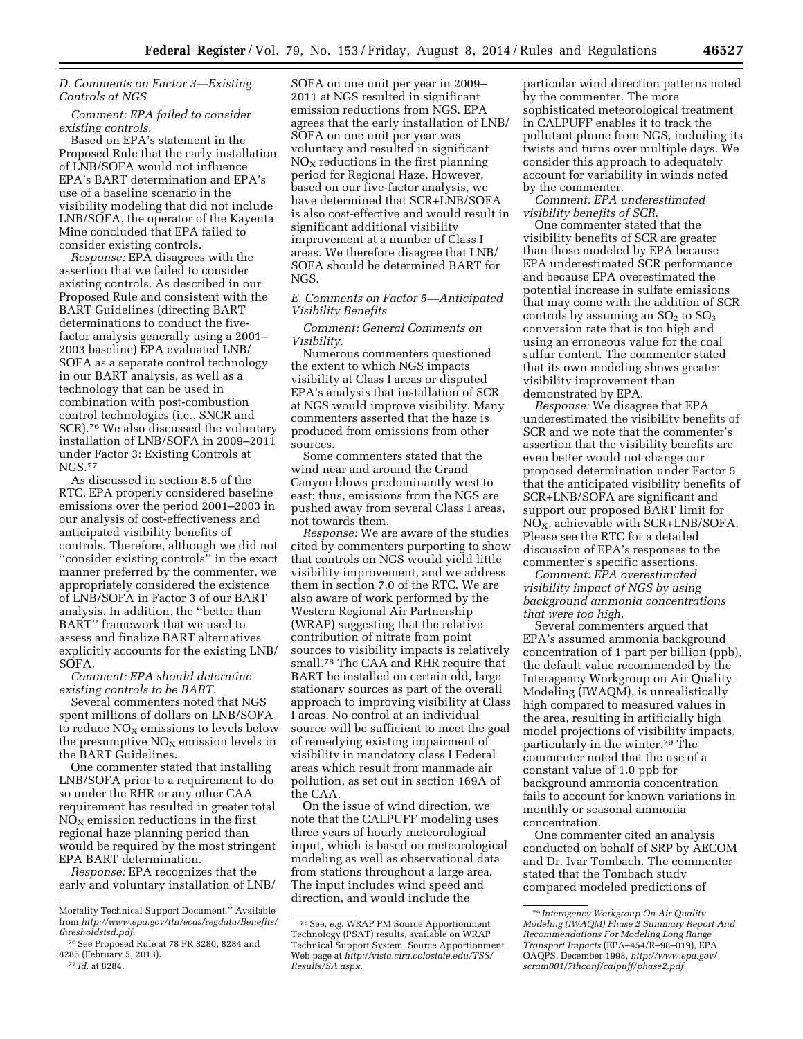### D. Comments on Factor 3—Existing Controls at NGS

*Comment: EPA failed to consider existing controls.*

Based on EPA's statement in the Proposed Rule that the early installation of LNB/SOFA would not influence EPA's BART determination and EPA's use of a baseline scenario in the visibility modeling that did not include LNB/SOFA, the operator of the Kayenta Mine concluded that EPA failed to consider existing controls.

*Response:* EPA disagrees with the assertion that we failed to consider existing controls. As described in our Proposed Rule and consistent with the BART Guidelines (directing BART determinations to conduct the five-factor analysis generally using a 2001–2003 baseline) EPA evaluated LNB/SOFA as a separate control technology in our BART analysis, as well as a technology that can be used in combination with post-combustion control technologies (i.e., SNCR and SCR).[76] We also discussed the voluntary installation of LNB/SOFA in 2009–2011 under Factor 3: Existing Controls at NGS.[77]

As discussed in section 8.5 of the RTC, EPA properly considered baseline emissions over the period 2001–2003 in our analysis of cost-effectiveness and anticipated visibility benefits of controls. Therefore, although we did not ''consider existing controls'' in the exact manner preferred by the commenter, we appropriately considered the existence of LNB/SOFA in Factor 3 of our BART analysis. In addition, the ''better than BART'' framework that we used to assess and finalize BART alternatives explicitly accounts for the existing LNB/SOFA.

*Comment: EPA should determine existing controls to be BART.*

Several commenters noted that NGS spent millions of dollars on LNB/SOFA to reduce $NO_X$ emissions to levels below the presumptive $NO_X$ emission levels in the BART Guidelines.

One commenter stated that installing LNB/SOFA prior to a requirement to do so under the RHR or any other CAA requirement has resulted in greater total $NO_X$ emission reductions in the first regional haze planning period than would be required by the most stringent EPA BART determination.

*Response:* EPA recognizes that the early and voluntary installation of LNB/SOFA on one unit per year in 2009–2011 at NGS resulted in significant emission reductions from NGS. EPA agrees that the early installation of LNB/SOFA on one unit per year was voluntary and resulted in significant $NO_X$ reductions in the first planning period for Regional Haze. However, based on our five-factor analysis, we have determined that SCR+LNB/SOFA is also cost-effective and would result in significant additional visibility improvement at a number of Class I areas. We therefore disagree that LNB/SOFA should be determined BART for NGS.

### E. Comments on Factor 5—Anticipated Visibility Benefits

*Comment: General Comments on Visibility.*

Numerous commenters questioned the extent to which NGS impacts visibility at Class I areas or disputed EPA's analysis that installation of SCR at NGS would improve visibility. Many commenters asserted that the haze is produced from emissions from other sources.

Some commenters stated that the wind near and around the Grand Canyon blows predominantly west to east; thus, emissions from the NGS are pushed away from several Class I areas, not towards them.

*Response:* We are aware of the studies cited by commenters purporting to show that controls on NGS would yield little visibility improvement, and we address them in section 7.0 of the RTC. We are also aware of work performed by the Western Regional Air Partnership (WRAP) suggesting that the relative contribution of nitrate from point sources to visibility impacts is relatively small.[78] The CAA and RHR require that BART be installed on certain old, large stationary sources as part of the overall approach to improving visibility at Class I areas. No control at an individual source will be sufficient to meet the goal of remedying existing impairment of visibility in mandatory class I Federal areas which result from manmade air pollution, as set out in section 169A of the CAA.

On the issue of wind direction, we note that the CALPUFF modeling uses three years of hourly meteorological input, which is based on meteorological modeling as well as observational data from stations throughout a large area. The input includes wind speed and direction, and would include the particular wind direction patterns noted by the commenter. The more sophisticated meteorological treatment in CALPUFF enables it to track the pollutant plume from NGS, including its twists and turns over multiple days. We consider this approach to adequately account for variability in winds noted by the commenter.

*Comment: EPA underestimated visibility benefits of SCR.*

One commenter stated that the visibility benefits of SCR are greater than those modeled by EPA because EPA underestimated SCR performance and because EPA overestimated the potential increase in sulfate emissions that may come with the addition of SCR controls by assuming an $SO_2$ to $SO_3$ conversion rate that is too high and using an erroneous value for the coal sulfur content. The commenter stated that its own modeling shows greater visibility improvement than demonstrated by EPA.

*Response:* We disagree that EPA underestimated the visibility benefits of SCR and we note that the commenter's assertion that the visibility benefits are even better would not change our proposed determination under Factor 5 that the anticipated visibility benefits of SCR+LNB/SOFA are significant and support our proposed BART limit for $NO_X$, achievable with SCR+LNB/SOFA. Please see the RTC for a detailed discussion of EPA's responses to the commenter's specific assertions.

*Comment: EPA overestimated visibility impact of NGS by using background ammonia concentrations that were too high.*

Several commenters argued that EPA's assumed ammonia background concentration of 1 part per billion (ppb), the default value recommended by the Interagency Workgroup on Air Quality Modeling (IWAQM), is unrealistically high compared to measured values in the area, resulting in artificially high model projections of visibility impacts, particularly in the winter.[79] The commenter noted that the use of a constant value of 1.0 ppb for background ammonia concentration fails to account for known variations in monthly or seasonal ammonia concentration.

One commenter cited an analysis conducted on behalf of SRP by AECOM and Dr. Ivar Tombach. The commenter stated that the Tombach study compared modeled predictions of

---

Mortality Technical Support Document.'' Available from *http://www.epa.gov/ttn/ecas/regdata/Benefits/thresholdstsd.pdf*.

[76] See Proposed Rule at 78 FR 8280, 8284 and 8285 (February 5, 2013).

[77] *Id.* at 8284.

[78] See, *e.g.* WRAP PM Source Apportionment Technology (PSAT) results, available on WRAP Technical Support System, Source Apportionment Web page at *http://vista.cira.colostate.edu/TSS/Results/SA.aspx*.

[79] *Interagency Workgroup On Air Quality Modeling (IWAQM) Phase 2 Summary Report And Recommendations For Modeling Long Range Transport Impacts* (EPA–454/R–98–019), EPA OAQPS, December 1998, *http://www.epa.gov/scram001/7thconf/calpuff/phase2.pdf*.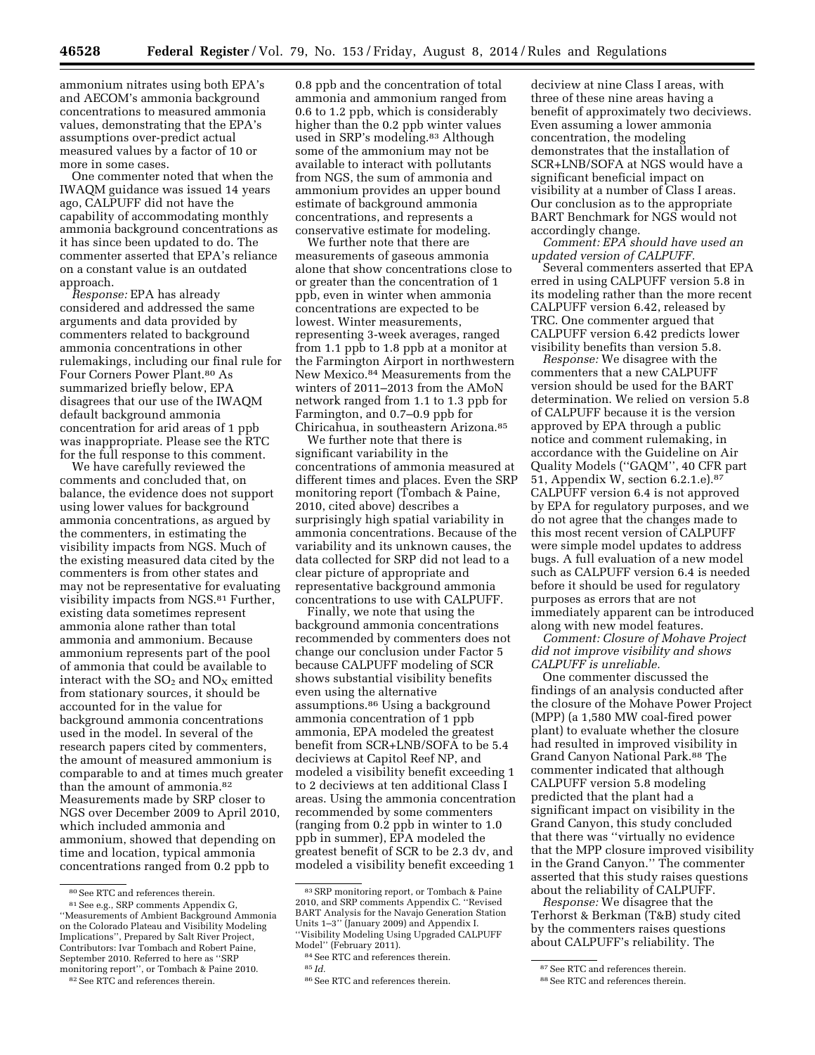ammonium nitrates using both EPA's and AECOM's ammonia background concentrations to measured ammonia values, demonstrating that the EPA's assumptions over-predict actual measured values by a factor of 10 or more in some cases.

One commenter noted that when the IWAQM guidance was issued 14 years ago, CALPUFF did not have the capability of accommodating monthly ammonia background concentrations as it has since been updated to do. The commenter asserted that EPA's reliance on a constant value is an outdated approach.

*Response:* EPA has already considered and addressed the same arguments and data provided by commenters related to background ammonia concentrations in other rulemakings, including our final rule for Four Corners Power Plant.[80] As summarized briefly below, EPA disagrees that our use of the IWAQM default background ammonia concentration for arid areas of 1 ppb was inappropriate. Please see the RTC for the full response to this comment.

We have carefully reviewed the comments and concluded that, on balance, the evidence does not support using lower values for background ammonia concentrations, as argued by the commenters, in estimating the visibility impacts from NGS. Much of the existing measured data cited by the commenters is from other states and may not be representative for evaluating visibility impacts from NGS.[81] Further, existing data sometimes represent ammonia alone rather than total ammonia and ammonium. Because ammonium represents part of the pool of ammonia that could be available to interact with the $SO_2$ and $NO_X$ emitted from stationary sources, it should be accounted for in the value for background ammonia concentrations used in the model. In several of the research papers cited by commenters, the amount of measured ammonium is comparable to and at times much greater than the amount of ammonia.[82] Measurements made by SRP closer to NGS over December 2009 to April 2010, which included ammonia and ammonium, showed that depending on time and location, typical ammonia concentrations ranged from 0.2 ppb to 0.8 ppb and the concentration of total ammonia and ammonium ranged from 0.6 to 1.2 ppb, which is considerably higher than the 0.2 ppb winter values used in SRP's modeling.[83] Although some of the ammonium may not be available to interact with pollutants from NGS, the sum of ammonia and ammonium provides an upper bound estimate of background ammonia concentrations, and represents a conservative estimate for modeling.

We further note that there are measurements of gaseous ammonia alone that show concentrations close to or greater than the concentration of 1 ppb, even in winter when ammonia concentrations are expected to be lowest. Winter measurements, representing 3-week averages, ranged from 1.1 ppb to 1.8 ppb at a monitor at the Farmington Airport in northwestern New Mexico.[84] Measurements from the winters of 2011–2013 from the AMoN network ranged from 1.1 to 1.3 ppb for Farmington, and 0.7–0.9 ppb for Chiricahua, in southeastern Arizona.[85]

We further note that there is significant variability in the concentrations of ammonia measured at different times and places. Even the SRP monitoring report (Tombach & Paine, 2010, cited above) describes a surprisingly high spatial variability in ammonia concentrations. Because of the variability and its unknown causes, the data collected for SRP did not lead to a clear picture of appropriate and representative background ammonia concentrations to use with CALPUFF.

Finally, we note that using the background ammonia concentrations recommended by commenters does not change our conclusion under Factor 5 because CALPUFF modeling of SCR shows substantial visibility benefits even using the alternative assumptions.[86] Using a background ammonia concentration of 1 ppb ammonia, EPA modeled the greatest benefit from SCR+LNB/SOFA to be 5.4 deciviews at Capitol Reef NP, and modeled a visibility benefit exceeding 1 to 2 deciviews at ten additional Class I areas. Using the ammonia concentration recommended by some commenters (ranging from 0.2 ppb in winter to 1.0 ppb in summer), EPA modeled the greatest benefit of SCR to be 2.3 dv, and modeled a visibility benefit exceeding 1 deciview at nine Class I areas, with three of these nine areas having a benefit of approximately two deciviews. Even assuming a lower ammonia concentration, the modeling demonstrates that the installation of SCR+LNB/SOFA at NGS would have a significant beneficial impact on visibility at a number of Class I areas. Our conclusion as to the appropriate BART Benchmark for NGS would not accordingly change.

*Comment: EPA should have used an updated version of CALPUFF.*

Several commenters asserted that EPA erred in using CALPUFF version 5.8 in its modeling rather than the more recent CALPUFF version 6.42, released by TRC. One commenter argued that CALPUFF version 6.42 predicts lower visibility benefits than version 5.8.

*Response:* We disagree with the commenters that a new CALPUFF version should be used for the BART determination. We relied on version 5.8 of CALPUFF because it is the version approved by EPA through a public notice and comment rulemaking, in accordance with the Guideline on Air Quality Models (''GAQM'', 40 CFR part 51, Appendix W, section 6.2.1.e).[87] CALPUFF version 6.4 is not approved by EPA for regulatory purposes, and we do not agree that the changes made to this most recent version of CALPUFF were simple model updates to address bugs. A full evaluation of a new model such as CALPUFF version 6.4 is needed before it should be used for regulatory purposes as errors that are not immediately apparent can be introduced along with new model features.

*Comment: Closure of Mohave Project did not improve visibility and shows CALPUFF is unreliable.*

One commenter discussed the findings of an analysis conducted after the closure of the Mohave Power Project (MPP) (a 1,580 MW coal-fired power plant) to evaluate whether the closure had resulted in improved visibility in Grand Canyon National Park.[88] The commenter indicated that although CALPUFF version 5.8 modeling predicted that the plant had a significant impact on visibility in the Grand Canyon, this study concluded that there was ''virtually no evidence that the MPP closure improved visibility in the Grand Canyon.'' The commenter asserted that this study raises questions about the reliability of CALPUFF.

*Response:* We disagree that the Terhorst & Berkman (T&B) study cited by the commenters raises questions about CALPUFF's reliability. The

---

[80] See RTC and references therein.

[81] See e.g., SRP comments Appendix G, ''Measurements of Ambient Background Ammonia on the Colorado Plateau and Visibility Modeling Implications'', Prepared by Salt River Project, Contributors: Ivar Tombach and Robert Paine, September 2010. Referred to here as ''SRP monitoring report'', or Tombach & Paine 2010.

[82] See RTC and references therein.

[83] SRP monitoring report, or Tombach & Paine 2010, and SRP comments Appendix C. ''Revised BART Analysis for the Navajo Generation Station Units 1–3'' (January 2009) and Appendix I. ''Visibility Modeling Using Upgraded CALPUFF Model'' (February 2011).

[84] See RTC and references therein.

[85] *Id.*

[86] See RTC and references therein.

[87] See RTC and references therein.

[88] See RTC and references therein.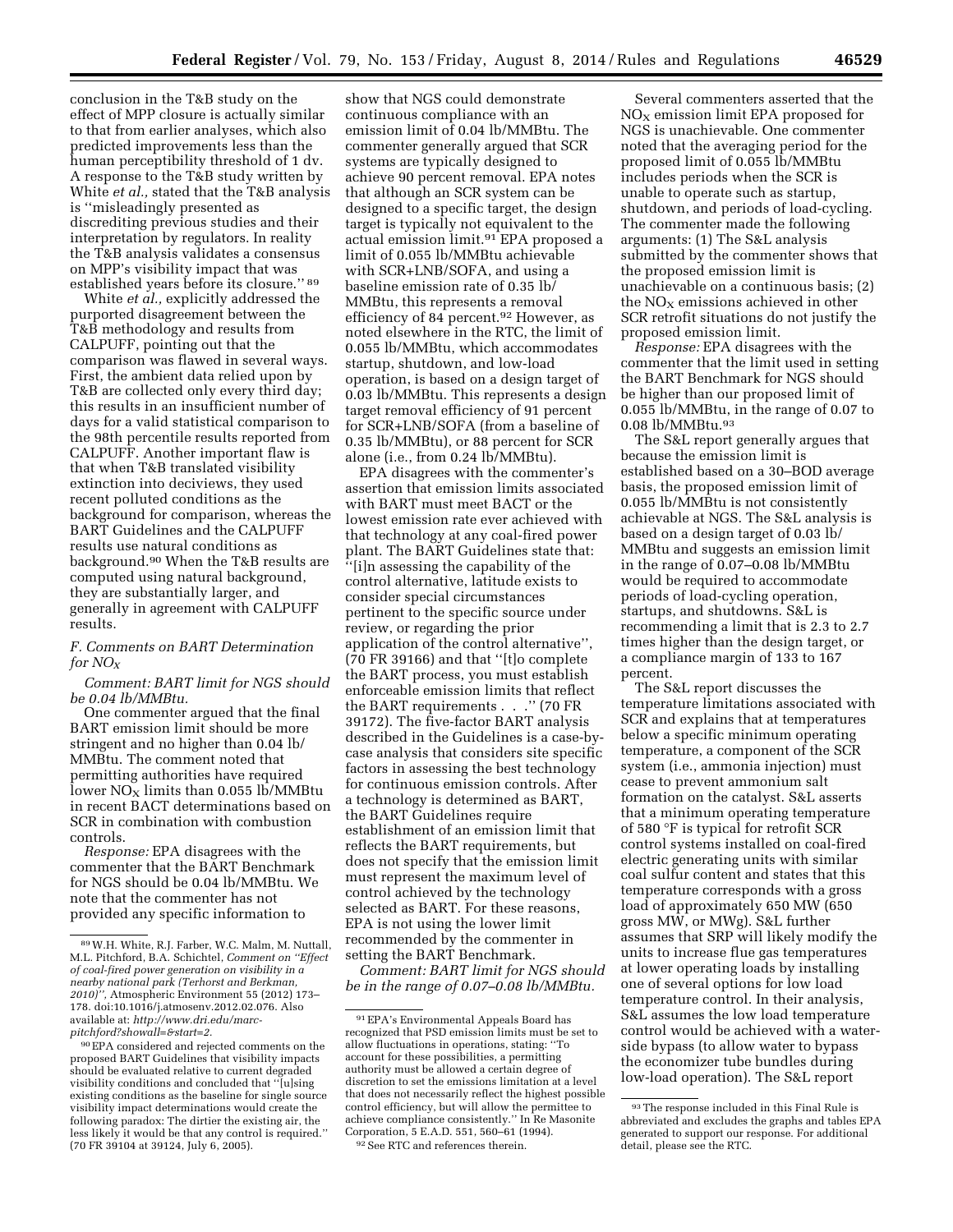conclusion in the T&B study on the effect of MPP closure is actually similar to that from earlier analyses, which also predicted improvements less than the human perceptibility threshold of 1 dv. A response to the T&B study written by White *et al.,* stated that the T&B analysis is ''misleadingly presented as discrediting previous studies and their interpretation by regulators. In reality the T&B analysis validates a consensus on MPP's visibility impact that was established years before its closure.'' [89]

White *et al.,* explicitly addressed the purported disagreement between the T&B methodology and results from CALPUFF, pointing out that the comparison was flawed in several ways. First, the ambient data relied upon by T&B are collected only every third day; this results in an insufficient number of days for a valid statistical comparison to the 98th percentile results reported from CALPUFF. Another important flaw is that when T&B translated visibility extinction into deciviews, they used recent polluted conditions as the background for comparison, whereas the BART Guidelines and the CALPUFF results use natural conditions as background.[90] When the T&B results are computed using natural background, they are substantially larger, and generally in agreement with CALPUFF results.

### F. Comments on BART Determination for $NO_X$

*Comment: BART limit for NGS should be 0.04 lb/MMBtu.*

One commenter argued that the final BART emission limit should be more stringent and no higher than 0.04 lb/MMBtu. The comment noted that permitting authorities have required lower $NO_X$ limits than 0.055 lb/MMBtu in recent BACT determinations based on SCR in combination with combustion controls.

*Response:* EPA disagrees with the commenter that the BART Benchmark for NGS should be 0.04 lb/MMBtu. We note that the commenter has not provided any specific information to show that NGS could demonstrate continuous compliance with an emission limit of 0.04 lb/MMBtu. The commenter generally argued that SCR systems are typically designed to achieve 90 percent removal. EPA notes that although an SCR system can be designed to a specific target, the design target is typically not equivalent to the actual emission limit.[91] EPA proposed a limit of 0.055 lb/MMBtu achievable with SCR+LNB/SOFA, and using a baseline emission rate of 0.35 lb/MMBtu, this represents a removal efficiency of 84 percent.[92] However, as noted elsewhere in the RTC, the limit of 0.055 lb/MMBtu, which accommodates startup, shutdown, and low-load operation, is based on a design target of 0.03 lb/MMBtu. This represents a design target removal efficiency of 91 percent for SCR+LNB/SOFA (from a baseline of 0.35 lb/MMBtu), or 88 percent for SCR alone (i.e., from 0.24 lb/MMBtu).

EPA disagrees with the commenter's assertion that emission limits associated with BART must meet BACT or the lowest emission rate ever achieved with that technology at any coal-fired power plant. The BART Guidelines state that: ''[i]n assessing the capability of the control alternative, latitude exists to consider special circumstances pertinent to the specific source under review, or regarding the prior application of the control alternative'', (70 FR 39166) and that ''[t]o complete the BART process, you must establish enforceable emission limits that reflect the BART requirements . . .'' (70 FR 39172). The five-factor BART analysis described in the Guidelines is a case-by-case analysis that considers site specific factors in assessing the best technology for continuous emission controls. After a technology is determined as BART, the BART Guidelines require establishment of an emission limit that reflects the BART requirements, but does not specify that the emission limit must represent the maximum level of control achieved by the technology selected as BART. For these reasons, EPA is not using the lower limit recommended by the commenter in setting the BART Benchmark.

*Comment: BART limit for NGS should be in the range of 0.07–0.08 lb/MMBtu.*

Several commenters asserted that the $NO_X$ emission limit EPA proposed for NGS is unachievable. One commenter noted that the averaging period for the proposed limit of 0.055 lb/MMBtu includes periods when the SCR is unable to operate such as startup, shutdown, and periods of load-cycling. The commenter made the following arguments: (1) The S&L analysis submitted by the commenter shows that the proposed emission limit is unachievable on a continuous basis; (2) the $NO_X$ emissions achieved in other SCR retrofit situations do not justify the proposed emission limit.

*Response:* EPA disagrees with the commenter that the limit used in setting the BART Benchmark for NGS should be higher than our proposed limit of 0.055 lb/MMBtu, in the range of 0.07 to 0.08 lb/MMBtu.[93]

The S&L report generally argues that because the emission limit is established based on a 30–BOD average basis, the proposed emission limit of 0.055 lb/MMBtu is not consistently achievable at NGS. The S&L analysis is based on a design target of 0.03 lb/MMBtu and suggests an emission limit in the range of 0.07–0.08 lb/MMBtu would be required to accommodate periods of load-cycling operation, startups, and shutdowns. S&L is recommending a limit that is 2.3 to 2.7 times higher than the design target, or a compliance margin of 133 to 167 percent.

The S&L report discusses the temperature limitations associated with SCR and explains that at temperatures below a specific minimum operating temperature, a component of the SCR system (i.e., ammonia injection) must cease to prevent ammonium salt formation on the catalyst. S&L asserts that a minimum operating temperature of 580 °F is typical for retrofit SCR control systems installed on coal-fired electric generating units with similar coal sulfur content and states that this temperature corresponds with a gross load of approximately 650 MW (650 gross MW, or MWg). S&L further assumes that SRP will likely modify the units to increase flue gas temperatures at lower operating loads by installing one of several options for low load temperature control. In their analysis, S&L assumes the low load temperature control would be achieved with a water-side bypass (to allow water to bypass the economizer tube bundles during low-load operation). The S&L report

---

[89] W.H. White, R.J. Farber, W.C. Malm, M. Nuttall, M.L. Pitchford, B.A. Schichtel, *Comment on ''Effect of coal-fired power generation on visibility in a nearby national park (Terhorst and Berkman, 2010)'',* Atmospheric Environment 55 (2012) 173–178. doi:10.1016/j.atmosenv.2012.02.076. Also available at: *http://www.dri.edu/marc-pitchford?showall=&start=2.*

[90] EPA considered and rejected comments on the proposed BART Guidelines that visibility impacts should be evaluated relative to current degraded visibility conditions and concluded that ''[u]sing existing conditions as the baseline for single source visibility impact determinations would create the following paradox: The dirtier the existing air, the less likely it would be that any control is required.'' (70 FR 39104 at 39124, July 6, 2005).

[91] EPA's Environmental Appeals Board has recognized that PSD emission limits must be set to allow fluctuations in operations, stating: ''To account for these possibilities, a permitting authority must be allowed a certain degree of discretion to set the emissions limitation at a level that does not necessarily reflect the highest possible control efficiency, but will allow the permittee to achieve compliance consistently.'' In Re Masonite Corporation, 5 E.A.D. 551, 560–61 (1994).

[92] See RTC and references therein.

[93] The response included in this Final Rule is abbreviated and excludes the graphs and tables EPA generated to support our response. For additional detail, please see the RTC.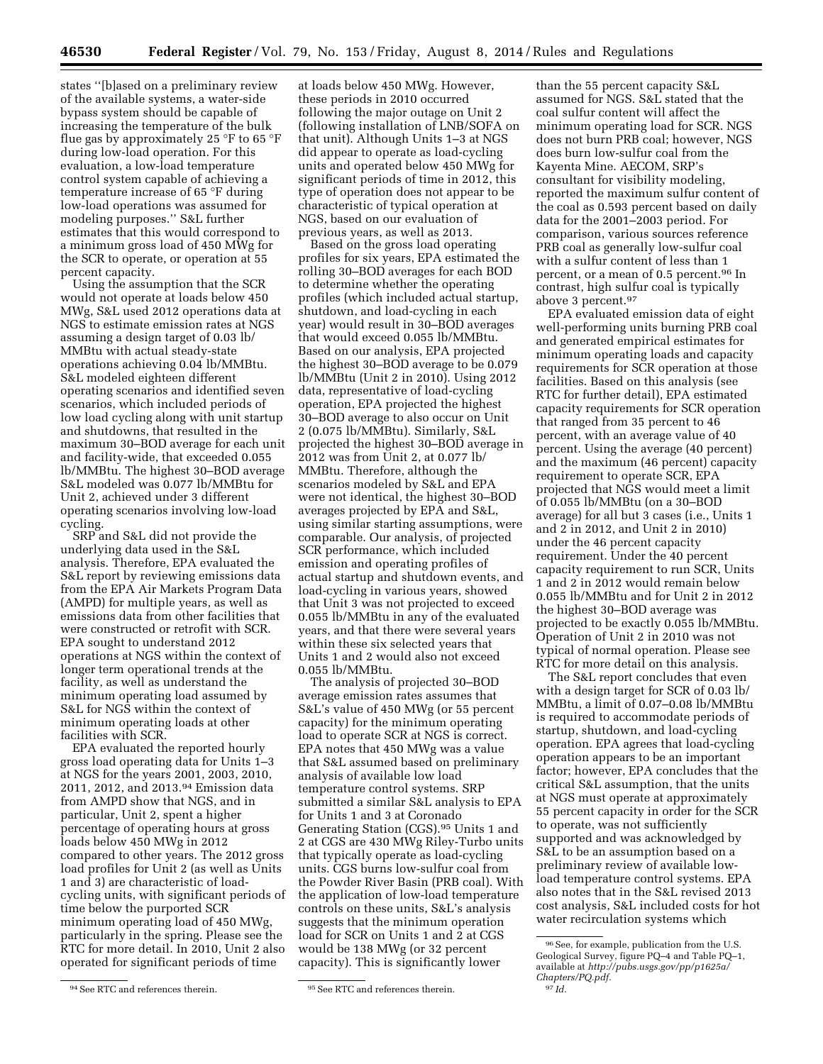states "[b]ased on a preliminary review of the available systems, a water-side bypass system should be capable of increasing the temperature of the bulk flue gas by approximately 25 °F to 65 °F during low-load operation. For this evaluation, a low-load temperature control system capable of achieving a temperature increase of 65 °F during low-load operations was assumed for modeling purposes." S&L further estimates that this would correspond to a minimum gross load of 450 MWg for the SCR to operate, or operation at 55 percent capacity.

Using the assumption that the SCR would not operate at loads below 450 MWg, S&L used 2012 operations data at NGS to estimate emission rates at NGS assuming a design target of 0.03 lb/MMBtu with actual steady-state operations achieving 0.04 lb/MMBtu. S&L modeled eighteen different operating scenarios and identified seven scenarios, which included periods of low load cycling along with unit startup and shutdowns, that resulted in the maximum 30–BOD average for each unit and facility-wide, that exceeded 0.055 lb/MMBtu. The highest 30–BOD average S&L modeled was 0.077 lb/MMBtu for Unit 2, achieved under 3 different operating scenarios involving low-load cycling.

SRP and S&L did not provide the underlying data used in the S&L analysis. Therefore, EPA evaluated the S&L report by reviewing emissions data from the EPA Air Markets Program Data (AMPD) for multiple years, as well as emissions data from other facilities that were constructed or retrofit with SCR. EPA sought to understand 2012 operations at NGS within the context of longer term operational trends at the facility, as well as understand the minimum operating load assumed by S&L for NGS within the context of minimum operating loads at other facilities with SCR.

EPA evaluated the reported hourly gross load operating data for Units 1–3 at NGS for the years 2001, 2003, 2010, 2011, 2012, and 2013.[94] Emission data from AMPD show that NGS, and in particular, Unit 2, spent a higher percentage of operating hours at gross loads below 450 MWg in 2012 compared to other years. The 2012 gross load profiles for Unit 2 (as well as Units 1 and 3) are characteristic of load-cycling units, with significant periods of time below the purported SCR minimum operating load of 450 MWg, particularly in the spring. Please see the RTC for more detail. In 2010, Unit 2 also operated for significant periods of time at loads below 450 MWg. However, these periods in 2010 occurred following the major outage on Unit 2 (following installation of LNB/SOFA on that unit). Although Units 1–3 at NGS did appear to operate as load-cycling units and operated below 450 MWg for significant periods of time in 2012, this type of operation does not appear to be characteristic of typical operation at NGS, based on our evaluation of previous years, as well as 2013.

Based on the gross load operating profiles for six years, EPA estimated the rolling 30–BOD averages for each BOD to determine whether the operating profiles (which included actual startup, shutdown, and load-cycling in each year) would result in 30–BOD averages that would exceed 0.055 lb/MMBtu. Based on our analysis, EPA projected the highest 30–BOD average to be 0.079 lb/MMBtu (Unit 2 in 2010). Using 2012 data, representative of load-cycling operation, EPA projected the highest 30–BOD average to also occur on Unit 2 (0.075 lb/MMBtu). Similarly, S&L projected the highest 30–BOD average in 2012 was from Unit 2, at 0.077 lb/MMBtu. Therefore, although the scenarios modeled by S&L and EPA were not identical, the highest 30–BOD averages projected by EPA and S&L, using similar starting assumptions, were comparable. Our analysis, of projected SCR performance, which included emission and operating profiles of actual startup and shutdown events, and load-cycling in various years, showed that Unit 3 was not projected to exceed 0.055 lb/MMBtu in any of the evaluated years, and that there were several years within these six selected years that Units 1 and 2 would also not exceed 0.055 lb/MMBtu.

The analysis of projected 30–BOD average emission rates assumes that S&L's value of 450 MWg (or 55 percent capacity) for the minimum operating load to operate SCR at NGS is correct. EPA notes that 450 MWg was a value that S&L assumed based on preliminary analysis of available low load temperature control systems. SRP submitted a similar S&L analysis to EPA for Units 1 and 3 at Coronado Generating Station (CGS).[95] Units 1 and 2 at CGS are 430 MWg Riley-Turbo units that typically operate as load-cycling units. CGS burns low-sulfur coal from the Powder River Basin (PRB coal). With the application of low-load temperature controls on these units, S&L's analysis suggests that the minimum operation load for SCR on Units 1 and 2 at CGS would be 138 MWg (or 32 percent capacity). This is significantly lower than the 55 percent capacity S&L assumed for NGS. S&L stated that the coal sulfur content will affect the minimum operating load for SCR. NGS does not burn PRB coal; however, NGS does burn low-sulfur coal from the Kayenta Mine. AECOM, SRP's consultant for visibility modeling, reported the maximum sulfur content of the coal as 0.593 percent based on daily data for the 2001–2003 period. For comparison, various sources reference PRB coal as generally low-sulfur coal with a sulfur content of less than 1 percent, or a mean of 0.5 percent.[96] In contrast, high sulfur coal is typically above 3 percent.[97]

EPA evaluated emission data of eight well-performing units burning PRB coal and generated empirical estimates for minimum operating loads and capacity requirements for SCR operation at those facilities. Based on this analysis (see RTC for further detail), EPA estimated capacity requirements for SCR operation that ranged from 35 percent to 46 percent, with an average value of 40 percent. Using the average (40 percent) and the maximum (46 percent) capacity requirement to operate SCR, EPA projected that NGS would meet a limit of 0.055 lb/MMBtu (on a 30–BOD average) for all but 3 cases (i.e., Units 1 and 2 in 2012, and Unit 2 in 2010) under the 46 percent capacity requirement. Under the 40 percent capacity requirement to run SCR, Units 1 and 2 in 2012 would remain below 0.055 lb/MMBtu and for Unit 2 in 2012 the highest 30–BOD average was projected to be exactly 0.055 lb/MMBtu. Operation of Unit 2 in 2010 was not typical of normal operation. Please see RTC for more detail on this analysis.

The S&L report concludes that even with a design target for SCR of 0.03 lb/MMBtu, a limit of 0.07–0.08 lb/MMBtu is required to accommodate periods of startup, shutdown, and load-cycling operation. EPA agrees that load-cycling operation appears to be an important factor; however, EPA concludes that the critical S&L assumption, that the units at NGS must operate at approximately 55 percent capacity in order for the SCR to operate, was not sufficiently supported and was acknowledged by S&L to be an assumption based on a preliminary review of available low-load temperature control systems. EPA also notes that in the S&L revised 2013 cost analysis, S&L included costs for hot water recirculation systems which

[94] See RTC and references therein.

[95] See RTC and references therein.

[96] See, for example, publication from the U.S. Geological Survey, figure PQ–4 and Table PQ–1, available at *http://pubs.usgs.gov/pp/p1625a/Chapters/PQ.pdf*.

[97] *Id.*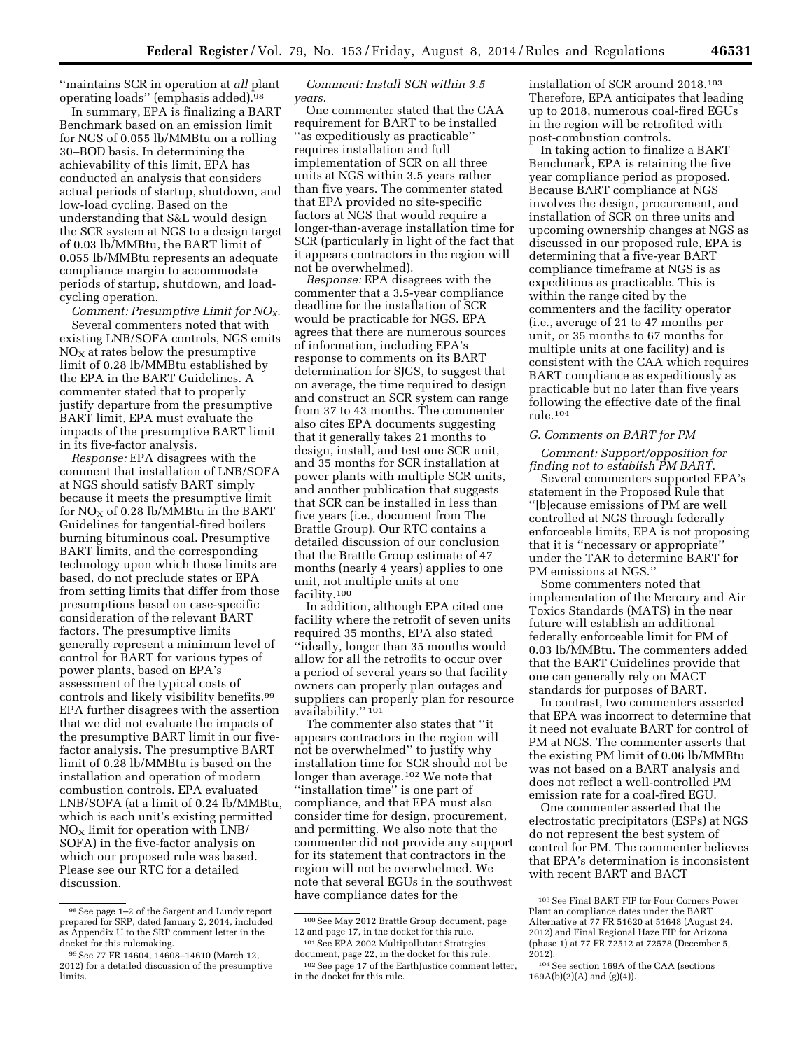''maintains SCR in operation at *all* plant operating loads'' (emphasis added).[98]

In summary, EPA is finalizing a BART Benchmark based on an emission limit for NGS of 0.055 lb/MMBtu on a rolling 30–BOD basis. In determining the achievability of this limit, EPA has conducted an analysis that considers actual periods of startup, shutdown, and low-load cycling. Based on the understanding that S&L would design the SCR system at NGS to a design target of 0.03 lb/MMBtu, the BART limit of 0.055 lb/MMBtu represents an adequate compliance margin to accommodate periods of startup, shutdown, and load-cycling operation.

*Comment: Presumptive Limit for $NO_X$.*

Several commenters noted that with existing LNB/SOFA controls, NGS emits $NO_X$ at rates below the presumptive limit of 0.28 lb/MMBtu established by the EPA in the BART Guidelines. A commenter stated that to properly justify departure from the presumptive BART limit, EPA must evaluate the impacts of the presumptive BART limit in its five-factor analysis.

*Response:* EPA disagrees with the comment that installation of LNB/SOFA at NGS should satisfy BART simply because it meets the presumptive limit for $NO_X$ of 0.28 lb/MMBtu in the BART Guidelines for tangential-fired boilers burning bituminous coal. Presumptive BART limits, and the corresponding technology upon which those limits are based, do not preclude states or EPA from setting limits that differ from those presumptions based on case-specific consideration of the relevant BART factors. The presumptive limits generally represent a minimum level of control for BART for various types of power plants, based on EPA's assessment of the typical costs of controls and likely visibility benefits.[99] EPA further disagrees with the assertion that we did not evaluate the impacts of the presumptive BART limit in our five-factor analysis. The presumptive BART limit of 0.28 lb/MMBtu is based on the installation and operation of modern combustion controls. EPA evaluated LNB/SOFA (at a limit of 0.24 lb/MMBtu, which is each unit's existing permitted $NO_X$ limit for operation with LNB/SOFA) in the five-factor analysis on which our proposed rule was based. Please see our RTC for a detailed discussion.

*Comment: Install SCR within 3.5 years.*

One commenter stated that the CAA requirement for BART to be installed ''as expeditiously as practicable'' requires installation and full implementation of SCR on all three units at NGS within 3.5 years rather than five years. The commenter stated that EPA provided no site-specific factors at NGS that would require a longer-than-average installation time for SCR (particularly in light of the fact that it appears contractors in the region will not be overwhelmed).

*Response:* EPA disagrees with the commenter that a 3.5-year compliance deadline for the installation of SCR would be practicable for NGS. EPA agrees that there are numerous sources of information, including EPA's response to comments on its BART determination for SJGS, to suggest that on average, the time required to design and construct an SCR system can range from 37 to 43 months. The commenter also cites EPA documents suggesting that it generally takes 21 months to design, install, and test one SCR unit, and 35 months for SCR installation at power plants with multiple SCR units, and another publication that suggests that SCR can be installed in less than five years (i.e., document from The Brattle Group). Our RTC contains a detailed discussion of our conclusion that the Brattle Group estimate of 47 months (nearly 4 years) applies to one unit, not multiple units at one facility.[100]

In addition, although EPA cited one facility where the retrofit of seven units required 35 months, EPA also stated ''ideally, longer than 35 months would allow for all the retrofits to occur over a period of several years so that facility owners can properly plan outages and suppliers can properly plan for resource availability.'' [101]

The commenter also states that ''it appears contractors in the region will not be overwhelmed'' to justify why installation time for SCR should not be longer than average.[102] We note that ''installation time'' is one part of compliance, and that EPA must also consider time for design, procurement, and permitting. We also note that the commenter did not provide any support for its statement that contractors in the region will not be overwhelmed. We note that several EGUs in the southwest have compliance dates for the installation of SCR around 2018.[103] Therefore, EPA anticipates that leading up to 2018, numerous coal-fired EGUs in the region will be retrofited with post-combustion controls.

In taking action to finalize a BART Benchmark, EPA is retaining the five year compliance period as proposed. Because BART compliance at NGS involves the design, procurement, and installation of SCR on three units and upcoming ownership changes at NGS as discussed in our proposed rule, EPA is determining that a five-year BART compliance timeframe at NGS is as expeditious as practicable. This is within the range cited by the commenters and the facility operator (i.e., average of 21 to 47 months per unit, or 35 months to 67 months for multiple units at one facility) and is consistent with the CAA which requires BART compliance as expeditiously as practicable but no later than five years following the effective date of the final rule.[104]

### G. Comments on BART for PM

*Comment: Support/opposition for finding not to establish PM BART.*

Several commenters supported EPA's statement in the Proposed Rule that ''[b]ecause emissions of PM are well controlled at NGS through federally enforceable limits, EPA is not proposing that it is ''necessary or appropriate'' under the TAR to determine BART for PM emissions at NGS.''

Some commenters noted that implementation of the Mercury and Air Toxics Standards (MATS) in the near future will establish an additional federally enforceable limit for PM of 0.03 lb/MMBtu. The commenters added that the BART Guidelines provide that one can generally rely on MACT standards for purposes of BART.

In contrast, two commenters asserted that EPA was incorrect to determine that it need not evaluate BART for control of PM at NGS. The commenter asserts that the existing PM limit of 0.06 lb/MMBtu was not based on a BART analysis and does not reflect a well-controlled PM emission rate for a coal-fired EGU.

One commenter asserted that the electrostatic precipitators (ESPs) at NGS do not represent the best system of control for PM. The commenter believes that EPA's determination is inconsistent with recent BART and BACT

---

[98] See page 1–2 of the Sargent and Lundy report prepared for SRP, dated January 2, 2014, included as Appendix U to the SRP comment letter in the docket for this rulemaking.

[99] See 77 FR 14604, 14608–14610 (March 12, 2012) for a detailed discussion of the presumptive limits.

[100] See May 2012 Brattle Group document, page 12 and page 17, in the docket for this rule.

[101] See EPA 2002 Multipollutant Strategies document, page 22, in the docket for this rule.

[102] See page 17 of the EarthJustice comment letter, in the docket for this rule.

[103] See Final BART FIP for Four Corners Power Plant an compliance dates under the BART Alternative at 77 FR 51620 at 51648 (August 24, 2012) and Final Regional Haze FIP for Arizona (phase 1) at 77 FR 72512 at 72578 (December 5, 2012).

[104] See section 169A of the CAA (sections 169A(b)(2)(A) and (g)(4)).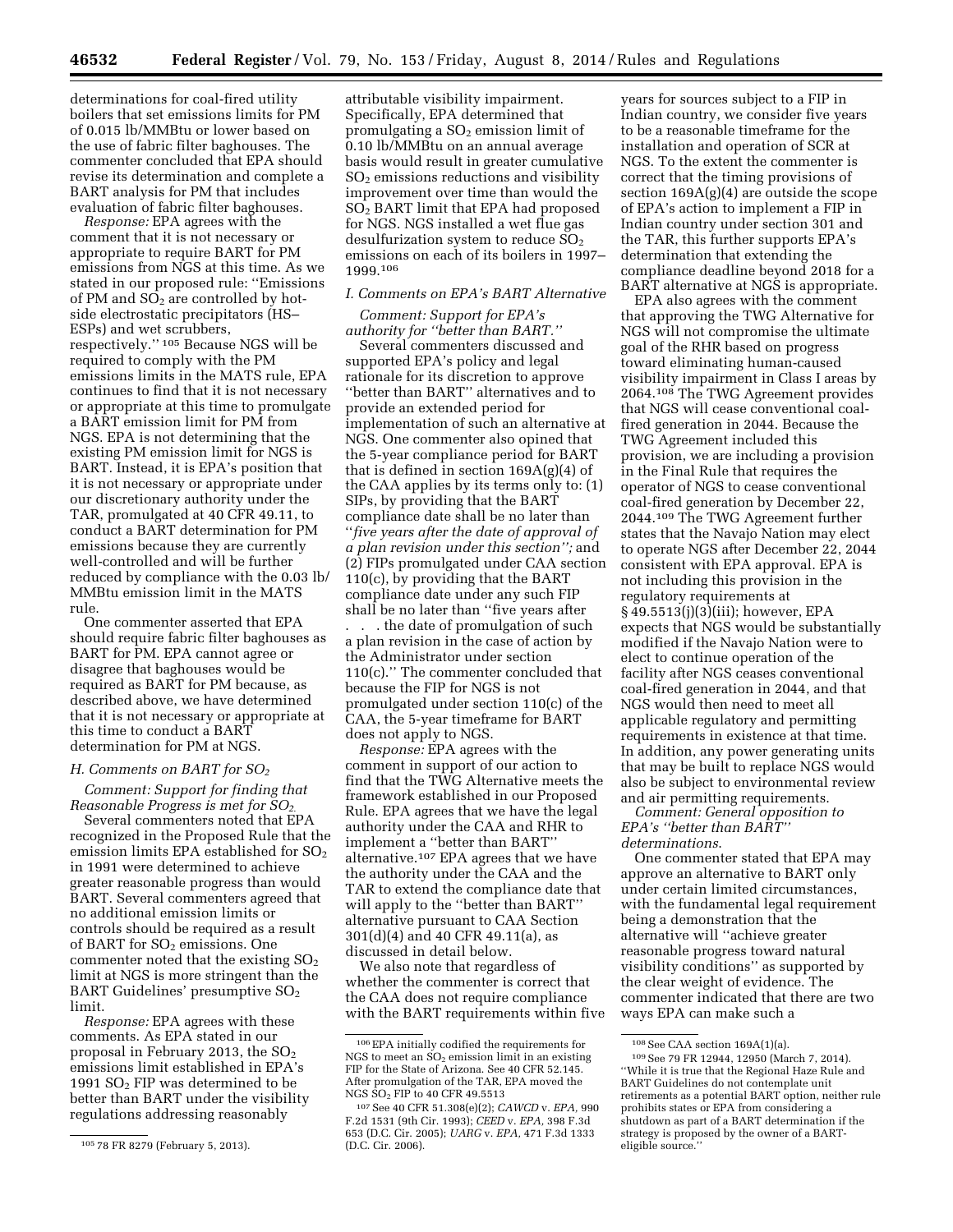determinations for coal-fired utility boilers that set emissions limits for PM of 0.015 lb/MMBtu or lower based on the use of fabric filter baghouses. The commenter concluded that EPA should revise its determination and complete a BART analysis for PM that includes evaluation of fabric filter baghouses.

*Response:* EPA agrees with the comment that it is not necessary or appropriate to require BART for PM emissions from NGS at this time. As we stated in our proposed rule: ''Emissions of PM and $SO_2$ are controlled by hot-side electrostatic precipitators (HS–ESPs) and wet scrubbers, respectively.'' [105] Because NGS will be required to comply with the PM emissions limits in the MATS rule, EPA continues to find that it is not necessary or appropriate at this time to promulgate a BART emission limit for PM from NGS. EPA is not determining that the existing PM emission limit for NGS is BART. Instead, it is EPA's position that it is not necessary or appropriate under our discretionary authority under the TAR, promulgated at 40 CFR 49.11, to conduct a BART determination for PM emissions because they are currently well-controlled and will be further reduced by compliance with the 0.03 lb/MMBtu emission limit in the MATS rule.

One commenter asserted that EPA should require fabric filter baghouses as BART for PM. EPA cannot agree or disagree that baghouses would be required as BART for PM because, as described above, we have determined that it is not necessary or appropriate at this time to conduct a BART determination for PM at NGS.

### H. Comments on BART for $SO_2$

*Comment: Support for finding that Reasonable Progress is met for $SO_2$.*

Several commenters noted that EPA recognized in the Proposed Rule that the emission limits EPA established for $SO_2$ in 1991 were determined to achieve greater reasonable progress than would BART. Several commenters agreed that no additional emission limits or controls should be required as a result of BART for $SO_2$ emissions. One commenter noted that the existing $SO_2$ limit at NGS is more stringent than the BART Guidelines' presumptive $SO_2$ limit.

*Response:* EPA agrees with these comments. As EPA stated in our proposal in February 2013, the $SO_2$ emissions limit established in EPA's 1991 $SO_2$ FIP was determined to be better than BART under the visibility regulations addressing reasonably attributable visibility impairment. Specifically, EPA determined that promulgating a $SO_2$ emission limit of 0.10 lb/MMBtu on an annual average basis would result in greater cumulative $SO_2$ emissions reductions and visibility improvement over time than would the $SO_2$ BART limit that EPA had proposed for NGS. NGS installed a wet flue gas desulfurization system to reduce $SO_2$ emissions on each of its boilers in 1997–1999.[106]

### I. Comments on EPA's BART Alternative

*Comment: Support for EPA's authority for ''better than BART.''*

Several commenters discussed and supported EPA's policy and legal rationale for its discretion to approve ''better than BART'' alternatives and to provide an extended period for implementation of such an alternative at NGS. One commenter also opined that the 5-year compliance period for BART that is defined in section 169A(g)(4) of the CAA applies by its terms only to: (1) SIPs, by providing that the BART compliance date shall be no later than ''*five years after the date of approval of a plan revision under this section'';* and (2) FIPs promulgated under CAA section 110(c), by providing that the BART compliance date under any such FIP shall be no later than ''five years after . . . the date of promulgation of such a plan revision in the case of action by the Administrator under section 110(c).'' The commenter concluded that because the FIP for NGS is not promulgated under section 110(c) of the CAA, the 5-year timeframe for BART does not apply to NGS.

*Response:* EPA agrees with the comment in support of our action to find that the TWG Alternative meets the framework established in our Proposed Rule. EPA agrees that we have the legal authority under the CAA and RHR to implement a ''better than BART'' alternative.[107] EPA agrees that we have the authority under the CAA and the TAR to extend the compliance date that will apply to the ''better than BART'' alternative pursuant to CAA Section 301(d)(4) and 40 CFR 49.11(a), as discussed in detail below.

We also note that regardless of whether the commenter is correct that the CAA does not require compliance with the BART requirements within five years for sources subject to a FIP in Indian country, we consider five years to be a reasonable timeframe for the installation and operation of SCR at NGS. To the extent the commenter is correct that the timing provisions of section 169A(g)(4) are outside the scope of EPA's action to implement a FIP in Indian country under section 301 and the TAR, this further supports EPA's determination that extending the compliance deadline beyond 2018 for a BART alternative at NGS is appropriate.

EPA also agrees with the comment that approving the TWG Alternative for NGS will not compromise the ultimate goal of the RHR based on progress toward eliminating human-caused visibility impairment in Class I areas by 2064.[108] The TWG Agreement provides that NGS will cease conventional coal-fired generation in 2044. Because the TWG Agreement included this provision, we are including a provision in the Final Rule that requires the operator of NGS to cease conventional coal-fired generation by December 22, 2044.[109] The TWG Agreement further states that the Navajo Nation may elect to operate NGS after December 22, 2044 consistent with EPA approval. EPA is not including this provision in the regulatory requirements at § 49.5513(j)(3)(iii); however, EPA expects that NGS would be substantially modified if the Navajo Nation were to elect to continue operation of the facility after NGS ceases conventional coal-fired generation in 2044, and that NGS would then need to meet all applicable regulatory and permitting requirements in existence at that time. In addition, any power generating units that may be built to replace NGS would also be subject to environmental review and air permitting requirements.

*Comment: General opposition to EPA's ''better than BART'' determinations.*

One commenter stated that EPA may approve an alternative to BART only under certain limited circumstances, with the fundamental legal requirement being a demonstration that the alternative will ''achieve greater reasonable progress toward natural visibility conditions'' as supported by the clear weight of evidence. The commenter indicated that there are two ways EPA can make such a

---

[105] 78 FR 8279 (February 5, 2013).

[106] EPA initially codified the requirements for NGS to meet an $SO_2$ emission limit in an existing FIP for the State of Arizona. See 40 CFR 52.145. After promulgation of the TAR, EPA moved the NGS $SO_2$ FIP to 40 CFR 49.5513

[107] See 40 CFR 51.308(e)(2); *CAWCD* v. *EPA,* 990 F.2d 1531 (9th Cir. 1993); *CEED* v. *EPA,* 398 F.3d 653 (D.C. Cir. 2005); *UARG* v. *EPA,* 471 F.3d 1333 (D.C. Cir. 2006).

[108] See CAA section 169A(1)(a).

[109] See 79 FR 12944, 12950 (March 7, 2014). ''While it is true that the Regional Haze Rule and BART Guidelines do not contemplate unit retirements as a potential BART option, neither rule prohibits states or EPA from considering a shutdown as part of a BART determination if the strategy is proposed by the owner of a BART-eligible source.''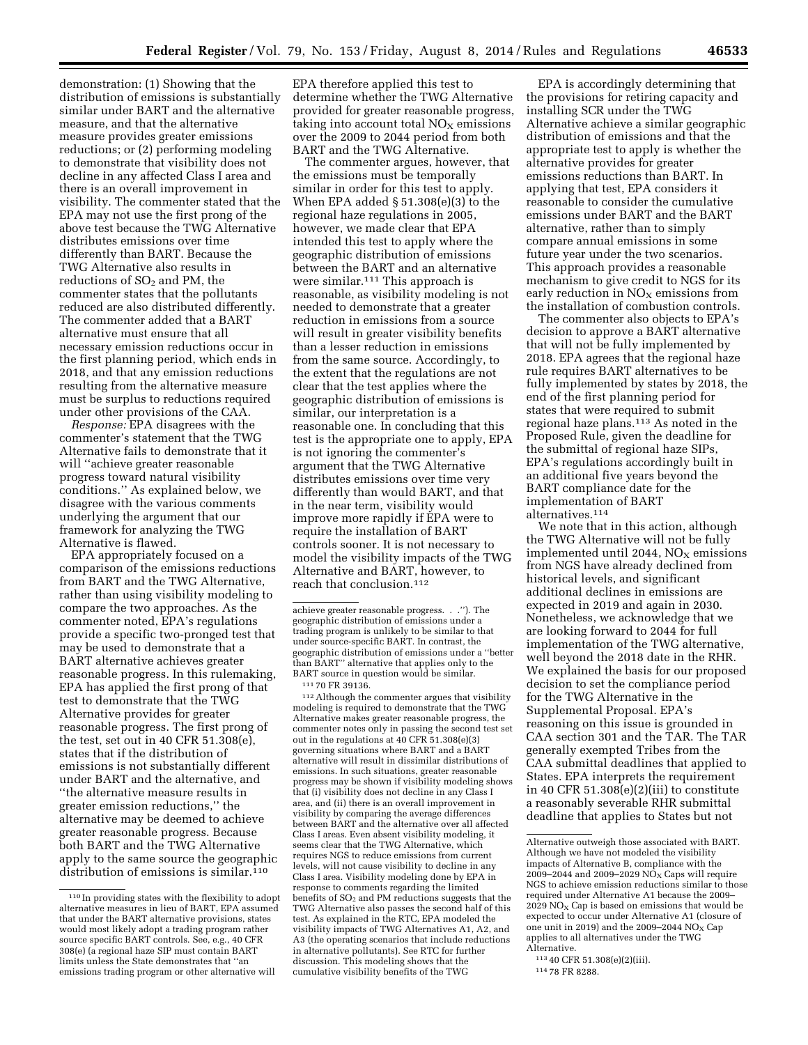demonstration: (1) Showing that the distribution of emissions is substantially similar under BART and the alternative measure, and that the alternative measure provides greater emissions reductions; or (2) performing modeling to demonstrate that visibility does not decline in any affected Class I area and there is an overall improvement in visibility. The commenter stated that the EPA may not use the first prong of the above test because the TWG Alternative distributes emissions over time differently than BART. Because the TWG Alternative also results in reductions of $SO_2$ and PM, the commenter states that the pollutants reduced are also distributed differently. The commenter added that a BART alternative must ensure that all necessary emission reductions occur in the first planning period, which ends in 2018, and that any emission reductions resulting from the alternative measure must be surplus to reductions required under other provisions of the CAA.

*Response:* EPA disagrees with the commenter's statement that the TWG Alternative fails to demonstrate that it will "achieve greater reasonable progress toward natural visibility conditions." As explained below, we disagree with the various comments underlying the argument that our framework for analyzing the TWG Alternative is flawed.

EPA appropriately focused on a comparison of the emissions reductions from BART and the TWG Alternative, rather than using visibility modeling to compare the two approaches. As the commenter noted, EPA's regulations provide a specific two-pronged test that may be used to demonstrate that a BART alternative achieves greater reasonable progress. In this rulemaking, EPA has applied the first prong of that test to demonstrate that the TWG Alternative provides for greater reasonable progress. The first prong of the test, set out in 40 CFR 51.308(e), states that if the distribution of emissions is not substantially different under BART and the alternative, and "the alternative measure results in greater emission reductions," the alternative may be deemed to achieve greater reasonable progress. Because both BART and the TWG Alternative apply to the same source the geographic distribution of emissions is similar.[110] EPA therefore applied this test to determine whether the TWG Alternative provided for greater reasonable progress, taking into account total $NO_X$ emissions over the 2009 to 2044 period from both BART and the TWG Alternative.

The commenter argues, however, that the emissions must be temporally similar in order for this test to apply. When EPA added § 51.308(e)(3) to the regional haze regulations in 2005, however, we made clear that EPA intended this test to apply where the geographic distribution of emissions between the BART and an alternative were similar.[111] This approach is reasonable, as visibility modeling is not needed to demonstrate that a greater reduction in emissions from a source will result in greater visibility benefits than a lesser reduction in emissions from the same source. Accordingly, to the extent that the regulations are not clear that the test applies where the geographic distribution of emissions is similar, our interpretation is a reasonable one. In concluding that this test is the appropriate one to apply, EPA is not ignoring the commenter's argument that the TWG Alternative distributes emissions over time very differently than would BART, and that in the near term, visibility would improve more rapidly if EPA were to require the installation of BART controls sooner. It is not necessary to model the visibility impacts of the TWG Alternative and BART, however, to reach that conclusion.[112]

EPA is accordingly determining that the provisions for retiring capacity and installing SCR under the TWG Alternative achieve a similar geographic distribution of emissions and that the appropriate test to apply is whether the alternative provides for greater emissions reductions than BART. In applying that test, EPA considers it reasonable to consider the cumulative emissions under BART and the BART alternative, rather than to simply compare annual emissions in some future year under the two scenarios. This approach provides a reasonable mechanism to give credit to NGS for its early reduction in $NO_X$ emissions from the installation of combustion controls.

The commenter also objects to EPA's decision to approve a BART alternative that will not be fully implemented by 2018. EPA agrees that the regional haze rule requires BART alternatives to be fully implemented by states by 2018, the end of the first planning period for states that were required to submit regional haze plans.[113] As noted in the Proposed Rule, given the deadline for the submittal of regional haze SIPs, EPA's regulations accordingly built in an additional five years beyond the BART compliance date for the implementation of BART alternatives.[114]

We note that in this action, although the TWG Alternative will not be fully implemented until 2044, $NO_X$ emissions from NGS have already declined from historical levels, and significant additional declines in emissions are expected in 2019 and again in 2030. Nonetheless, we acknowledge that we are looking forward to 2044 for full implementation of the TWG alternative, well beyond the 2018 date in the RHR. We explained the basis for our proposed decision to set the compliance period for the TWG Alternative in the Supplemental Proposal. EPA's reasoning on this issue is grounded in CAA section 301 and the TAR. The TAR generally exempted Tribes from the CAA submittal deadlines that applied to States. EPA interprets the requirement in 40 CFR 51.308(e)(2)(iii) to constitute a reasonably severable RHR submittal deadline that applies to States but not

---

[110] In providing states with the flexibility to adopt alternative measures in lieu of BART, EPA assumed that under the BART alternative provisions, states would most likely adopt a trading program rather source specific BART controls. See, e.g., 40 CFR 308(e) (a regional haze SIP must contain BART limits unless the State demonstrates that "an emissions trading program or other alternative will achieve greater reasonable progress. . ."). The geographic distribution of emissions under a trading program is unlikely to be similar to that under source-specific BART. In contrast, the geographic distribution of emissions under a "better than BART" alternative that applies only to the BART source in question would be similar.

[111] 70 FR 39136.

[112] Although the commenter argues that visibility modeling is required to demonstrate that the TWG Alternative makes greater reasonable progress, the commenter notes only in passing the second test set out in the regulations at 40 CFR 51.308(e)(3) governing situations where BART and a BART alternative will result in dissimilar distributions of emissions. In such situations, greater reasonable progress may be shown if visibility modeling shows that (i) visibility does not decline in any Class I area, and (ii) there is an overall improvement in visibility by comparing the average differences between BART and the alternative over all affected Class I areas. Even absent visibility modeling, it seems clear that the TWG Alternative, which requires NGS to reduce emissions from current levels, will not cause visibility to decline in any Class I area. Visibility modeling done by EPA in response to comments regarding the limited benefits of $SO_2$ and PM reductions suggests that the TWG Alternative also passes the second half of this test. As explained in the RTC, EPA modeled the visibility impacts of TWG Alternatives A1, A2, and A3 (the operating scenarios that include reductions in alternative pollutants). See RTC for further discussion. This modeling shows that the cumulative visibility benefits of the TWG Alternative outweigh those associated with BART. Although we have not modeled the visibility impacts of Alternative B, compliance with the 2009–2044 and 2009–2029 $NO_X$ Caps will require NGS to achieve emission reductions similar to those required under Alternative A1 because the 2009–2029 $NO_X$ Cap is based on emissions that would be expected to occur under Alternative A1 (closure of one unit in 2019) and the 2009–2044 $NO_X$ Cap applies to all alternatives under the TWG Alternative.

[113] 40 CFR 51.308(e)(2)(iii).

[114] 78 FR 8288.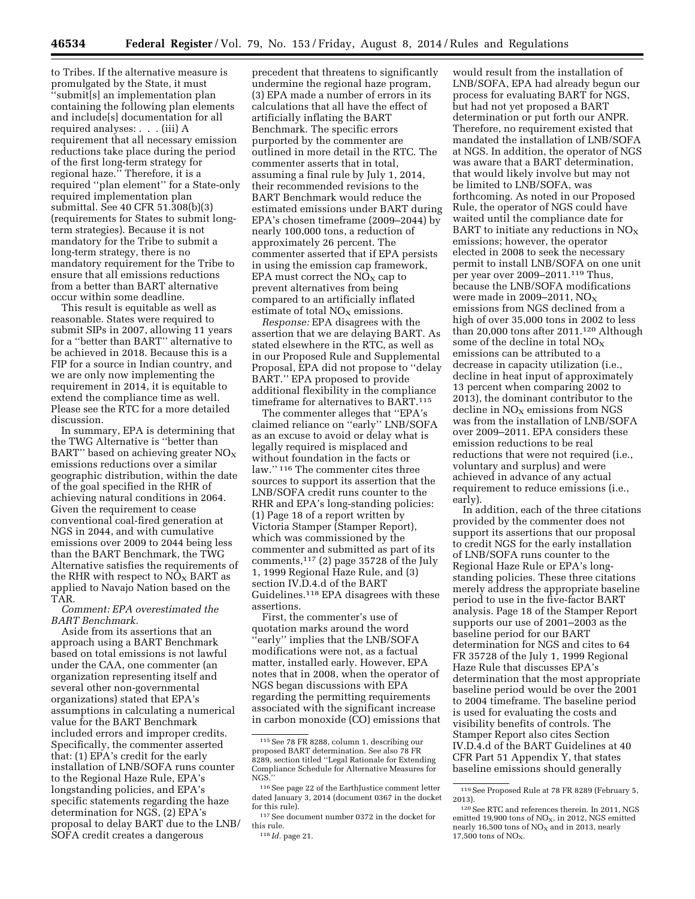to Tribes. If the alternative measure is promulgated by the State, it must "submit[s] an implementation plan containing the following plan elements and include[s] documentation for all required analyses: . . . (iii) A requirement that all necessary emission reductions take place during the period of the first long-term strategy for regional haze." Therefore, it is a required "plan element" for a State-only required implementation plan submittal. See 40 CFR 51.308(b)(3) (requirements for States to submit long-term strategies). Because it is not mandatory for the Tribe to submit a long-term strategy, there is no mandatory requirement for the Tribe to ensure that all emissions reductions from a better than BART alternative occur within some deadline.

This result is equitable as well as reasonable. States were required to submit SIPs in 2007, allowing 11 years for a "better than BART" alternative to be achieved in 2018. Because this is a FIP for a source in Indian country, and we are only now implementing the requirement in 2014, it is equitable to extend the compliance time as well. Please see the RTC for a more detailed discussion.

In summary, EPA is determining that the TWG Alternative is "better than BART" based on achieving greater $NO_X$ emissions reductions over a similar geographic distribution, within the date of the goal specified in the RHR of achieving natural conditions in 2064. Given the requirement to cease conventional coal-fired generation at NGS in 2044, and with cumulative emissions over 2009 to 2044 being less than the BART Benchmark, the TWG Alternative satisfies the requirements of the RHR with respect to $NO_X$ BART as applied to Navajo Nation based on the TAR.

*Comment: EPA overestimated the BART Benchmark.*

Aside from its assertions that an approach using a BART Benchmark based on total emissions is not lawful under the CAA, one commenter (an organization representing itself and several other non-governmental organizations) stated that EPA's assumptions in calculating a numerical value for the BART Benchmark included errors and improper credits. Specifically, the commenter asserted that: (1) EPA's credit for the early installation of LNB/SOFA runs counter to the Regional Haze Rule, EPA's longstanding policies, and EPA's specific statements regarding the haze determination for NGS, (2) EPA's proposal to delay BART due to the LNB/SOFA credit creates a dangerous precedent that threatens to significantly undermine the regional haze program, (3) EPA made a number of errors in its calculations that all have the effect of artificially inflating the BART Benchmark. The specific errors purported by the commenter are outlined in more detail in the RTC. The commenter asserts that in total, assuming a final rule by July 1, 2014, their recommended revisions to the BART Benchmark would reduce the estimated emissions under BART during EPA's chosen timeframe (2009–2044) by nearly 100,000 tons, a reduction of approximately 26 percent. The commenter asserted that if EPA persists in using the emission cap framework, EPA must correct the $NO_X$ cap to prevent alternatives from being compared to an artificially inflated estimate of total $NO_X$ emissions.

*Response:* EPA disagrees with the assertion that we are delaying BART. As stated elsewhere in the RTC, as well as in our Proposed Rule and Supplemental Proposal, EPA did not propose to "delay BART." EPA proposed to provide additional flexibility in the compliance timeframe for alternatives to BART.[115]

The commenter alleges that "EPA's claimed reliance on "early" LNB/SOFA as an excuse to avoid or delay what is legally required is misplaced and without foundation in the facts or law." [116] The commenter cites three sources to support its assertion that the LNB/SOFA credit runs counter to the RHR and EPA's long-standing policies: (1) Page 18 of a report written by Victoria Stamper (Stamper Report), which was commissioned by the commenter and submitted as part of its comments,[117] (2) page 35728 of the July 1, 1999 Regional Haze Rule, and (3) section IV.D.4.d of the BART Guidelines.[118] EPA disagrees with these assertions.

First, the commenter's use of quotation marks around the word "early" implies that the LNB/SOFA modifications were not, as a factual matter, installed early. However, EPA notes that in 2008, when the operator of NGS began discussions with EPA regarding the permitting requirements associated with the significant increase in carbon monoxide (CO) emissions that would result from the installation of LNB/SOFA, EPA had already begun our process for evaluating BART for NGS, but had not yet proposed a BART determination or put forth our ANPR. Therefore, no requirement existed that mandated the installation of LNB/SOFA at NGS. In addition, the operator of NGS was aware that a BART determination, that would likely involve but may not be limited to LNB/SOFA, was forthcoming. As noted in our Proposed Rule, the operator of NGS could have waited until the compliance date for BART to initiate any reductions in $NO_X$ emissions; however, the operator elected in 2008 to seek the necessary permit to install LNB/SOFA on one unit per year over 2009–2011.[119] Thus, because the LNB/SOFA modifications were made in 2009–2011, $NO_X$ emissions from NGS declined from a high of over 35,000 tons in 2002 to less than 20,000 tons after 2011.[120] Although some of the decline in total $NO_X$ emissions can be attributed to a decrease in capacity utilization (i.e., decline in heat input of approximately 13 percent when comparing 2002 to 2013), the dominant contributor to the decline in $NO_X$ emissions from NGS was from the installation of LNB/SOFA over 2009–2011. EPA considers these emission reductions to be real reductions that were not required (i.e., voluntary and surplus) and were achieved in advance of any actual requirement to reduce emissions (i.e., early).

In addition, each of the three citations provided by the commenter does not support its assertions that our proposal to credit NGS for the early installation of LNB/SOFA runs counter to the Regional Haze Rule or EPA's long-standing policies. These three citations merely address the appropriate baseline period to use in the five-factor BART analysis. Page 18 of the Stamper Report supports our use of 2001–2003 as the baseline period for our BART determination for NGS and cites to 64 FR 35728 of the July 1, 1999 Regional Haze Rule that discusses EPA's determination that the most appropriate baseline period would be over the 2001 to 2004 timeframe. The baseline period is used for evaluating the costs and visibility benefits of controls. The Stamper Report also cites Section IV.D.4.d of the BART Guidelines at 40 CFR Part 51 Appendix Y, that states baseline emissions should generally

---

[115] See 78 FR 8288, column 1, describing our proposed BART determination. See also 78 FR 8289, section titled "Legal Rationale for Extending Compliance Schedule for Alternative Measures for NGS."

[116] See page 22 of the EarthJustice comment letter dated January 3, 2014 (document 0367 in the docket for this rule).

[117] See document number 0372 in the docket for this rule.

[118] *Id.* page 21.

[119] See Proposed Rule at 78 FR 8289 (February 5, 2013).

[120] See RTC and references therein. In 2011, NGS emitted 19,900 tons of $NO_X$, in 2012, NGS emitted nearly 16,500 tons of $NO_X$ and in 2013, nearly 17,500 tons of $NO_X$.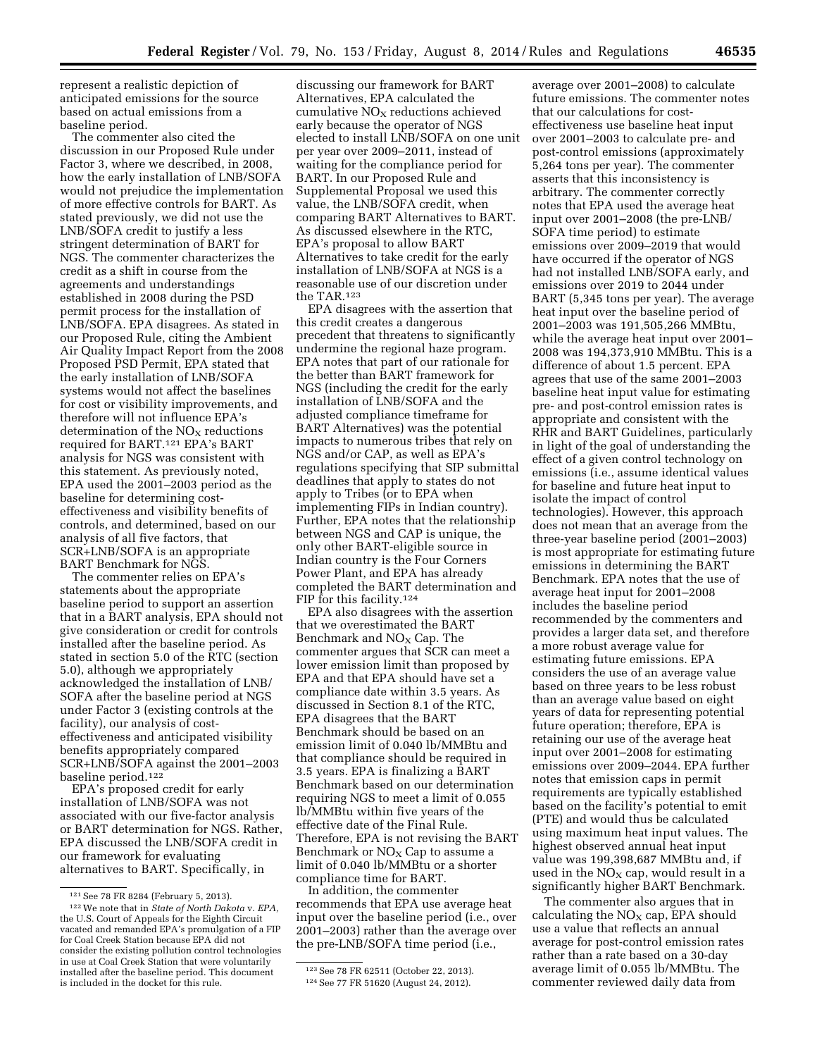represent a realistic depiction of anticipated emissions for the source based on actual emissions from a baseline period.

The commenter also cited the discussion in our Proposed Rule under Factor 3, where we described, in 2008, how the early installation of LNB/SOFA would not prejudice the implementation of more effective controls for BART. As stated previously, we did not use the LNB/SOFA credit to justify a less stringent determination of BART for NGS. The commenter characterizes the credit as a shift in course from the agreements and understandings established in 2008 during the PSD permit process for the installation of LNB/SOFA. EPA disagrees. As stated in our Proposed Rule, citing the Ambient Air Quality Impact Report from the 2008 Proposed PSD Permit, EPA stated that the early installation of LNB/SOFA systems would not affect the baselines for cost or visibility improvements, and therefore will not influence EPA's determination of the $NO_X$ reductions required for BART.[121] EPA's BART analysis for NGS was consistent with this statement. As previously noted, EPA used the 2001–2003 period as the baseline for determining cost-effectiveness and visibility benefits of controls, and determined, based on our analysis of all five factors, that SCR+LNB/SOFA is an appropriate BART Benchmark for NGS.

The commenter relies on EPA's statements about the appropriate baseline period to support an assertion that in a BART analysis, EPA should not give consideration or credit for controls installed after the baseline period. As stated in section 5.0 of the RTC (section 5.0), although we appropriately acknowledged the installation of LNB/SOFA after the baseline period at NGS under Factor 3 (existing controls at the facility), our analysis of cost-effectiveness and anticipated visibility benefits appropriately compared SCR+LNB/SOFA against the 2001–2003 baseline period.[122]

EPA's proposed credit for early installation of LNB/SOFA was not associated with our five-factor analysis or BART determination for NGS. Rather, EPA discussed the LNB/SOFA credit in our framework for evaluating alternatives to BART. Specifically, in discussing our framework for BART Alternatives, EPA calculated the cumulative $NO_X$ reductions achieved early because the operator of NGS elected to install LNB/SOFA on one unit per year over 2009–2011, instead of waiting for the compliance period for BART. In our Proposed Rule and Supplemental Proposal we used this value, the LNB/SOFA credit, when comparing BART Alternatives to BART. As discussed elsewhere in the RTC, EPA's proposal to allow BART Alternatives to take credit for the early installation of LNB/SOFA at NGS is a reasonable use of our discretion under the TAR.[123]

EPA disagrees with the assertion that this credit creates a dangerous precedent that threatens to significantly undermine the regional haze program. EPA notes that part of our rationale for the better than BART framework for NGS (including the credit for the early installation of LNB/SOFA and the adjusted compliance timeframe for BART Alternatives) was the potential impacts to numerous tribes that rely on NGS and/or CAP, as well as EPA's regulations specifying that SIP submittal deadlines that apply to states do not apply to Tribes (or to EPA when implementing FIPs in Indian country). Further, EPA notes that the relationship between NGS and CAP is unique, the only other BART-eligible source in Indian country is the Four Corners Power Plant, and EPA has already completed the BART determination and FIP for this facility.[124]

EPA also disagrees with the assertion that we overestimated the BART Benchmark and $NO_X$ Cap. The commenter argues that SCR can meet a lower emission limit than proposed by EPA and that EPA should have set a compliance date within 3.5 years. As discussed in Section 8.1 of the RTC, EPA disagrees that the BART Benchmark should be based on an emission limit of 0.040 lb/MMBtu and that compliance should be required in 3.5 years. EPA is finalizing a BART Benchmark based on our determination requiring NGS to meet a limit of 0.055 lb/MMBtu within five years of the effective date of the Final Rule. Therefore, EPA is not revising the BART Benchmark or $NO_X$ Cap to assume a limit of 0.040 lb/MMBtu or a shorter compliance time for BART.

In addition, the commenter recommends that EPA use average heat input over the baseline period (i.e., over 2001–2003) rather than the average over the pre-LNB/SOFA time period (i.e., average over 2001–2008) to calculate future emissions. The commenter notes that our calculations for cost-effectiveness use baseline heat input over 2001–2003 to calculate pre- and post-control emissions (approximately 5,264 tons per year). The commenter asserts that this inconsistency is arbitrary. The commenter correctly notes that EPA used the average heat input over 2001–2008 (the pre-LNB/SOFA time period) to estimate emissions over 2009–2019 that would have occurred if the operator of NGS had not installed LNB/SOFA early, and emissions over 2019 to 2044 under BART (5,345 tons per year). The average heat input over the baseline period of 2001–2003 was 191,505,266 MMBtu, while the average heat input over 2001–2008 was 194,373,910 MMBtu. This is a difference of about 1.5 percent. EPA agrees that use of the same 2001–2003 baseline heat input value for estimating pre- and post-control emission rates is appropriate and consistent with the RHR and BART Guidelines, particularly in light of the goal of understanding the effect of a given control technology on emissions (i.e., assume identical values for baseline and future heat input to isolate the impact of control technologies). However, this approach does not mean that an average from the three-year baseline period (2001–2003) is most appropriate for estimating future emissions in determining the BART Benchmark. EPA notes that the use of average heat input for 2001–2008 includes the baseline period recommended by the commenters and provides a larger data set, and therefore a more robust average value for estimating future emissions. EPA considers the use of an average value based on three years to be less robust than an average value based on eight years of data for representing potential future operation; therefore, EPA is retaining our use of the average heat input over 2001–2008 for estimating emissions over 2009–2044. EPA further notes that emission caps in permit requirements are typically established based on the facility's potential to emit (PTE) and would thus be calculated using maximum heat input values. The highest observed annual heat input value was 199,398,687 MMBtu and, if used in the $NO_X$ cap, would result in a significantly higher BART Benchmark.

The commenter also argues that in calculating the $NO_X$ cap, EPA should use a value that reflects an annual average for post-control emission rates rather than a rate based on a 30-day average limit of 0.055 lb/MMBtu. The commenter reviewed daily data from

[121] See 78 FR 8284 (February 5, 2013).

[122] We note that in *State of North Dakota* v. *EPA,* the U.S. Court of Appeals for the Eighth Circuit vacated and remanded EPA's promulgation of a FIP for Coal Creek Station because EPA did not consider the existing pollution control technologies in use at Coal Creek Station that were voluntarily installed after the baseline period. This document is included in the docket for this rule.

[123] See 78 FR 62511 (October 22, 2013).

[124] See 77 FR 51620 (August 24, 2012).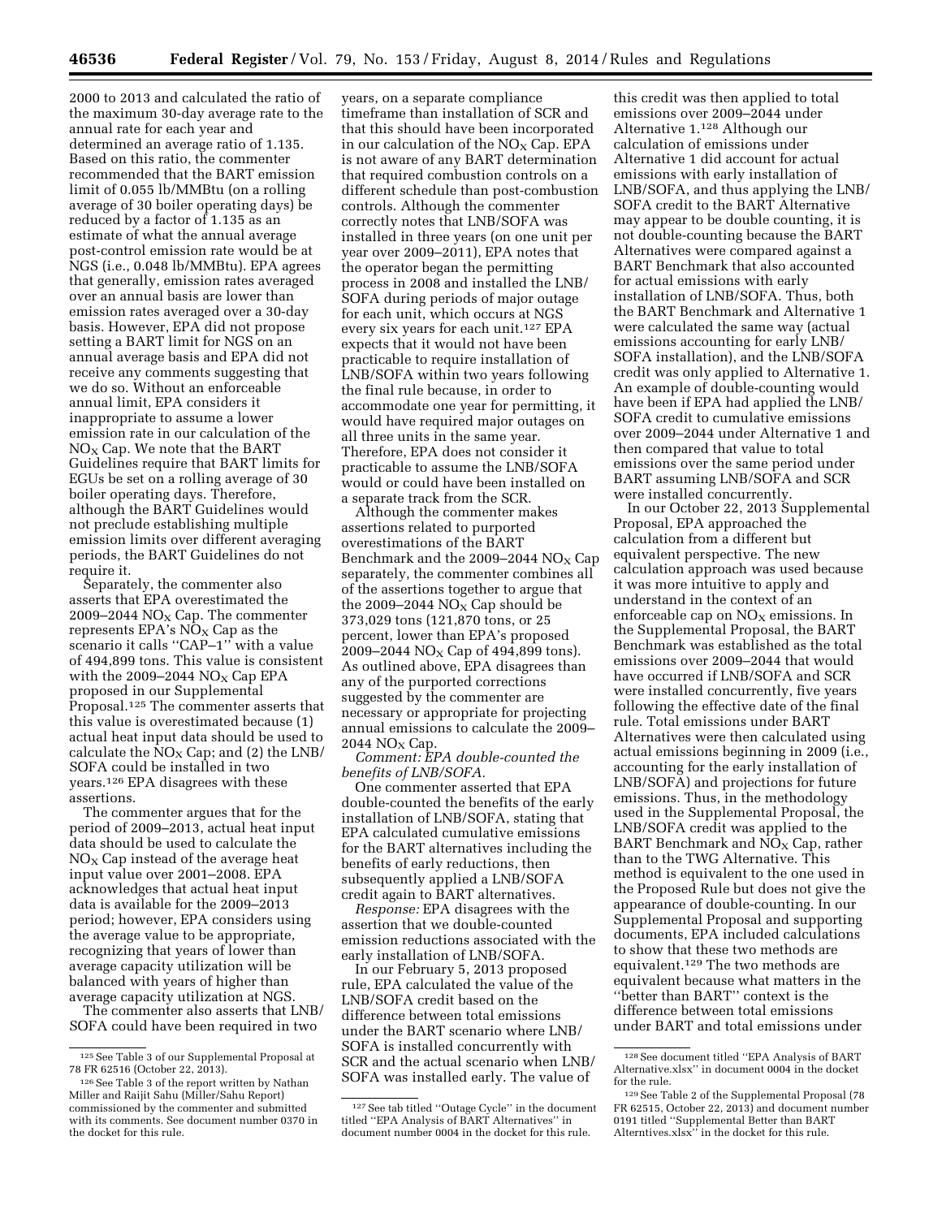2000 to 2013 and calculated the ratio of the maximum 30-day average rate to the annual rate for each year and determined an average ratio of 1.135. Based on this ratio, the commenter recommended that the BART emission limit of 0.055 lb/MMBtu (on a rolling average of 30 boiler operating days) be reduced by a factor of 1.135 as an estimate of what the annual average post-control emission rate would be at NGS (i.e., 0.048 lb/MMBtu). EPA agrees that generally, emission rates averaged over an annual basis are lower than emission rates averaged over a 30-day basis. However, EPA did not propose setting a BART limit for NGS on an annual average basis and EPA did not receive any comments suggesting that we do so. Without an enforceable annual limit, EPA considers it inappropriate to assume a lower emission rate in our calculation of the $NO_X$ Cap. We note that the BART Guidelines require that BART limits for EGUs be set on a rolling average of 30 boiler operating days. Therefore, although the BART Guidelines would not preclude establishing multiple emission limits over different averaging periods, the BART Guidelines do not require it.

Separately, the commenter also asserts that EPA overestimated the 2009–2044 $NO_X$ Cap. The commenter represents EPA's $NO_X$ Cap as the scenario it calls ''CAP–1'' with a value of 494,899 tons. This value is consistent with the 2009–2044 $NO_X$ Cap EPA proposed in our Supplemental Proposal.[125] The commenter asserts that this value is overestimated because (1) actual heat input data should be used to calculate the $NO_X$ Cap; and (2) the LNB/SOFA could be installed in two years.[126] EPA disagrees with these assertions.

The commenter argues that for the period of 2009–2013, actual heat input data should be used to calculate the $NO_X$ Cap instead of the average heat input value over 2001–2008. EPA acknowledges that actual heat input data is available for the 2009–2013 period; however, EPA considers using the average value to be appropriate, recognizing that years of lower than average capacity utilization will be balanced with years of higher than average capacity utilization at NGS.

The commenter also asserts that LNB/SOFA could have been required in two years, on a separate compliance timeframe than installation of SCR and that this should have been incorporated in our calculation of the $NO_X$ Cap. EPA is not aware of any BART determination that required combustion controls on a different schedule than post-combustion controls. Although the commenter correctly notes that LNB/SOFA was installed in three years (on one unit per year over 2009–2011), EPA notes that the operator began the permitting process in 2008 and installed the LNB/SOFA during periods of major outage for each unit, which occurs at NGS every six years for each unit.[127] EPA expects that it would not have been practicable to require installation of LNB/SOFA within two years following the final rule because, in order to accommodate one year for permitting, it would have required major outages on all three units in the same year. Therefore, EPA does not consider it practicable to assume the LNB/SOFA would or could have been installed on a separate track from the SCR.

Although the commenter makes assertions related to purported overestimations of the BART Benchmark and the 2009–2044 $NO_X$ Cap separately, the commenter combines all of the assertions together to argue that the 2009–2044 $NO_X$ Cap should be 373,029 tons (121,870 tons, or 25 percent, lower than EPA's proposed 2009–2044 $NO_X$ Cap of 494,899 tons). As outlined above, EPA disagrees than any of the purported corrections suggested by the commenter are necessary or appropriate for projecting annual emissions to calculate the 2009–2044 $NO_X$ Cap.

*Comment: EPA double-counted the benefits of LNB/SOFA.*

One commenter asserted that EPA double-counted the benefits of the early installation of LNB/SOFA, stating that EPA calculated cumulative emissions for the BART alternatives including the benefits of early reductions, then subsequently applied a LNB/SOFA credit again to BART alternatives.

*Response:* EPA disagrees with the assertion that we double-counted emission reductions associated with the early installation of LNB/SOFA.

In our February 5, 2013 proposed rule, EPA calculated the value of the LNB/SOFA credit based on the difference between total emissions under the BART scenario where LNB/SOFA is installed concurrently with SCR and the actual scenario when LNB/SOFA was installed early. The value of this credit was then applied to total emissions over 2009–2044 under Alternative 1.[128] Although our calculation of emissions under Alternative 1 did account for actual emissions with early installation of LNB/SOFA, and thus applying the LNB/SOFA credit to the BART Alternative may appear to be double counting, it is not double-counting because the BART Alternatives were compared against a BART Benchmark that also accounted for actual emissions with early installation of LNB/SOFA. Thus, both the BART Benchmark and Alternative 1 were calculated the same way (actual emissions accounting for early LNB/SOFA installation), and the LNB/SOFA credit was only applied to Alternative 1. An example of double-counting would have been if EPA had applied the LNB/SOFA credit to cumulative emissions over 2009–2044 under Alternative 1 and then compared that value to total emissions over the same period under BART assuming LNB/SOFA and SCR were installed concurrently.

In our October 22, 2013 Supplemental Proposal, EPA approached the calculation from a different but equivalent perspective. The new calculation approach was used because it was more intuitive to apply and understand in the context of an enforceable cap on $NO_X$ emissions. In the Supplemental Proposal, the BART Benchmark was established as the total emissions over 2009–2044 that would have occurred if LNB/SOFA and SCR were installed concurrently, five years following the effective date of the final rule. Total emissions under BART Alternatives were then calculated using actual emissions beginning in 2009 (i.e., accounting for the early installation of LNB/SOFA) and projections for future emissions. Thus, in the methodology used in the Supplemental Proposal, the LNB/SOFA credit was applied to the BART Benchmark and $NO_X$ Cap, rather than to the TWG Alternative. This method is equivalent to the one used in the Proposed Rule but does not give the appearance of double-counting. In our Supplemental Proposal and supporting documents, EPA included calculations to show that these two methods are equivalent.[129] The two methods are equivalent because what matters in the ''better than BART'' context is the difference between total emissions under BART and total emissions under

---

[125] See Table 3 of our Supplemental Proposal at 78 FR 62516 (October 22, 2013).

[126] See Table 3 of the report written by Nathan Miller and Raijit Sahu (Miller/Sahu Report) commissioned by the commenter and submitted with its comments. See document number 0370 in the docket for this rule.

[127] See tab titled ''Outage Cycle'' in the document titled ''EPA Analysis of BART Alternatives'' in document number 0004 in the docket for this rule.

[128] See document titled ''EPA Analysis of BART Alternative.xlsx'' in document 0004 in the docket for the rule.

[129] See Table 2 of the Supplemental Proposal (78 FR 62515, October 22, 2013) and document number 0191 titled ''Supplemental Better than BART Alterntives.xlsx'' in the docket for this rule.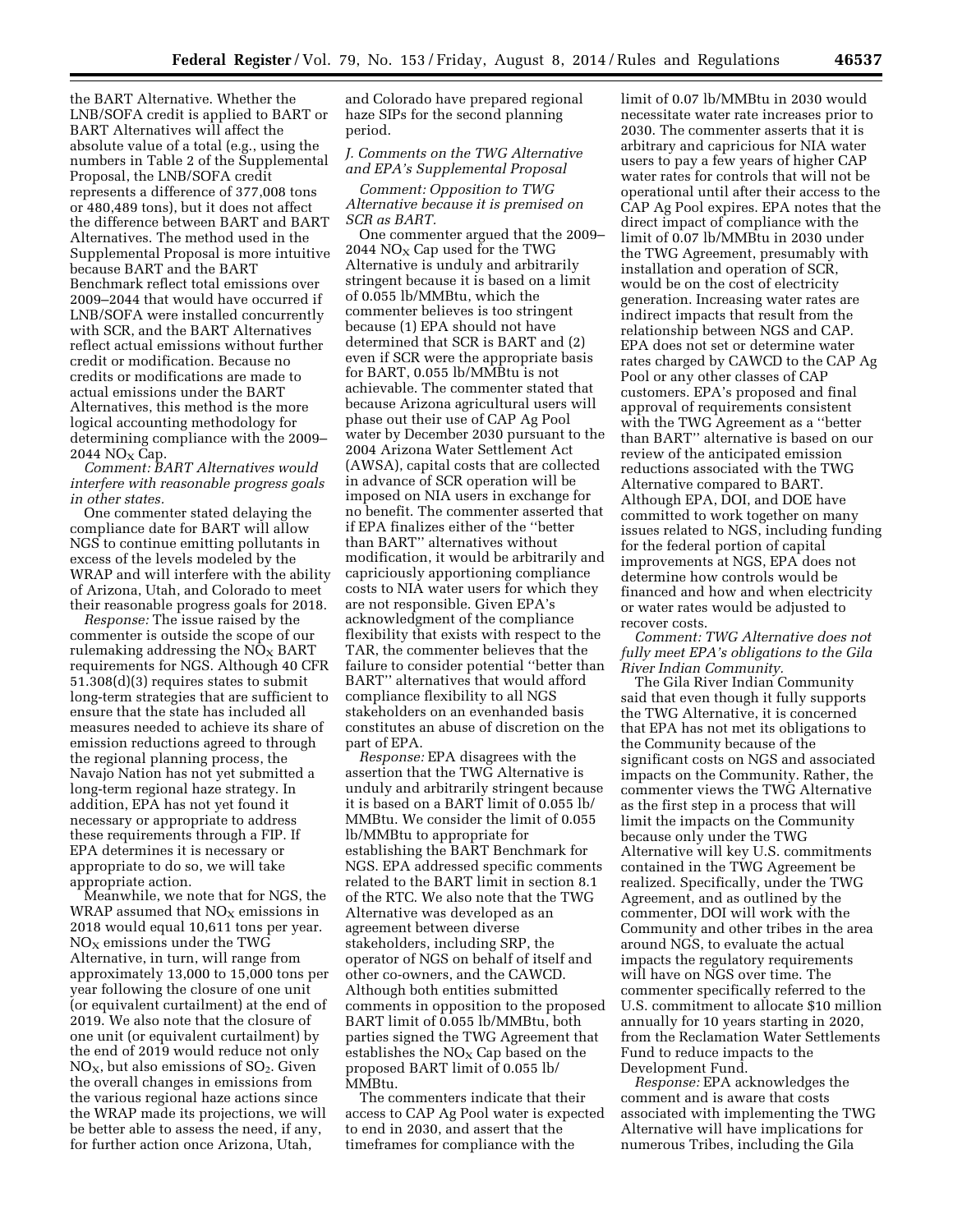the BART Alternative. Whether the LNB/SOFA credit is applied to BART or BART Alternatives will affect the absolute value of a total (e.g., using the numbers in Table 2 of the Supplemental Proposal, the LNB/SOFA credit represents a difference of 377,008 tons or 480,489 tons), but it does not affect the difference between BART and BART Alternatives. The method used in the Supplemental Proposal is more intuitive because BART and the BART Benchmark reflect total emissions over 2009–2044 that would have occurred if LNB/SOFA were installed concurrently with SCR, and the BART Alternatives reflect actual emissions without further credit or modification. Because no credits or modifications are made to actual emissions under the BART Alternatives, this method is the more logical accounting methodology for determining compliance with the 2009–2044 $NO_X$ Cap.

*Comment: BART Alternatives would interfere with reasonable progress goals in other states.*

One commenter stated delaying the compliance date for BART will allow NGS to continue emitting pollutants in excess of the levels modeled by the WRAP and will interfere with the ability of Arizona, Utah, and Colorado to meet their reasonable progress goals for 2018.

*Response:* The issue raised by the commenter is outside the scope of our rulemaking addressing the $NO_X$ BART requirements for NGS. Although 40 CFR 51.308(d)(3) requires states to submit long-term strategies that are sufficient to ensure that the state has included all measures needed to achieve its share of emission reductions agreed to through the regional planning process, the Navajo Nation has not yet submitted a long-term regional haze strategy. In addition, EPA has not yet found it necessary or appropriate to address these requirements through a FIP. If EPA determines it is necessary or appropriate to do so, we will take appropriate action.

Meanwhile, we note that for NGS, the WRAP assumed that $NO_X$ emissions in 2018 would equal 10,611 tons per year. $NO_X$ emissions under the TWG Alternative, in turn, will range from approximately 13,000 to 15,000 tons per year following the closure of one unit (or equivalent curtailment) at the end of 2019. We also note that the closure of one unit (or equivalent curtailment) by the end of 2019 would reduce not only $NO_X$, but also emissions of $SO_2$. Given the overall changes in emissions from the various regional haze actions since the WRAP made its projections, we will be better able to assess the need, if any, for further action once Arizona, Utah, and Colorado have prepared regional haze SIPs for the second planning period.

### J. Comments on the TWG Alternative and EPA's Supplemental Proposal

*Comment: Opposition to TWG Alternative because it is premised on SCR as BART.*

One commenter argued that the 2009–2044 $NO_X$ Cap used for the TWG Alternative is unduly and arbitrarily stringent because it is based on a limit of 0.055 lb/MMBtu, which the commenter believes is too stringent because (1) EPA should not have determined that SCR is BART and (2) even if SCR were the appropriate basis for BART, 0.055 lb/MMBtu is not achievable. The commenter stated that because Arizona agricultural users will phase out their use of CAP Ag Pool water by December 2030 pursuant to the 2004 Arizona Water Settlement Act (AWSA), capital costs that are collected in advance of SCR operation will be imposed on NIA users in exchange for no benefit. The commenter asserted that if EPA finalizes either of the "better than BART" alternatives without modification, it would be arbitrarily and capriciously apportioning compliance costs to NIA water users for which they are not responsible. Given EPA's acknowledgment of the compliance flexibility that exists with respect to the TAR, the commenter believes that the failure to consider potential "better than BART" alternatives that would afford compliance flexibility to all NGS stakeholders on an evenhanded basis constitutes an abuse of discretion on the part of EPA.

*Response:* EPA disagrees with the assertion that the TWG Alternative is unduly and arbitrarily stringent because it is based on a BART limit of 0.055 lb/MMBtu. We consider the limit of 0.055 lb/MMBtu to appropriate for establishing the BART Benchmark for NGS. EPA addressed specific comments related to the BART limit in section 8.1 of the RTC. We also note that the TWG Alternative was developed as an agreement between diverse stakeholders, including SRP, the operator of NGS on behalf of itself and other co-owners, and the CAWCD. Although both entities submitted comments in opposition to the proposed BART limit of 0.055 lb/MMBtu, both parties signed the TWG Agreement that establishes the $NO_X$ Cap based on the proposed BART limit of 0.055 lb/MMBtu.

The commenters indicate that their access to CAP Ag Pool water is expected to end in 2030, and assert that the timeframes for compliance with the limit of 0.07 lb/MMBtu in 2030 would necessitate water rate increases prior to 2030. The commenter asserts that it is arbitrary and capricious for NIA water users to pay a few years of higher CAP water rates for controls that will not be operational until after their access to the CAP Ag Pool expires. EPA notes that the direct impact of compliance with the limit of 0.07 lb/MMBtu in 2030 under the TWG Agreement, presumably with installation and operation of SCR, would be on the cost of electricity generation. Increasing water rates are indirect impacts that result from the relationship between NGS and CAP. EPA does not set or determine water rates charged by CAWCD to the CAP Ag Pool or any other classes of CAP customers. EPA's proposed and final approval of requirements consistent with the TWG Agreement as a "better than BART" alternative is based on our review of the anticipated emission reductions associated with the TWG Alternative compared to BART. Although EPA, DOI, and DOE have committed to work together on many issues related to NGS, including funding for the federal portion of capital improvements at NGS, EPA does not determine how controls would be financed and how and when electricity or water rates would be adjusted to recover costs.

*Comment: TWG Alternative does not fully meet EPA's obligations to the Gila River Indian Community.*

The Gila River Indian Community said that even though it fully supports the TWG Alternative, it is concerned that EPA has not met its obligations to the Community because of the significant costs on NGS and associated impacts on the Community. Rather, the commenter views the TWG Alternative as the first step in a process that will limit the impacts on the Community because only under the TWG Alternative will key U.S. commitments contained in the TWG Agreement be realized. Specifically, under the TWG Agreement, and as outlined by the commenter, DOI will work with the Community and other tribes in the area around NGS, to evaluate the actual impacts the regulatory requirements will have on NGS over time. The commenter specifically referred to the U.S. commitment to allocate $10 million annually for 10 years starting in 2020, from the Reclamation Water Settlements Fund to reduce impacts to the Development Fund.

*Response:* EPA acknowledges the comment and is aware that costs associated with implementing the TWG Alternative will have implications for numerous Tribes, including the Gila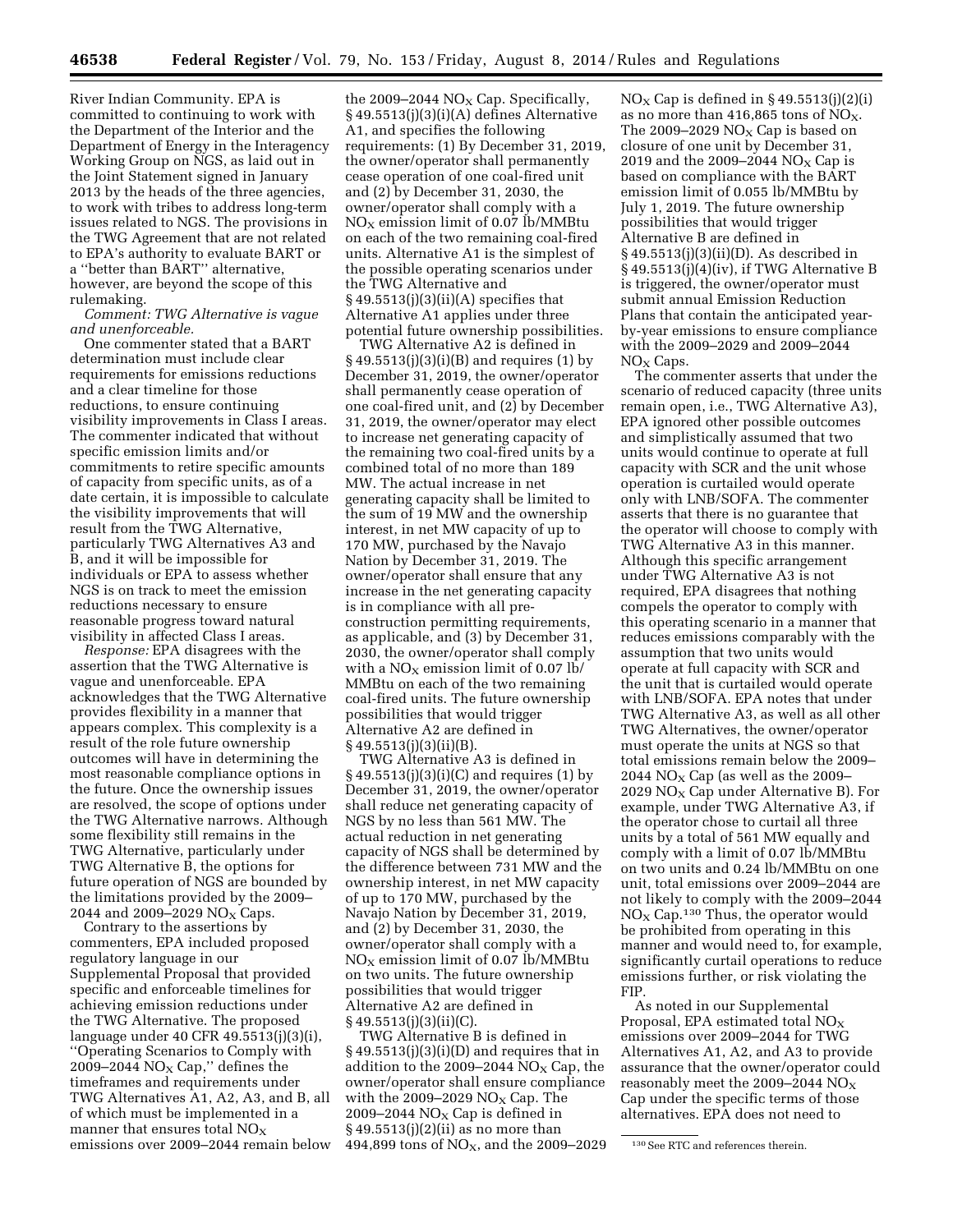River Indian Community. EPA is committed to continuing to work with the Department of the Interior and the Department of Energy in the Interagency Working Group on NGS, as laid out in the Joint Statement signed in January 2013 by the heads of the three agencies, to work with tribes to address long-term issues related to NGS. The provisions in the TWG Agreement that are not related to EPA's authority to evaluate BART or a ''better than BART'' alternative, however, are beyond the scope of this rulemaking.

*Comment: TWG Alternative is vague and unenforceable.*

One commenter stated that a BART determination must include clear requirements for emissions reductions and a clear timeline for those reductions, to ensure continuing visibility improvements in Class I areas. The commenter indicated that without specific emission limits and/or commitments to retire specific amounts of capacity from specific units, as of a date certain, it is impossible to calculate the visibility improvements that will result from the TWG Alternative, particularly TWG Alternatives A3 and B, and it will be impossible for individuals or EPA to assess whether NGS is on track to meet the emission reductions necessary to ensure reasonable progress toward natural visibility in affected Class I areas.

*Response:* EPA disagrees with the assertion that the TWG Alternative is vague and unenforceable. EPA acknowledges that the TWG Alternative provides flexibility in a manner that appears complex. This complexity is a result of the role future ownership outcomes will have in determining the most reasonable compliance options in the future. Once the ownership issues are resolved, the scope of options under the TWG Alternative narrows. Although some flexibility still remains in the TWG Alternative, particularly under TWG Alternative B, the options for future operation of NGS are bounded by the limitations provided by the 2009–2044 and 2009–2029 $NO_X$ Caps.

Contrary to the assertions by commenters, EPA included proposed regulatory language in our Supplemental Proposal that provided specific and enforceable timelines for achieving emission reductions under the TWG Alternative. The proposed language under 40 CFR 49.5513(j)(3)(i), ''Operating Scenarios to Comply with 2009–2044 $NO_X$ Cap,'' defines the timeframes and requirements under TWG Alternatives A1, A2, A3, and B, all of which must be implemented in a manner that ensures total $NO_X$ emissions over 2009–2044 remain below the 2009–2044 $NO_X$ Cap. Specifically, § 49.5513(j)(3)(i)(A) defines Alternative A1, and specifies the following requirements: (1) By December 31, 2019, the owner/operator shall permanently cease operation of one coal-fired unit and (2) by December 31, 2030, the owner/operator shall comply with a $NO_X$ emission limit of 0.07 lb/MMBtu on each of the two remaining coal-fired units. Alternative A1 is the simplest of the possible operating scenarios under the TWG Alternative and § 49.5513(j)(3)(ii)(A) specifies that Alternative A1 applies under three potential future ownership possibilities.

TWG Alternative A2 is defined in § 49.5513(j)(3)(i)(B) and requires (1) by December 31, 2019, the owner/operator shall permanently cease operation of one coal-fired unit, and (2) by December 31, 2019, the owner/operator may elect to increase net generating capacity of the remaining two coal-fired units by a combined total of no more than 189 MW. The actual increase in net generating capacity shall be limited to the sum of 19 MW and the ownership interest, in net MW capacity of up to 170 MW, purchased by the Navajo Nation by December 31, 2019. The owner/operator shall ensure that any increase in the net generating capacity is in compliance with all pre-construction permitting requirements, as applicable, and (3) by December 31, 2030, the owner/operator shall comply with a $NO_X$ emission limit of 0.07 lb/MMBtu on each of the two remaining coal-fired units. The future ownership possibilities that would trigger Alternative A2 are defined in § 49.5513(j)(3)(ii)(B).

TWG Alternative A3 is defined in § 49.5513(j)(3)(i)(C) and requires (1) by December 31, 2019, the owner/operator shall reduce net generating capacity of NGS by no less than 561 MW. The actual reduction in net generating capacity of NGS shall be determined by the difference between 731 MW and the ownership interest, in net MW capacity of up to 170 MW, purchased by the Navajo Nation by December 31, 2019, and (2) by December 31, 2030, the owner/operator shall comply with a $NO_X$ emission limit of 0.07 lb/MMBtu on two units. The future ownership possibilities that would trigger Alternative A2 are defined in § 49.5513(j)(3)(ii)(C).

TWG Alternative B is defined in § 49.5513(j)(3)(i)(D) and requires that in addition to the 2009–2044 $NO_X$ Cap, the owner/operator shall ensure compliance with the 2009–2029 $NO_X$ Cap. The 2009–2044 $NO_X$ Cap is defined in § 49.5513(j)(2)(ii) as no more than 494,899 tons of $NO_X$, and the 2009–2029 $NO_X$ Cap is defined in § 49.5513(j)(2)(i) as no more than 416,865 tons of $NO_X$. The 2009–2029 $NO_X$ Cap is based on closure of one unit by December 31, 2019 and the 2009–2044 $NO_X$ Cap is based on compliance with the BART emission limit of 0.055 lb/MMBtu by July 1, 2019. The future ownership possibilities that would trigger Alternative B are defined in § 49.5513(j)(3)(ii)(D). As described in § 49.5513(j)(4)(iv), if TWG Alternative B is triggered, the owner/operator must submit annual Emission Reduction Plans that contain the anticipated year-by-year emissions to ensure compliance with the 2009–2029 and 2009–2044 $NO_X$ Caps.

The commenter asserts that under the scenario of reduced capacity (three units remain open, i.e., TWG Alternative A3), EPA ignored other possible outcomes and simplistically assumed that two units would continue to operate at full capacity with SCR and the unit whose operation is curtailed would operate only with LNB/SOFA. The commenter asserts that there is no guarantee that the operator will choose to comply with TWG Alternative A3 in this manner. Although this specific arrangement under TWG Alternative A3 is not required, EPA disagrees that nothing compels the operator to comply with this operating scenario in a manner that reduces emissions comparably with the assumption that two units would operate at full capacity with SCR and the unit that is curtailed would operate with LNB/SOFA. EPA notes that under TWG Alternative A3, as well as all other TWG Alternatives, the owner/operator must operate the units at NGS so that total emissions remain below the 2009–2044 $NO_X$ Cap (as well as the 2009–2029 $NO_X$ Cap under Alternative B). For example, under TWG Alternative A3, if the operator chose to curtail all three units by a total of 561 MW equally and comply with a limit of 0.07 lb/MMBtu on two units and 0.24 lb/MMBtu on one unit, total emissions over 2009–2044 are not likely to comply with the 2009–2044 $NO_X$ Cap.[130] Thus, the operator would be prohibited from operating in this manner and would need to, for example, significantly curtail operations to reduce emissions further, or risk violating the FIP.

As noted in our Supplemental Proposal, EPA estimated total $NO_X$ emissions over 2009–2044 for TWG Alternatives A1, A2, and A3 to provide assurance that the owner/operator could reasonably meet the 2009–2044 $NO_X$ Cap under the specific terms of those alternatives. EPA does not need to

[130] See RTC and references therein.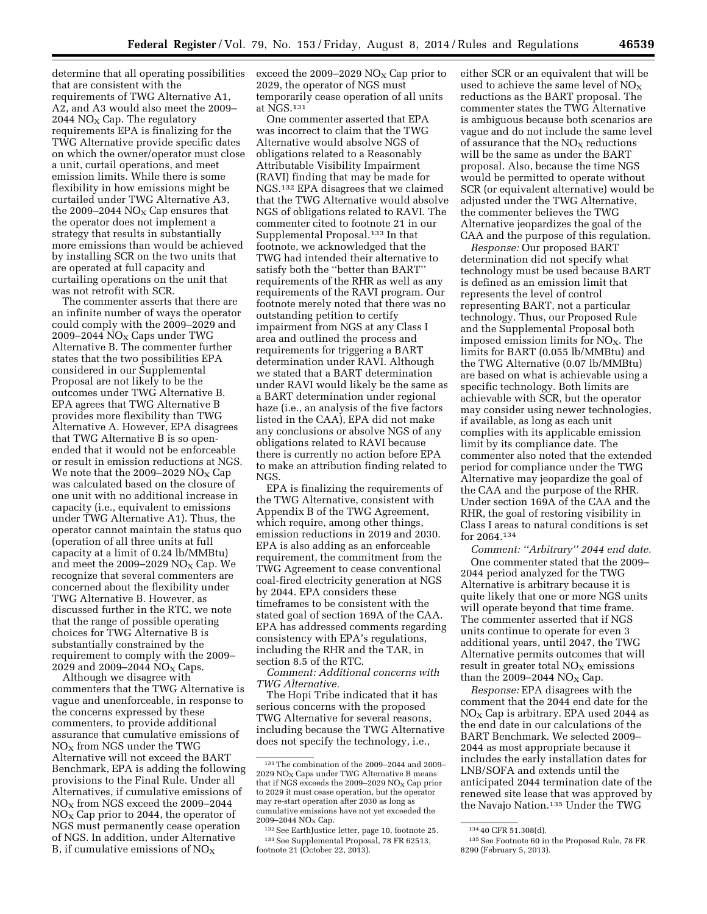determine that all operating possibilities that are consistent with the requirements of TWG Alternative A1, A2, and A3 would also meet the 2009–2044 $NO_X$ Cap. The regulatory requirements EPA is finalizing for the TWG Alternative provide specific dates on which the owner/operator must close a unit, curtail operations, and meet emission limits. While there is some flexibility in how emissions might be curtailed under TWG Alternative A3, the 2009–2044 $NO_X$ Cap ensures that the operator does not implement a strategy that results in substantially more emissions than would be achieved by installing SCR on the two units that are operated at full capacity and curtailing operations on the unit that was not retrofit with SCR.

The commenter asserts that there are an infinite number of ways the operator could comply with the 2009–2029 and 2009–2044 $NO_X$ Caps under TWG Alternative B. The commenter further states that the two possibilities EPA considered in our Supplemental Proposal are not likely to be the outcomes under TWG Alternative B. EPA agrees that TWG Alternative B provides more flexibility than TWG Alternative A. However, EPA disagrees that TWG Alternative B is so open-ended that it would not be enforceable or result in emission reductions at NGS. We note that the 2009–2029 $NO_X$ Cap was calculated based on the closure of one unit with no additional increase in capacity (i.e., equivalent to emissions under TWG Alternative A1). Thus, the operator cannot maintain the status quo (operation of all three units at full capacity at a limit of 0.24 lb/MMBtu) and meet the 2009–2029 $NO_X$ Cap. We recognize that several commenters are concerned about the flexibility under TWG Alternative B. However, as discussed further in the RTC, we note that the range of possible operating choices for TWG Alternative B is substantially constrained by the requirement to comply with the 2009–2029 and 2009–2044 $NO_X$ Caps.

Although we disagree with commenters that the TWG Alternative is vague and unenforceable, in response to the concerns expressed by these commenters, to provide additional assurance that cumulative emissions of $NO_X$ from NGS under the TWG Alternative will not exceed the BART Benchmark, EPA is adding the following provisions to the Final Rule. Under all Alternatives, if cumulative emissions of $NO_X$ from NGS exceed the 2009–2044 $NO_X$ Cap prior to 2044, the operator of NGS must permanently cease operation of NGS. In addition, under Alternative B, if cumulative emissions of $NO_X$ exceed the 2009–2029 $NO_X$ Cap prior to 2029, the operator of NGS must temporarily cease operation of all units at NGS.[131]

One commenter asserted that EPA was incorrect to claim that the TWG Alternative would absolve NGS of obligations related to a Reasonably Attributable Visibility Impairment (RAVI) finding that may be made for NGS.[132] EPA disagrees that we claimed that the TWG Alternative would absolve NGS of obligations related to RAVI. The commenter cited to footnote 21 in our Supplemental Proposal.[133] In that footnote, we acknowledged that the TWG had intended their alternative to satisfy both the ''better than BART'' requirements of the RHR as well as any requirements of the RAVI program. Our footnote merely noted that there was no outstanding petition to certify impairment from NGS at any Class I area and outlined the process and requirements for triggering a BART determination under RAVI. Although we stated that a BART determination under RAVI would likely be the same as a BART determination under regional haze (i.e., an analysis of the five factors listed in the CAA), EPA did not make any conclusions or absolve NGS of any obligations related to RAVI because there is currently no action before EPA to make an attribution finding related to NGS.

EPA is finalizing the requirements of the TWG Alternative, consistent with Appendix B of the TWG Agreement, which require, among other things, emission reductions in 2019 and 2030. EPA is also adding as an enforceable requirement, the commitment from the TWG Agreement to cease conventional coal-fired electricity generation at NGS by 2044. EPA considers these timeframes to be consistent with the stated goal of section 169A of the CAA. EPA has addressed comments regarding consistency with EPA's regulations, including the RHR and the TAR, in section 8.5 of the RTC.

*Comment: Additional concerns with TWG Alternative.*

The Hopi Tribe indicated that it has serious concerns with the proposed TWG Alternative for several reasons, including because the TWG Alternative does not specify the technology, i.e., either SCR or an equivalent that will be used to achieve the same level of $NO_X$ reductions as the BART proposal. The commenter states the TWG Alternative is ambiguous because both scenarios are vague and do not include the same level of assurance that the $NO_X$ reductions will be the same as under the BART proposal. Also, because the time NGS would be permitted to operate without SCR (or equivalent alternative) would be adjusted under the TWG Alternative, the commenter believes the TWG Alternative jeopardizes the goal of the CAA and the purpose of this regulation.

*Response:* Our proposed BART determination did not specify what technology must be used because BART is defined as an emission limit that represents the level of control representing BART, not a particular technology. Thus, our Proposed Rule and the Supplemental Proposal both imposed emission limits for $NO_X$. The limits for BART (0.055 lb/MMBtu) and the TWG Alternative (0.07 lb/MMBtu) are based on what is achievable using a specific technology. Both limits are achievable with SCR, but the operator may consider using newer technologies, if available, as long as each unit complies with its applicable emission limit by its compliance date. The commenter also noted that the extended period for compliance under the TWG Alternative may jeopardize the goal of the CAA and the purpose of the RHR. Under section 169A of the CAA and the RHR, the goal of restoring visibility in Class I areas to natural conditions is set for 2064.[134]

*Comment: ''Arbitrary'' 2044 end date.*

One commenter stated that the 2009–2044 period analyzed for the TWG Alternative is arbitrary because it is quite likely that one or more NGS units will operate beyond that time frame. The commenter asserted that if NGS units continue to operate for even 3 additional years, until 2047, the TWG Alternative permits outcomes that will result in greater total $NO_X$ emissions than the 2009–2044 $NO_X$ Cap.

*Response:* EPA disagrees with the comment that the 2044 end date for the $NO_X$ Cap is arbitrary. EPA used 2044 as the end date in our calculations of the BART Benchmark. We selected 2009–2044 as most appropriate because it includes the early installation dates for LNB/SOFA and extends until the anticipated 2044 termination date of the renewed site lease that was approved by the Navajo Nation.[135] Under the TWG

---

[131] The combination of the 2009–2044 and 2009–2029 $NO_X$ Caps under TWG Alternative B means that if NGS exceeds the 2009–2029 $NO_X$ Cap prior to 2029 it must cease operation, but the operator may re-start operation after 2030 as long as cumulative emissions have not yet exceeded the 2009–2044 $NO_X$ Cap.

[132] See EarthJustice letter, page 10, footnote 25.

[133] See Supplemental Proposal, 78 FR 62513, footnote 21 (October 22, 2013).

[134] 40 CFR 51.308(d).

[135] See Footnote 60 in the Proposed Rule, 78 FR 8290 (February 5, 2013).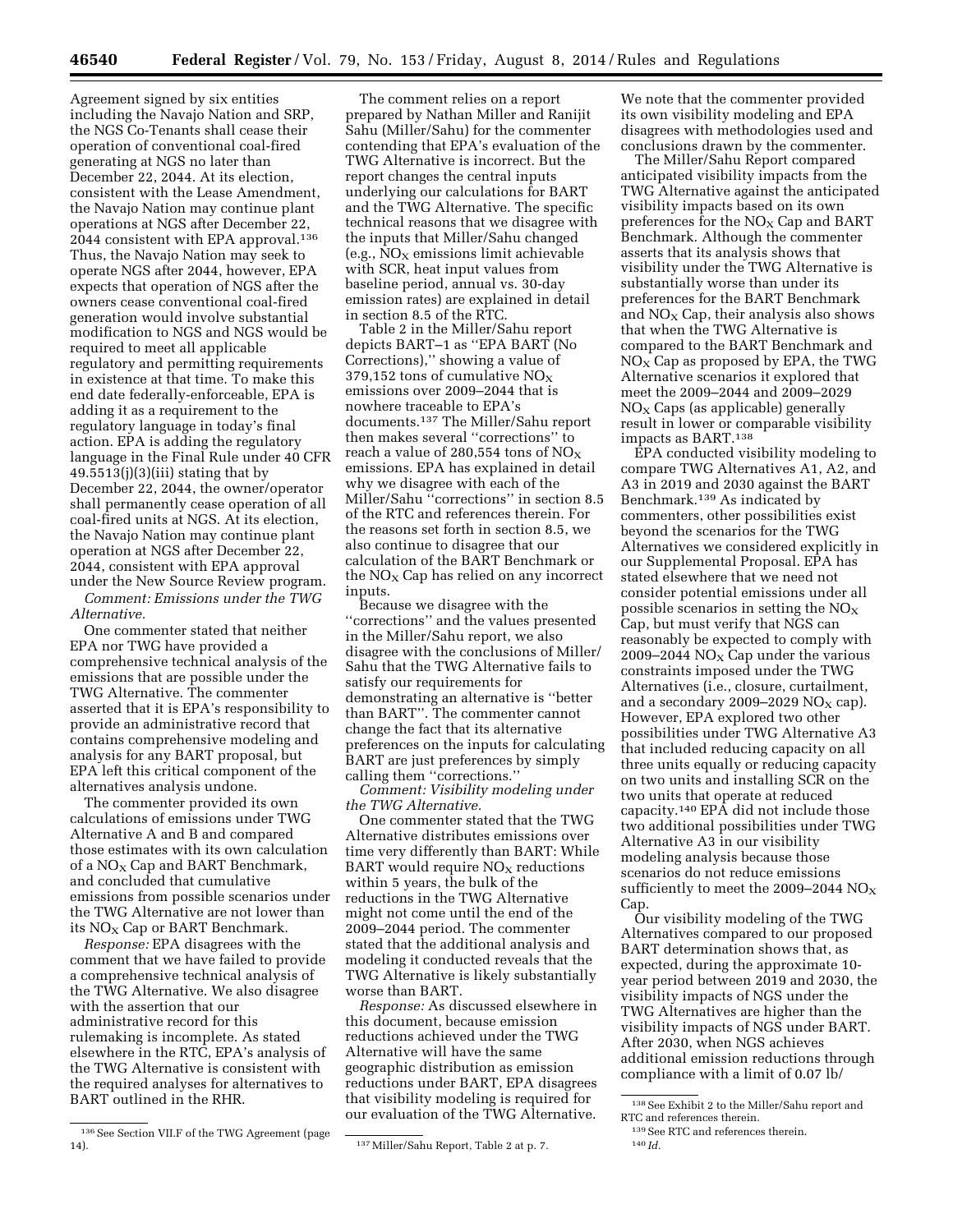Agreement signed by six entities including the Navajo Nation and SRP, the NGS Co-Tenants shall cease their operation of conventional coal-fired generating at NGS no later than December 22, 2044. At its election, consistent with the Lease Amendment, the Navajo Nation may continue plant operations at NGS after December 22, 2044 consistent with EPA approval.[136] Thus, the Navajo Nation may seek to operate NGS after 2044, however, EPA expects that operation of NGS after the owners cease conventional coal-fired generation would involve substantial modification to NGS and NGS would be required to meet all applicable regulatory and permitting requirements in existence at that time. To make this end date federally-enforceable, EPA is adding it as a requirement to the regulatory language in today's final action. EPA is adding the regulatory language in the Final Rule under 40 CFR 49.5513(j)(3)(iii) stating that by December 22, 2044, the owner/operator shall permanently cease operation of all coal-fired units at NGS. At its election, the Navajo Nation may continue plant operation at NGS after December 22, 2044, consistent with EPA approval under the New Source Review program.

*Comment: Emissions under the TWG Alternative.*

One commenter stated that neither EPA nor TWG have provided a comprehensive technical analysis of the emissions that are possible under the TWG Alternative. The commenter asserted that it is EPA's responsibility to provide an administrative record that contains comprehensive modeling and analysis for any BART proposal, but EPA left this critical component of the alternatives analysis undone.

The commenter provided its own calculations of emissions under TWG Alternative A and B and compared those estimates with its own calculation of a $NO_X$ Cap and BART Benchmark, and concluded that cumulative emissions from possible scenarios under the TWG Alternative are not lower than its $NO_X$ Cap or BART Benchmark.

*Response:* EPA disagrees with the comment that we have failed to provide a comprehensive technical analysis of the TWG Alternative. We also disagree with the assertion that our administrative record for this rulemaking is incomplete. As stated elsewhere in the RTC, EPA's analysis of the TWG Alternative is consistent with the required analyses for alternatives to BART outlined in the RHR.

The comment relies on a report prepared by Nathan Miller and Ranijit Sahu (Miller/Sahu) for the commenter contending that EPA's evaluation of the TWG Alternative is incorrect. But the report changes the central inputs underlying our calculations for BART and the TWG Alternative. The specific technical reasons that we disagree with the inputs that Miller/Sahu changed (e.g., $NO_X$ emissions limit achievable with SCR, heat input values from baseline period, annual vs. 30-day emission rates) are explained in detail in section 8.5 of the RTC.

Table 2 in the Miller/Sahu report depicts BART–1 as ''EPA BART (No Corrections),'' showing a value of 379,152 tons of cumulative $NO_X$ emissions over 2009–2044 that is nowhere traceable to EPA's documents.[137] The Miller/Sahu report then makes several ''corrections'' to reach a value of 280,554 tons of $NO_X$ emissions. EPA has explained in detail why we disagree with each of the Miller/Sahu ''corrections'' in section 8.5 of the RTC and references therein. For the reasons set forth in section 8.5, we also continue to disagree that our calculation of the BART Benchmark or the $NO_X$ Cap has relied on any incorrect inputs.

Because we disagree with the ''corrections'' and the values presented in the Miller/Sahu report, we also disagree with the conclusions of Miller/Sahu that the TWG Alternative fails to satisfy our requirements for demonstrating an alternative is ''better than BART''. The commenter cannot change the fact that its alternative preferences on the inputs for calculating BART are just preferences by simply calling them ''corrections.''

*Comment: Visibility modeling under the TWG Alternative.*

One commenter stated that the TWG Alternative distributes emissions over time very differently than BART: While BART would require $NO_X$ reductions within 5 years, the bulk of the reductions in the TWG Alternative might not come until the end of the 2009–2044 period. The commenter stated that the additional analysis and modeling it conducted reveals that the TWG Alternative is likely substantially worse than BART.

*Response:* As discussed elsewhere in this document, because emission reductions achieved under the TWG Alternative will have the same geographic distribution as emission reductions under BART, EPA disagrees that visibility modeling is required for our evaluation of the TWG Alternative. We note that the commenter provided its own visibility modeling and EPA disagrees with methodologies used and conclusions drawn by the commenter.

The Miller/Sahu Report compared anticipated visibility impacts from the TWG Alternative against the anticipated visibility impacts based on its own preferences for the $NO_X$ Cap and BART Benchmark. Although the commenter asserts that its analysis shows that visibility under the TWG Alternative is substantially worse than under its preferences for the BART Benchmark and $NO_X$ Cap, their analysis also shows that when the TWG Alternative is compared to the BART Benchmark and $NO_X$ Cap as proposed by EPA, the TWG Alternative scenarios it explored that meet the 2009–2044 and 2009–2029 $NO_X$ Caps (as applicable) generally result in lower or comparable visibility impacts as BART.[138]

EPA conducted visibility modeling to compare TWG Alternatives A1, A2, and A3 in 2019 and 2030 against the BART Benchmark.[139] As indicated by commenters, other possibilities exist beyond the scenarios for the TWG Alternatives we considered explicitly in our Supplemental Proposal. EPA has stated elsewhere that we need not consider potential emissions under all possible scenarios in setting the $NO_X$ Cap, but must verify that NGS can reasonably be expected to comply with 2009–2044 $NO_X$ Cap under the various constraints imposed under the TWG Alternatives (i.e., closure, curtailment, and a secondary 2009–2029 $NO_X$ cap). However, EPA explored two other possibilities under TWG Alternative A3 that included reducing capacity on all three units equally or reducing capacity on two units and installing SCR on the two units that operate at reduced capacity.[140] EPA did not include those two additional possibilities under TWG Alternative A3 in our visibility modeling analysis because those scenarios do not reduce emissions sufficiently to meet the 2009–2044 $NO_X$ Cap.

Our visibility modeling of the TWG Alternatives compared to our proposed BART determination shows that, as expected, during the approximate 10-year period between 2019 and 2030, the visibility impacts of NGS under the TWG Alternatives are higher than the visibility impacts of NGS under BART. After 2030, when NGS achieves additional emission reductions through compliance with a limit of 0.07 lb/

---

[136] See Section VII.F of the TWG Agreement (page 14).

[137] Miller/Sahu Report, Table 2 at p. 7.

[138] See Exhibit 2 to the Miller/Sahu report and RTC and references therein.

[139] See RTC and references therein.

[140] *Id.*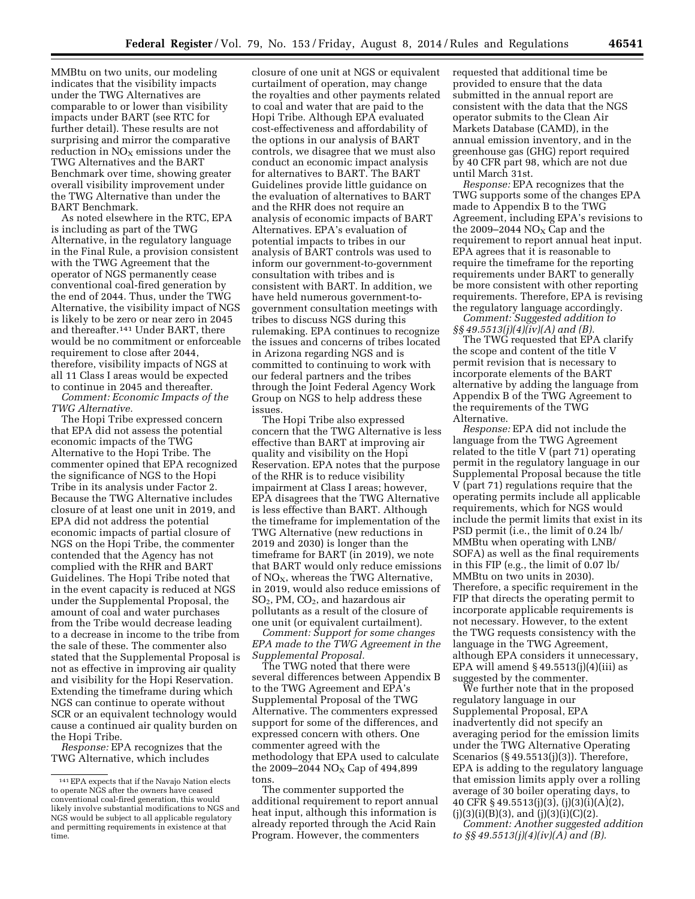MMBtu on two units, our modeling indicates that the visibility impacts under the TWG Alternatives are comparable to or lower than visibility impacts under BART (see RTC for further detail). These results are not surprising and mirror the comparative reduction in $NO_X$ emissions under the TWG Alternatives and the BART Benchmark over time, showing greater overall visibility improvement under the TWG Alternative than under the BART Benchmark.

As noted elsewhere in the RTC, EPA is including as part of the TWG Alternative, in the regulatory language in the Final Rule, a provision consistent with the TWG Agreement that the operator of NGS permanently cease conventional coal-fired generation by the end of 2044. Thus, under the TWG Alternative, the visibility impact of NGS is likely to be zero or near zero in 2045 and thereafter.[141] Under BART, there would be no commitment or enforceable requirement to close after 2044, therefore, visibility impacts of NGS at all 11 Class I areas would be expected to continue in 2045 and thereafter.

*Comment: Economic Impacts of the TWG Alternative.*

The Hopi Tribe expressed concern that EPA did not assess the potential economic impacts of the TWG Alternative to the Hopi Tribe. The commenter opined that EPA recognized the significance of NGS to the Hopi Tribe in its analysis under Factor 2. Because the TWG Alternative includes closure of at least one unit in 2019, and EPA did not address the potential economic impacts of partial closure of NGS on the Hopi Tribe, the commenter contended that the Agency has not complied with the RHR and BART Guidelines. The Hopi Tribe noted that in the event capacity is reduced at NGS under the Supplemental Proposal, the amount of coal and water purchases from the Tribe would decrease leading to a decrease in income to the tribe from the sale of these. The commenter also stated that the Supplemental Proposal is not as effective in improving air quality and visibility for the Hopi Reservation. Extending the timeframe during which NGS can continue to operate without SCR or an equivalent technology would cause a continued air quality burden on the Hopi Tribe.

*Response:* EPA recognizes that the TWG Alternative, which includes closure of one unit at NGS or equivalent curtailment of operation, may change the royalties and other payments related to coal and water that are paid to the Hopi Tribe. Although EPA evaluated cost-effectiveness and affordability of the options in our analysis of BART controls, we disagree that we must also conduct an economic impact analysis for alternatives to BART. The BART Guidelines provide little guidance on the evaluation of alternatives to BART and the RHR does not require an analysis of economic impacts of BART Alternatives. EPA's evaluation of potential impacts to tribes in our analysis of BART controls was used to inform our government-to-government consultation with tribes and is consistent with BART. In addition, we have held numerous government-to-government consultation meetings with tribes to discuss NGS during this rulemaking. EPA continues to recognize the issues and concerns of tribes located in Arizona regarding NGS and is committed to continuing to work with our federal partners and the tribes through the Joint Federal Agency Work Group on NGS to help address these issues.

The Hopi Tribe also expressed concern that the TWG Alternative is less effective than BART at improving air quality and visibility on the Hopi Reservation. EPA notes that the purpose of the RHR is to reduce visibility impairment at Class I areas; however, EPA disagrees that the TWG Alternative is less effective than BART. Although the timeframe for implementation of the TWG Alternative (new reductions in 2019 and 2030) is longer than the timeframe for BART (in 2019), we note that BART would only reduce emissions of $NO_X$, whereas the TWG Alternative, in 2019, would also reduce emissions of $SO_2$, PM, $CO_2$, and hazardous air pollutants as a result of the closure of one unit (or equivalent curtailment).

*Comment: Support for some changes EPA made to the TWG Agreement in the Supplemental Proposal.*

The TWG noted that there were several differences between Appendix B to the TWG Agreement and EPA's Supplemental Proposal of the TWG Alternative. The commenters expressed support for some of the differences, and expressed concern with others. One commenter agreed with the methodology that EPA used to calculate the 2009–2044 $NO_X$ Cap of 494,899 tons.

The commenter supported the additional requirement to report annual heat input, although this information is already reported through the Acid Rain Program. However, the commenters requested that additional time be provided to ensure that the data submitted in the annual report are consistent with the data that the NGS operator submits to the Clean Air Markets Database (CAMD), in the annual emission inventory, and in the greenhouse gas (GHG) report required by 40 CFR part 98, which are not due until March 31st.

*Response:* EPA recognizes that the TWG supports some of the changes EPA made to Appendix B to the TWG Agreement, including EPA's revisions to the 2009–2044 $NO_X$ Cap and the requirement to report annual heat input. EPA agrees that it is reasonable to require the timeframe for the reporting requirements under BART to generally be more consistent with other reporting requirements. Therefore, EPA is revising the regulatory language accordingly.

*Comment: Suggested addition to §§ 49.5513(j)(4)(iv)(A) and (B).*

The TWG requested that EPA clarify the scope and content of the title V permit revision that is necessary to incorporate elements of the BART alternative by adding the language from Appendix B of the TWG Agreement to the requirements of the TWG Alternative.

*Response:* EPA did not include the language from the TWG Agreement related to the title V (part 71) operating permit in the regulatory language in our Supplemental Proposal because the title V (part 71) regulations require that the operating permits include all applicable requirements, which for NGS would include the permit limits that exist in its PSD permit (i.e., the limit of 0.24 lb/MMBtu when operating with LNB/SOFA) as well as the final requirements in this FIP (e.g., the limit of 0.07 lb/MMBtu on two units in 2030). Therefore, a specific requirement in the FIP that directs the operating permit to incorporate applicable requirements is not necessary. However, to the extent the TWG requests consistency with the language in the TWG Agreement, although EPA considers it unnecessary, EPA will amend § 49.5513(j)(4)(iii) as suggested by the commenter.

We further note that in the proposed regulatory language in our Supplemental Proposal, EPA inadvertently did not specify an averaging period for the emission limits under the TWG Alternative Operating Scenarios (§ 49.5513(j)(3)). Therefore, EPA is adding to the regulatory language that emission limits apply over a rolling average of 30 boiler operating days, to 40 CFR § 49.5513(j)(3), (j)(3)(i)(A)(2), (j)(3)(i)(B)(3), and (j)(3)(i)(C)(2).

*Comment: Another suggested addition to §§ 49.5513(j)(4)(iv)(A) and (B).*

---

[141] EPA expects that if the Navajo Nation elects to operate NGS after the owners have ceased conventional coal-fired generation, this would likely involve substantial modifications to NGS and NGS would be subject to all applicable regulatory and permitting requirements in existence at that time.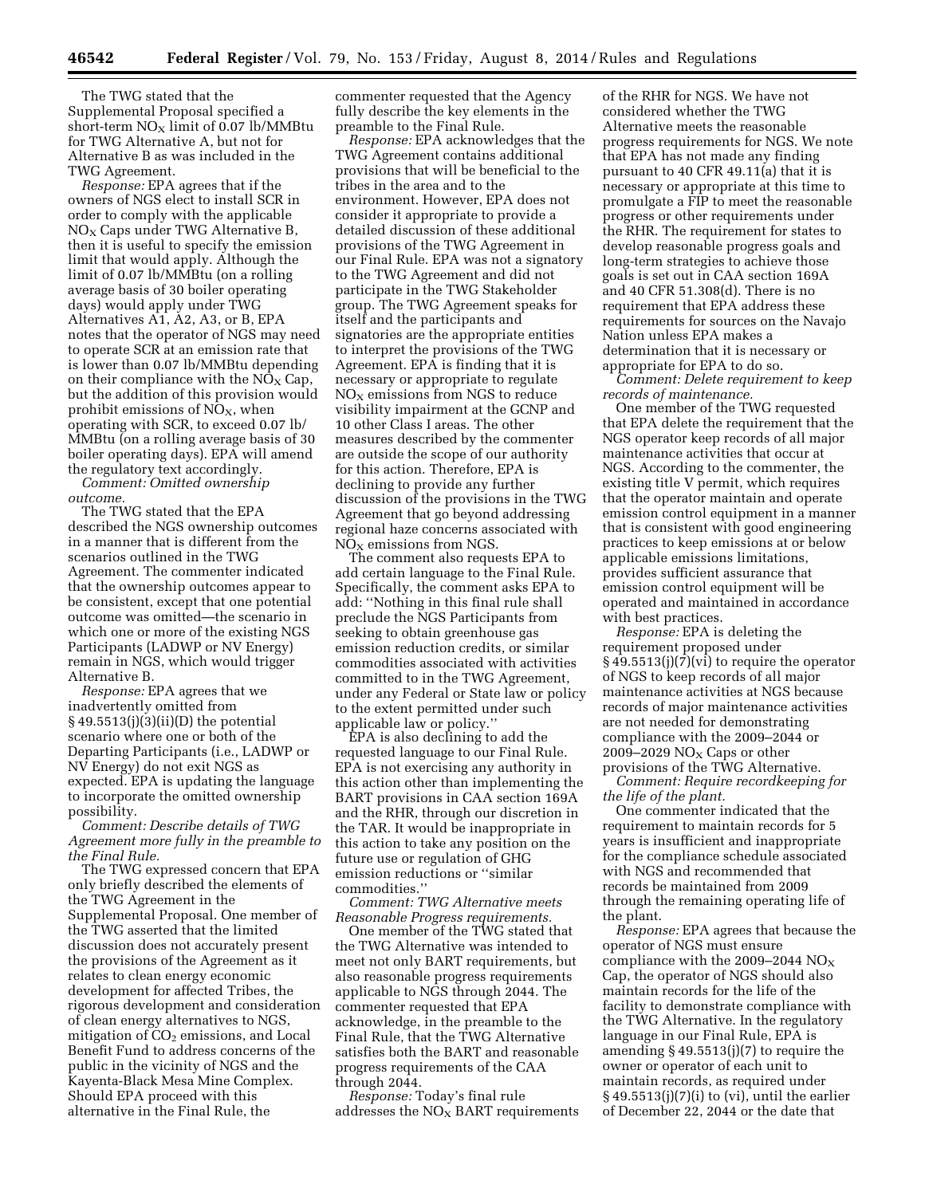The TWG stated that the Supplemental Proposal specified a short-term $NO_X$ limit of 0.07 lb/MMBtu for TWG Alternative A, but not for Alternative B as was included in the TWG Agreement.

*Response:* EPA agrees that if the owners of NGS elect to install SCR in order to comply with the applicable $NO_X$ Caps under TWG Alternative B, then it is useful to specify the emission limit that would apply. Although the limit of 0.07 lb/MMBtu (on a rolling average basis of 30 boiler operating days) would apply under TWG Alternatives A1, A2, A3, or B, EPA notes that the operator of NGS may need to operate SCR at an emission rate that is lower than 0.07 lb/MMBtu depending on their compliance with the $NO_X$ Cap, but the addition of this provision would prohibit emissions of $NO_X$, when operating with SCR, to exceed 0.07 lb/MMBtu (on a rolling average basis of 30 boiler operating days). EPA will amend the regulatory text accordingly.

*Comment: Omitted ownership outcome.*

The TWG stated that the EPA described the NGS ownership outcomes in a manner that is different from the scenarios outlined in the TWG Agreement. The commenter indicated that the ownership outcomes appear to be consistent, except that one potential outcome was omitted—the scenario in which one or more of the existing NGS Participants (LADWP or NV Energy) remain in NGS, which would trigger Alternative B.

*Response:* EPA agrees that we inadvertently omitted from § 49.5513(j)(3)(ii)(D) the potential scenario where one or both of the Departing Participants (i.e., LADWP or NV Energy) do not exit NGS as expected. EPA is updating the language to incorporate the omitted ownership possibility.

*Comment: Describe details of TWG Agreement more fully in the preamble to the Final Rule.*

The TWG expressed concern that EPA only briefly described the elements of the TWG Agreement in the Supplemental Proposal. One member of the TWG asserted that the limited discussion does not accurately present the provisions of the Agreement as it relates to clean energy economic development for affected Tribes, the rigorous development and consideration of clean energy alternatives to NGS, mitigation of $CO_2$ emissions, and Local Benefit Fund to address concerns of the public in the vicinity of NGS and the Kayenta-Black Mesa Mine Complex. Should EPA proceed with this alternative in the Final Rule, the commenter requested that the Agency fully describe the key elements in the preamble to the Final Rule.

*Response:* EPA acknowledges that the TWG Agreement contains additional provisions that will be beneficial to the tribes in the area and to the environment. However, EPA does not consider it appropriate to provide a detailed discussion of these additional provisions of the TWG Agreement in our Final Rule. EPA was not a signatory to the TWG Agreement and did not participate in the TWG Stakeholder group. The TWG Agreement speaks for itself and the participants and signatories are the appropriate entities to interpret the provisions of the TWG Agreement. EPA is finding that it is necessary or appropriate to regulate $NO_X$ emissions from NGS to reduce visibility impairment at the GCNP and 10 other Class I areas. The other measures described by the commenter are outside the scope of our authority for this action. Therefore, EPA is declining to provide any further discussion of the provisions in the TWG Agreement that go beyond addressing regional haze concerns associated with $NO_X$ emissions from NGS.

The comment also requests EPA to add certain language to the Final Rule. Specifically, the comment asks EPA to add: "Nothing in this final rule shall preclude the NGS Participants from seeking to obtain greenhouse gas emission reduction credits, or similar commodities associated with activities committed to in the TWG Agreement, under any Federal or State law or policy to the extent permitted under such applicable law or policy."

EPA is also declining to add the requested language to our Final Rule. EPA is not exercising any authority in this action other than implementing the BART provisions in CAA section 169A and the RHR, through our discretion in the TAR. It would be inappropriate in this action to take any position on the future use or regulation of GHG emission reductions or "similar commodities."

*Comment: TWG Alternative meets Reasonable Progress requirements.*

One member of the TWG stated that the TWG Alternative was intended to meet not only BART requirements, but also reasonable progress requirements applicable to NGS through 2044. The commenter requested that EPA acknowledge, in the preamble to the Final Rule, that the TWG Alternative satisfies both the BART and reasonable progress requirements of the CAA through 2044.

*Response:* Today's final rule addresses the $NO_X$ BART requirements of the RHR for NGS. We have not considered whether the TWG Alternative meets the reasonable progress requirements for NGS. We note that EPA has not made any finding pursuant to 40 CFR 49.11(a) that it is necessary or appropriate at this time to promulgate a FIP to meet the reasonable progress or other requirements under the RHR. The requirement for states to develop reasonable progress goals and long-term strategies to achieve those goals is set out in CAA section 169A and 40 CFR 51.308(d). There is no requirement that EPA address these requirements for sources on the Navajo Nation unless EPA makes a determination that it is necessary or appropriate for EPA to do so.

*Comment: Delete requirement to keep records of maintenance.*

One member of the TWG requested that EPA delete the requirement that the NGS operator keep records of all major maintenance activities that occur at NGS. According to the commenter, the existing title V permit, which requires that the operator maintain and operate emission control equipment in a manner that is consistent with good engineering practices to keep emissions at or below applicable emissions limitations, provides sufficient assurance that emission control equipment will be operated and maintained in accordance with best practices.

*Response:* EPA is deleting the requirement proposed under § 49.5513(j)(7)(vi) to require the operator of NGS to keep records of all major maintenance activities at NGS because records of major maintenance activities are not needed for demonstrating compliance with the 2009–2044 or 2009–2029 $NO_X$ Caps or other provisions of the TWG Alternative.

*Comment: Require recordkeeping for the life of the plant.*

One commenter indicated that the requirement to maintain records for 5 years is insufficient and inappropriate for the compliance schedule associated with NGS and recommended that records be maintained from 2009 through the remaining operating life of the plant.

*Response:* EPA agrees that because the operator of NGS must ensure compliance with the 2009–2044 $NO_X$ Cap, the operator of NGS should also maintain records for the life of the facility to demonstrate compliance with the TWG Alternative. In the regulatory language in our Final Rule, EPA is amending § 49.5513(j)(7) to require the owner or operator of each unit to maintain records, as required under § 49.5513(j)(7)(i) to (vi), until the earlier of December 22, 2044 or the date that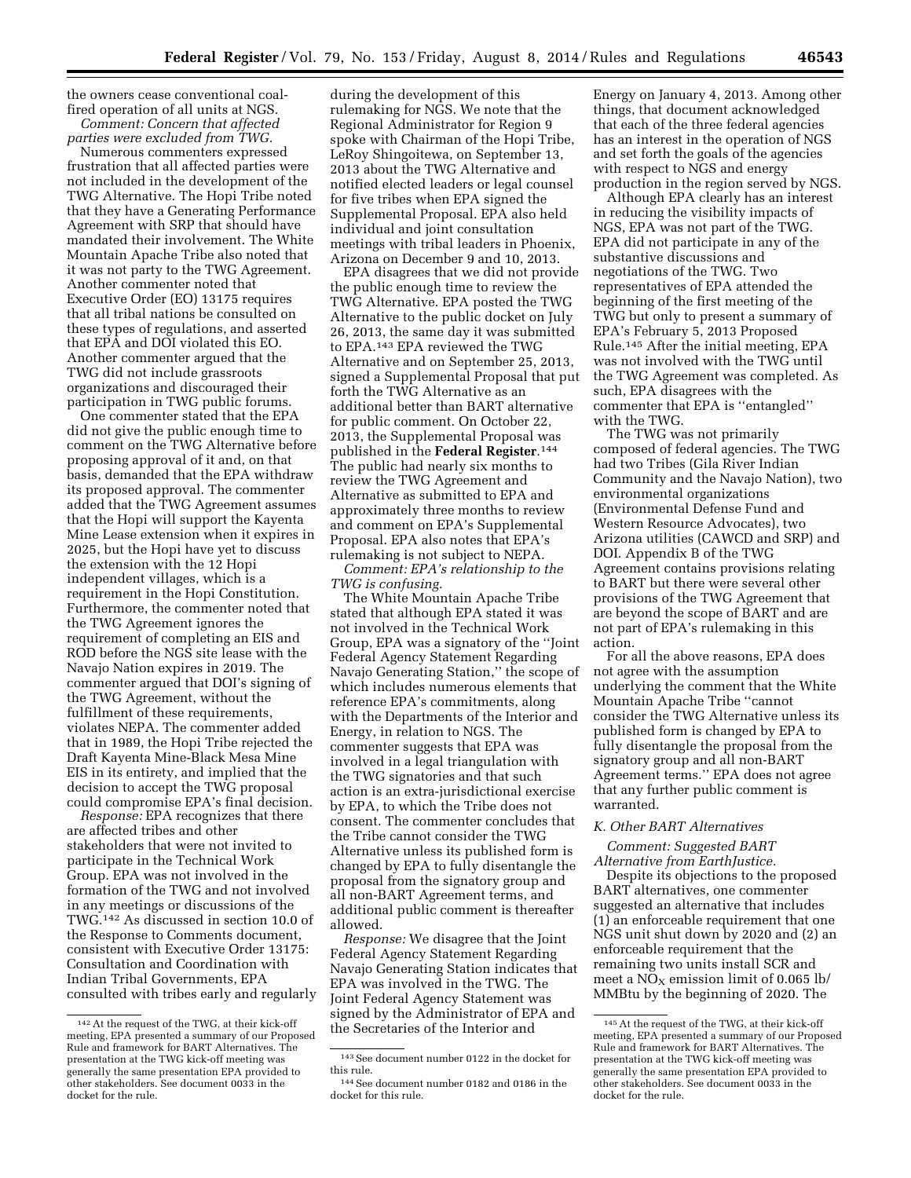the owners cease conventional coal-fired operation of all units at NGS.

*Comment: Concern that affected parties were excluded from TWG.*

Numerous commenters expressed frustration that all affected parties were not included in the development of the TWG Alternative. The Hopi Tribe noted that they have a Generating Performance Agreement with SRP that should have mandated their involvement. The White Mountain Apache Tribe also noted that it was not party to the TWG Agreement. Another commenter noted that Executive Order (EO) 13175 requires that all tribal nations be consulted on these types of regulations, and asserted that EPA and DOI violated this EO. Another commenter argued that the TWG did not include grassroots organizations and discouraged their participation in TWG public forums.

One commenter stated that the EPA did not give the public enough time to comment on the TWG Alternative before proposing approval of it and, on that basis, demanded that the EPA withdraw its proposed approval. The commenter added that the TWG Agreement assumes that the Hopi will support the Kayenta Mine Lease extension when it expires in 2025, but the Hopi have yet to discuss the extension with the 12 Hopi independent villages, which is a requirement in the Hopi Constitution. Furthermore, the commenter noted that the TWG Agreement ignores the requirement of completing an EIS and ROD before the NGS site lease with the Navajo Nation expires in 2019. The commenter argued that DOI's signing of the TWG Agreement, without the fulfillment of these requirements, violates NEPA. The commenter added that in 1989, the Hopi Tribe rejected the Draft Kayenta Mine-Black Mesa Mine EIS in its entirety, and implied that the decision to accept the TWG proposal could compromise EPA's final decision.

*Response:* EPA recognizes that there are affected tribes and other stakeholders that were not invited to participate in the Technical Work Group. EPA was not involved in the formation of the TWG and not involved in any meetings or discussions of the TWG.[142] As discussed in section 10.0 of the Response to Comments document, consistent with Executive Order 13175: Consultation and Coordination with Indian Tribal Governments, EPA consulted with tribes early and regularly during the development of this rulemaking for NGS. We note that the Regional Administrator for Region 9 spoke with Chairman of the Hopi Tribe, LeRoy Shingoitewa, on September 13, 2013 about the TWG Alternative and notified elected leaders or legal counsel for five tribes when EPA signed the Supplemental Proposal. EPA also held individual and joint consultation meetings with tribal leaders in Phoenix, Arizona on December 9 and 10, 2013.

EPA disagrees that we did not provide the public enough time to review the TWG Alternative. EPA posted the TWG Alternative to the public docket on July 26, 2013, the same day it was submitted to EPA.[143] EPA reviewed the TWG Alternative and on September 25, 2013, signed a Supplemental Proposal that put forth the TWG Alternative as an additional better than BART alternative for public comment. On October 22, 2013, the Supplemental Proposal was published in the **Federal Register**.[144] The public had nearly six months to review the TWG Agreement and Alternative as submitted to EPA and approximately three months to review and comment on EPA's Supplemental Proposal. EPA also notes that EPA's rulemaking is not subject to NEPA.

*Comment: EPA's relationship to the TWG is confusing.*

The White Mountain Apache Tribe stated that although EPA stated it was not involved in the Technical Work Group, EPA was a signatory of the ''Joint Federal Agency Statement Regarding Navajo Generating Station,'' the scope of which includes numerous elements that reference EPA's commitments, along with the Departments of the Interior and Energy, in relation to NGS. The commenter suggests that EPA was involved in a legal triangulation with the TWG signatories and that such action is an extra-jurisdictional exercise by EPA, to which the Tribe does not consent. The commenter concludes that the Tribe cannot consider the TWG Alternative unless its published form is changed by EPA to fully disentangle the proposal from the signatory group and all non-BART Agreement terms, and additional public comment is thereafter allowed.

*Response:* We disagree that the Joint Federal Agency Statement Regarding Navajo Generating Station indicates that EPA was involved in the TWG. The Joint Federal Agency Statement was signed by the Administrator of EPA and the Secretaries of the Interior and Energy on January 4, 2013. Among other things, that document acknowledged that each of the three federal agencies has an interest in the operation of NGS and set forth the goals of the agencies with respect to NGS and energy production in the region served by NGS.

Although EPA clearly has an interest in reducing the visibility impacts of NGS, EPA was not part of the TWG. EPA did not participate in any of the substantive discussions and negotiations of the TWG. Two representatives of EPA attended the beginning of the first meeting of the TWG but only to present a summary of EPA's February 5, 2013 Proposed Rule.[145] After the initial meeting, EPA was not involved with the TWG until the TWG Agreement was completed. As such, EPA disagrees with the commenter that EPA is ''entangled'' with the TWG.

The TWG was not primarily composed of federal agencies. The TWG had two Tribes (Gila River Indian Community and the Navajo Nation), two environmental organizations (Environmental Defense Fund and Western Resource Advocates), two Arizona utilities (CAWCD and SRP) and DOI. Appendix B of the TWG Agreement contains provisions relating to BART but there were several other provisions of the TWG Agreement that are beyond the scope of BART and are not part of EPA's rulemaking in this action.

For all the above reasons, EPA does not agree with the assumption underlying the comment that the White Mountain Apache Tribe ''cannot consider the TWG Alternative unless its published form is changed by EPA to fully disentangle the proposal from the signatory group and all non-BART Agreement terms.'' EPA does not agree that any further public comment is warranted.

### K. Other BART Alternatives

*Comment: Suggested BART Alternative from EarthJustice.*

Despite its objections to the proposed BART alternatives, one commenter suggested an alternative that includes (1) an enforceable requirement that one NGS unit shut down by 2020 and (2) an enforceable requirement that the remaining two units install SCR and meet a $NO_X$ emission limit of 0.065 lb/MMBtu by the beginning of 2020. The

---

[142] At the request of the TWG, at their kick-off meeting, EPA presented a summary of our Proposed Rule and framework for BART Alternatives. The presentation at the TWG kick-off meeting was generally the same presentation EPA provided to other stakeholders. See document 0033 in the docket for the rule.

[143] See document number 0122 in the docket for this rule.

[144] See document number 0182 and 0186 in the docket for this rule.

[145] At the request of the TWG, at their kick-off meeting, EPA presented a summary of our Proposed Rule and framework for BART Alternatives. The presentation at the TWG kick-off meeting was generally the same presentation EPA provided to other stakeholders. See document 0033 in the docket for the rule.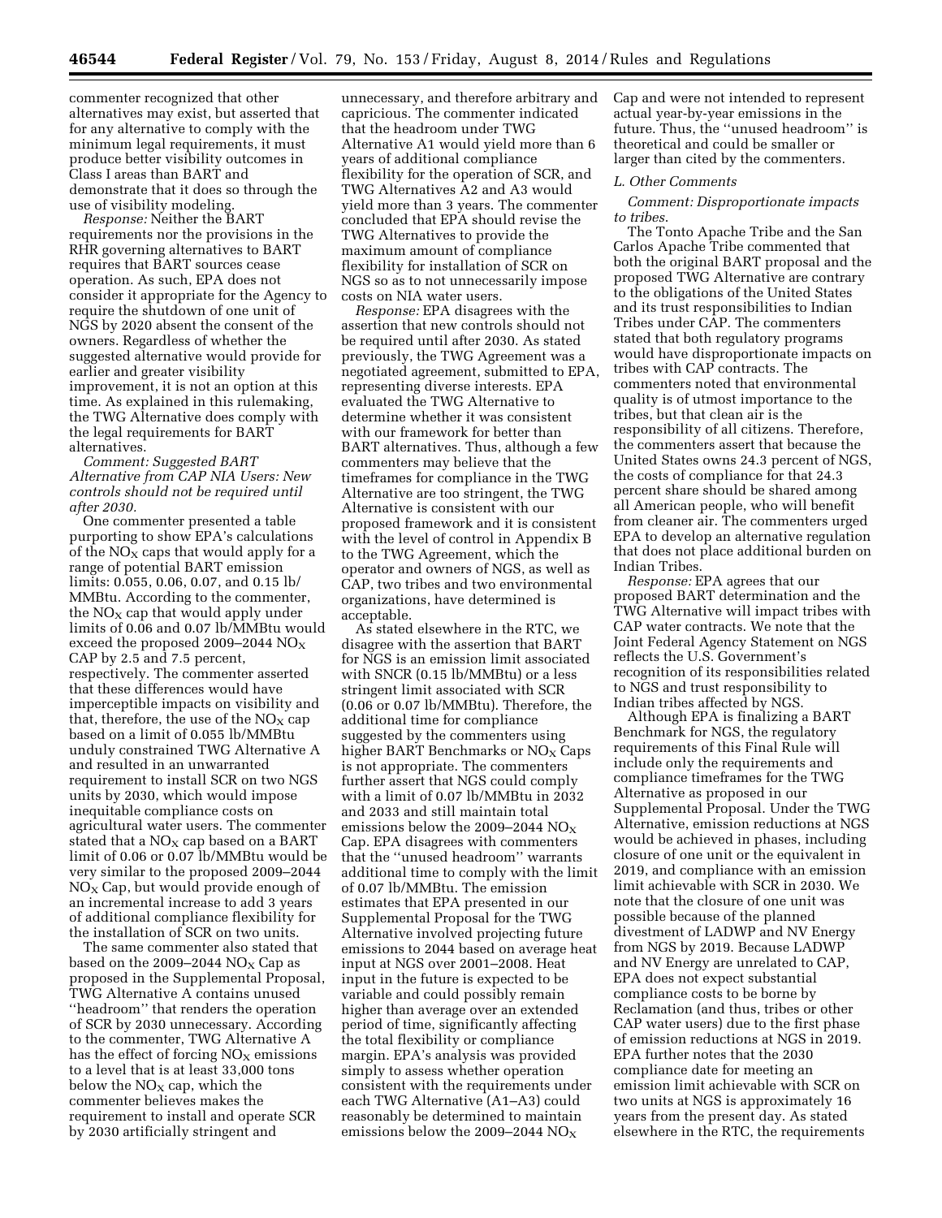commenter recognized that other alternatives may exist, but asserted that for any alternative to comply with the minimum legal requirements, it must produce better visibility outcomes in Class I areas than BART and demonstrate that it does so through the use of visibility modeling.

*Response:* Neither the BART requirements nor the provisions in the RHR governing alternatives to BART requires that BART sources cease operation. As such, EPA does not consider it appropriate for the Agency to require the shutdown of one unit of NGS by 2020 absent the consent of the owners. Regardless of whether the suggested alternative would provide for earlier and greater visibility improvement, it is not an option at this time. As explained in this rulemaking, the TWG Alternative does comply with the legal requirements for BART alternatives.

*Comment: Suggested BART Alternative from CAP NIA Users: New controls should not be required until after 2030.*

One commenter presented a table purporting to show EPA's calculations of the $NO_X$ caps that would apply for a range of potential BART emission limits: 0.055, 0.06, 0.07, and 0.15 lb/MMBtu. According to the commenter, the $NO_X$ cap that would apply under limits of 0.06 and 0.07 lb/MMBtu would exceed the proposed 2009–2044 $NO_X$ CAP by 2.5 and 7.5 percent, respectively. The commenter asserted that these differences would have imperceptible impacts on visibility and that, therefore, the use of the $NO_X$ cap based on a limit of 0.055 lb/MMBtu unduly constrained TWG Alternative A and resulted in an unwarranted requirement to install SCR on two NGS units by 2030, which would impose inequitable compliance costs on agricultural water users. The commenter stated that a $NO_X$ cap based on a BART limit of 0.06 or 0.07 lb/MMBtu would be very similar to the proposed 2009–2044 $NO_X$ Cap, but would provide enough of an incremental increase to add 3 years of additional compliance flexibility for the installation of SCR on two units.

The same commenter also stated that based on the 2009–2044 $NO_X$ Cap as proposed in the Supplemental Proposal, TWG Alternative A contains unused ''headroom'' that renders the operation of SCR by 2030 unnecessary. According to the commenter, TWG Alternative A has the effect of forcing $NO_X$ emissions to a level that is at least 33,000 tons below the $NO_X$ cap, which the commenter believes makes the requirement to install and operate SCR by 2030 artificially stringent and unnecessary, and therefore arbitrary and capricious. The commenter indicated that the headroom under TWG Alternative A1 would yield more than 6 years of additional compliance flexibility for the operation of SCR, and TWG Alternatives A2 and A3 would yield more than 3 years. The commenter concluded that EPA should revise the TWG Alternatives to provide the maximum amount of compliance flexibility for installation of SCR on NGS so as to not unnecessarily impose costs on NIA water users.

*Response:* EPA disagrees with the assertion that new controls should not be required until after 2030. As stated previously, the TWG Agreement was a negotiated agreement, submitted to EPA, representing diverse interests. EPA evaluated the TWG Alternative to determine whether it was consistent with our framework for better than BART alternatives. Thus, although a few commenters may believe that the timeframes for compliance in the TWG Alternative are too stringent, the TWG Alternative is consistent with our proposed framework and it is consistent with the level of control in Appendix B to the TWG Agreement, which the operator and owners of NGS, as well as CAP, two tribes and two environmental organizations, have determined is acceptable.

As stated elsewhere in the RTC, we disagree with the assertion that BART for NGS is an emission limit associated with SNCR (0.15 lb/MMBtu) or a less stringent limit associated with SCR (0.06 or 0.07 lb/MMBtu). Therefore, the additional time for compliance suggested by the commenters using higher BART Benchmarks or $NO_X$ Caps is not appropriate. The commenters further assert that NGS could comply with a limit of 0.07 lb/MMBtu in 2032 and 2033 and still maintain total emissions below the 2009–2044 $NO_X$ Cap. EPA disagrees with commenters that the ''unused headroom'' warrants additional time to comply with the limit of 0.07 lb/MMBtu. The emission estimates that EPA presented in our Supplemental Proposal for the TWG Alternative involved projecting future emissions to 2044 based on average heat input at NGS over 2001–2008. Heat input in the future is expected to be variable and could possibly remain higher than average over an extended period of time, significantly affecting the total flexibility or compliance margin. EPA's analysis was provided simply to assess whether operation consistent with the requirements under each TWG Alternative (A1–A3) could reasonably be determined to maintain emissions below the 2009–2044 $NO_X$ Cap and were not intended to represent actual year-by-year emissions in the future. Thus, the ''unused headroom'' is theoretical and could be smaller or larger than cited by the commenters.

## L. Other Comments

*Comment: Disproportionate impacts to tribes.*

The Tonto Apache Tribe and the San Carlos Apache Tribe commented that both the original BART proposal and the proposed TWG Alternative are contrary to the obligations of the United States and its trust responsibilities to Indian Tribes under CAP. The commenters stated that both regulatory programs would have disproportionate impacts on tribes with CAP contracts. The commenters noted that environmental quality is of utmost importance to the tribes, but that clean air is the responsibility of all citizens. Therefore, the commenters assert that because the United States owns 24.3 percent of NGS, the costs of compliance for that 24.3 percent share should be shared among all American people, who will benefit from cleaner air. The commenters urged EPA to develop an alternative regulation that does not place additional burden on Indian Tribes.

*Response:* EPA agrees that our proposed BART determination and the TWG Alternative will impact tribes with CAP water contracts. We note that the Joint Federal Agency Statement on NGS reflects the U.S. Government's recognition of its responsibilities related to NGS and trust responsibility to Indian tribes affected by NGS.

Although EPA is finalizing a BART Benchmark for NGS, the regulatory requirements of this Final Rule will include only the requirements and compliance timeframes for the TWG Alternative as proposed in our Supplemental Proposal. Under the TWG Alternative, emission reductions at NGS would be achieved in phases, including closure of one unit or the equivalent in 2019, and compliance with an emission limit achievable with SCR in 2030. We note that the closure of one unit was possible because of the planned divestment of LADWP and NV Energy from NGS by 2019. Because LADWP and NV Energy are unrelated to CAP, EPA does not expect substantial compliance costs to be borne by Reclamation (and thus, tribes or other CAP water users) due to the first phase of emission reductions at NGS in 2019. EPA further notes that the 2030 compliance date for meeting an emission limit achievable with SCR on two units at NGS is approximately 16 years from the present day. As stated elsewhere in the RTC, the requirements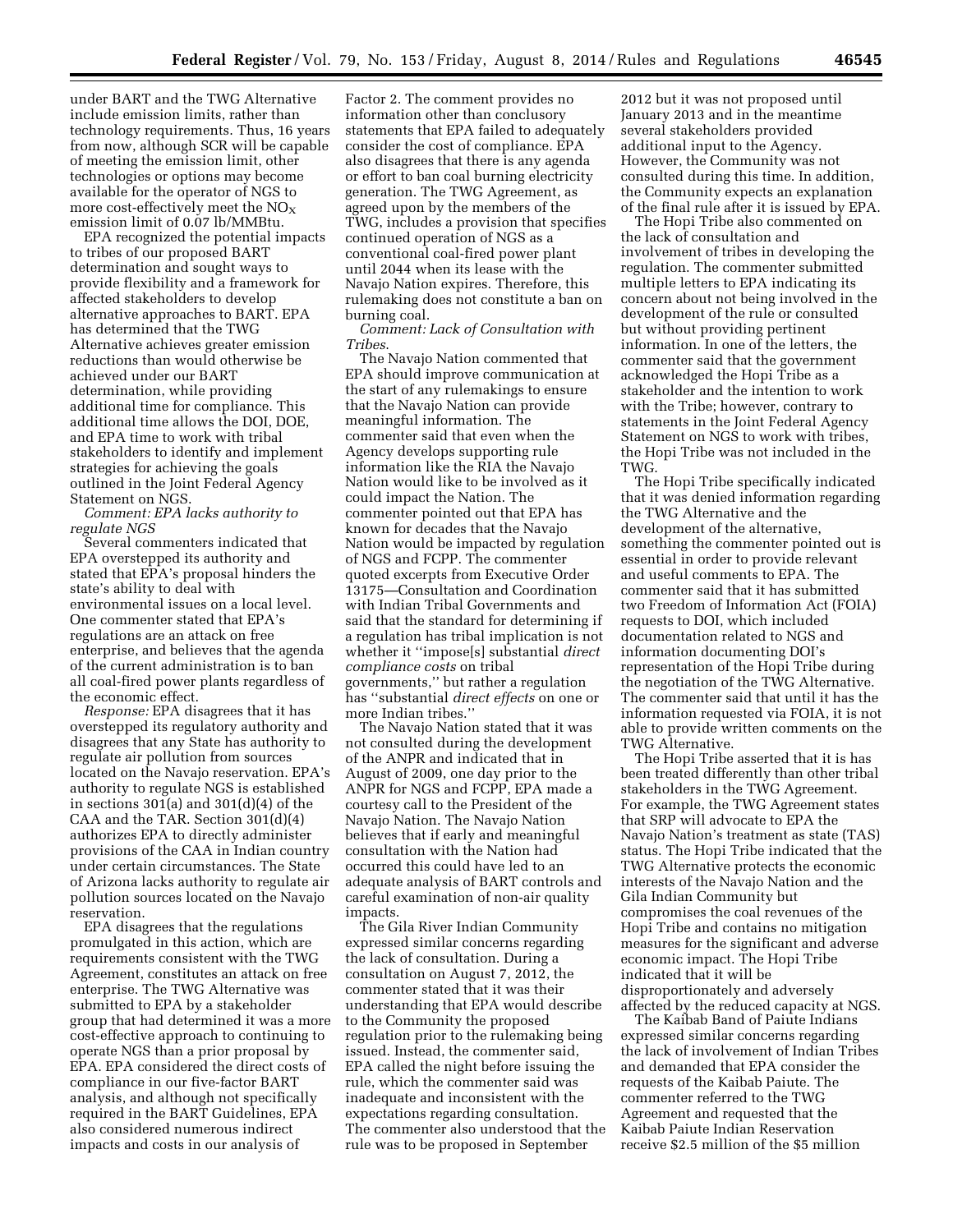under BART and the TWG Alternative include emission limits, rather than technology requirements. Thus, 16 years from now, although SCR will be capable of meeting the emission limit, other technologies or options may become available for the operator of NGS to more cost-effectively meet the $NO_X$ emission limit of 0.07 lb/MMBtu.

EPA recognized the potential impacts to tribes of our proposed BART determination and sought ways to provide flexibility and a framework for affected stakeholders to develop alternative approaches to BART. EPA has determined that the TWG Alternative achieves greater emission reductions than would otherwise be achieved under our BART determination, while providing additional time for compliance. This additional time allows the DOI, DOE, and EPA time to work with tribal stakeholders to identify and implement strategies for achieving the goals outlined in the Joint Federal Agency Statement on NGS.

*Comment: EPA lacks authority to regulate NGS*

Several commenters indicated that EPA overstepped its authority and stated that EPA's proposal hinders the state's ability to deal with environmental issues on a local level. One commenter stated that EPA's regulations are an attack on free enterprise, and believes that the agenda of the current administration is to ban all coal-fired power plants regardless of the economic effect.

*Response:* EPA disagrees that it has overstepped its regulatory authority and disagrees that any State has authority to regulate air pollution from sources located on the Navajo reservation. EPA's authority to regulate NGS is established in sections 301(a) and 301(d)(4) of the CAA and the TAR. Section 301(d)(4) authorizes EPA to directly administer provisions of the CAA in Indian country under certain circumstances. The State of Arizona lacks authority to regulate air pollution sources located on the Navajo reservation.

EPA disagrees that the regulations promulgated in this action, which are requirements consistent with the TWG Agreement, constitutes an attack on free enterprise. The TWG Alternative was submitted to EPA by a stakeholder group that had determined it was a more cost-effective approach to continuing to operate NGS than a prior proposal by EPA. EPA considered the direct costs of compliance in our five-factor BART analysis, and although not specifically required in the BART Guidelines, EPA also considered numerous indirect impacts and costs in our analysis of Factor 2. The comment provides no information other than conclusory statements that EPA failed to adequately consider the cost of compliance. EPA also disagrees that there is any agenda or effort to ban coal burning electricity generation. The TWG Agreement, as agreed upon by the members of the TWG, includes a provision that specifies continued operation of NGS as a conventional coal-fired power plant until 2044 when its lease with the Navajo Nation expires. Therefore, this rulemaking does not constitute a ban on burning coal.

*Comment: Lack of Consultation with Tribes.*

The Navajo Nation commented that EPA should improve communication at the start of any rulemakings to ensure that the Navajo Nation can provide meaningful information. The commenter said that even when the Agency develops supporting rule information like the RIA the Navajo Nation would like to be involved as it could impact the Nation. The commenter pointed out that EPA has known for decades that the Navajo Nation would be impacted by regulation of NGS and FCPP. The commenter quoted excerpts from Executive Order 13175—Consultation and Coordination with Indian Tribal Governments and said that the standard for determining if a regulation has tribal implication is not whether it ''impose[s] substantial *direct compliance costs* on tribal governments,'' but rather a regulation has ''substantial *direct effects* on one or more Indian tribes.''

The Navajo Nation stated that it was not consulted during the development of the ANPR and indicated that in August of 2009, one day prior to the ANPR for NGS and FCPP, EPA made a courtesy call to the President of the Navajo Nation. The Navajo Nation believes that if early and meaningful consultation with the Nation had occurred this could have led to an adequate analysis of BART controls and careful examination of non-air quality impacts.

The Gila River Indian Community expressed similar concerns regarding the lack of consultation. During a consultation on August 7, 2012, the commenter stated that it was their understanding that EPA would describe to the Community the proposed regulation prior to the rulemaking being issued. Instead, the commenter said, EPA called the night before issuing the rule, which the commenter said was inadequate and inconsistent with the expectations regarding consultation. The commenter also understood that the rule was to be proposed in September 2012 but it was not proposed until January 2013 and in the meantime several stakeholders provided additional input to the Agency. However, the Community was not consulted during this time. In addition, the Community expects an explanation of the final rule after it is issued by EPA.

The Hopi Tribe also commented on the lack of consultation and involvement of tribes in developing the regulation. The commenter submitted multiple letters to EPA indicating its concern about not being involved in the development of the rule or consulted but without providing pertinent information. In one of the letters, the commenter said that the government acknowledged the Hopi Tribe as a stakeholder and the intention to work with the Tribe; however, contrary to statements in the Joint Federal Agency Statement on NGS to work with tribes, the Hopi Tribe was not included in the TWG.

The Hopi Tribe specifically indicated that it was denied information regarding the TWG Alternative and the development of the alternative, something the commenter pointed out is essential in order to provide relevant and useful comments to EPA. The commenter said that it has submitted two Freedom of Information Act (FOIA) requests to DOI, which included documentation related to NGS and information documenting DOI's representation of the Hopi Tribe during the negotiation of the TWG Alternative. The commenter said that until it has the information requested via FOIA, it is not able to provide written comments on the TWG Alternative.

The Hopi Tribe asserted that it is has been treated differently than other tribal stakeholders in the TWG Agreement. For example, the TWG Agreement states that SRP will advocate to EPA the Navajo Nation's treatment as state (TAS) status. The Hopi Tribe indicated that the TWG Alternative protects the economic interests of the Navajo Nation and the Gila Indian Community but compromises the coal revenues of the Hopi Tribe and contains no mitigation measures for the significant and adverse economic impact. The Hopi Tribe indicated that it will be disproportionately and adversely affected by the reduced capacity at NGS.

The Kaibab Band of Paiute Indians expressed similar concerns regarding the lack of involvement of Indian Tribes and demanded that EPA consider the requests of the Kaibab Paiute. The commenter referred to the TWG Agreement and requested that the Kaibab Paiute Indian Reservation receive $2.5 million of the $5 million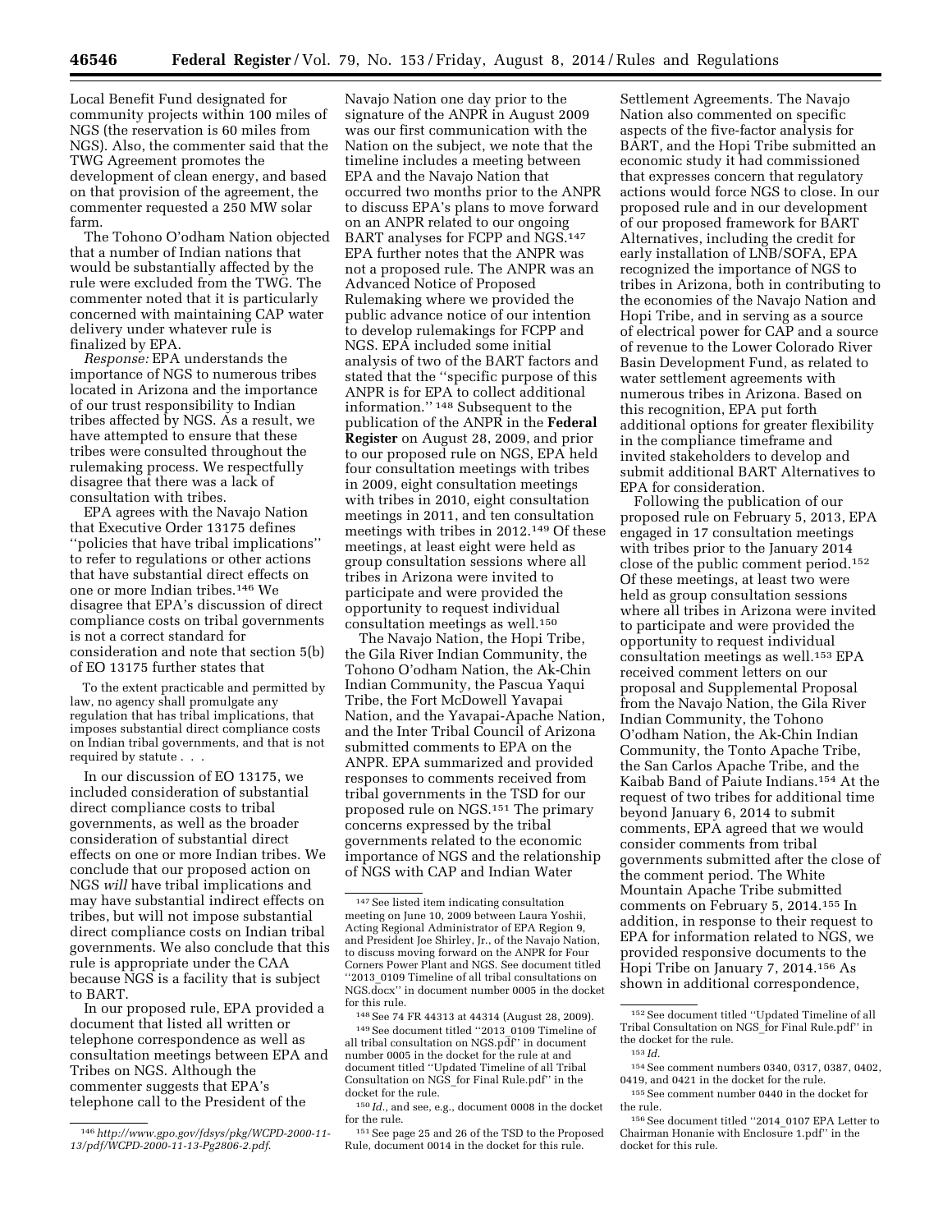Local Benefit Fund designated for community projects within 100 miles of NGS (the reservation is 60 miles from NGS). Also, the commenter said that the TWG Agreement promotes the development of clean energy, and based on that provision of the agreement, the commenter requested a 250 MW solar farm.

The Tohono O'odham Nation objected that a number of Indian nations that would be substantially affected by the rule were excluded from the TWG. The commenter noted that it is particularly concerned with maintaining CAP water delivery under whatever rule is finalized by EPA.

*Response:* EPA understands the importance of NGS to numerous tribes located in Arizona and the importance of our trust responsibility to Indian tribes affected by NGS. As a result, we have attempted to ensure that these tribes were consulted throughout the rulemaking process. We respectfully disagree that there was a lack of consultation with tribes.

EPA agrees with the Navajo Nation that Executive Order 13175 defines ''policies that have tribal implications'' to refer to regulations or other actions that have substantial direct effects on one or more Indian tribes.[146] We disagree that EPA's discussion of direct compliance costs on tribal governments is not a correct standard for consideration and note that section 5(b) of EO 13175 further states that

> To the extent practicable and permitted by law, no agency shall promulgate any regulation that has tribal implications, that imposes substantial direct compliance costs on Indian tribal governments, and that is not required by statute . . .

In our discussion of EO 13175, we included consideration of substantial direct compliance costs to tribal governments, as well as the broader consideration of substantial direct effects on one or more Indian tribes. We conclude that our proposed action on NGS *will* have tribal implications and may have substantial indirect effects on tribes, but will not impose substantial direct compliance costs on Indian tribal governments. We also conclude that this rule is appropriate under the CAA because NGS is a facility that is subject to BART.

In our proposed rule, EPA provided a document that listed all written or telephone correspondence as well as consultation meetings between EPA and Tribes on NGS. Although the commenter suggests that EPA's telephone call to the President of the Navajo Nation one day prior to the signature of the ANPR in August 2009 was our first communication with the Nation on the subject, we note that the timeline includes a meeting between EPA and the Navajo Nation that occurred two months prior to the ANPR to discuss EPA's plans to move forward on an ANPR related to our ongoing BART analyses for FCPP and NGS.[147] EPA further notes that the ANPR was not a proposed rule. The ANPR was an Advanced Notice of Proposed Rulemaking where we provided the public advance notice of our intention to develop rulemakings for FCPP and NGS. EPA included some initial analysis of two of the BART factors and stated that the ''specific purpose of this ANPR is for EPA to collect additional information.'' [148] Subsequent to the publication of the ANPR in the **Federal Register** on August 28, 2009, and prior to our proposed rule on NGS, EPA held four consultation meetings with tribes in 2009, eight consultation meetings with tribes in 2010, eight consultation meetings in 2011, and ten consultation meetings with tribes in 2012.[149] Of these meetings, at least eight were held as group consultation sessions where all tribes in Arizona were invited to participate and were provided the opportunity to request individual consultation meetings as well.[150]

The Navajo Nation, the Hopi Tribe, the Gila River Indian Community, the Tohono O'odham Nation, the Ak-Chin Indian Community, the Pascua Yaqui Tribe, the Fort McDowell Yavapai Nation, and the Yavapai-Apache Nation, and the Inter Tribal Council of Arizona submitted comments to EPA on the ANPR. EPA summarized and provided responses to comments received from tribal governments in the TSD for our proposed rule on NGS.[151] The primary concerns expressed by the tribal governments related to the economic importance of NGS and the relationship of NGS with CAP and Indian Water Settlement Agreements. The Navajo Nation also commented on specific aspects of the five-factor analysis for BART, and the Hopi Tribe submitted an economic study it had commissioned that expresses concern that regulatory actions would force NGS to close. In our proposed rule and in our development of our proposed framework for BART Alternatives, including the credit for early installation of LNB/SOFA, EPA recognized the importance of NGS to tribes in Arizona, both in contributing to the economies of the Navajo Nation and Hopi Tribe, and in serving as a source of electrical power for CAP and a source of revenue to the Lower Colorado River Basin Development Fund, as related to water settlement agreements with numerous tribes in Arizona. Based on this recognition, EPA put forth additional options for greater flexibility in the compliance timeframe and invited stakeholders to develop and submit additional BART Alternatives to EPA for consideration.

Following the publication of our proposed rule on February 5, 2013, EPA engaged in 17 consultation meetings with tribes prior to the January 2014 close of the public comment period.[152] Of these meetings, at least two were held as group consultation sessions where all tribes in Arizona were invited to participate and were provided the opportunity to request individual consultation meetings as well.[153] EPA received comment letters on our proposal and Supplemental Proposal from the Navajo Nation, the Gila River Indian Community, the Tohono O'odham Nation, the Ak-Chin Indian Community, the Tonto Apache Tribe, the San Carlos Apache Tribe, and the Kaibab Band of Paiute Indians.[154] At the request of two tribes for additional time beyond January 6, 2014 to submit comments, EPA agreed that we would consider comments from tribal governments submitted after the close of the comment period. The White Mountain Apache Tribe submitted comments on February 5, 2014.[155] In addition, in response to their request to EPA for information related to NGS, we provided responsive documents to the Hopi Tribe on January 7, 2014.[156] As shown in additional correspondence,

---

[146] *http://www.gpo.gov/fdsys/pkg/WCPD-2000-11-13/pdf/WCPD-2000-11-13-Pg2806-2.pdf.*

[147] See listed item indicating consultation meeting on June 10, 2009 between Laura Yoshii, Acting Regional Administrator of EPA Region 9, and President Joe Shirley, Jr., of the Navajo Nation, to discuss moving forward on the ANPR for Four Corners Power Plant and NGS. See document titled ''2013_0109 Timeline of all tribal consultations on NGS.docx'' in document number 0005 in the docket for this rule.

[148] See 74 FR 44313 at 44314 (August 28, 2009).

[149] See document titled ''2013_0109 Timeline of all tribal consultation on NGS.pdf'' in document number 0005 in the docket for the rule at and document titled ''Updated Timeline of all Tribal Consultation on NGS_for Final Rule.pdf'' in the docket for the rule.

[150] *Id.,* and see, e.g., document 0008 in the docket for the rule.

[151] See page 25 and 26 of the TSD to the Proposed Rule, document 0014 in the docket for this rule.

[152] See document titled ''Updated Timeline of all Tribal Consultation on NGS_for Final Rule.pdf'' in the docket for the rule.

[153] *Id.*

[154] See comment numbers 0340, 0317, 0387, 0402, 0419, and 0421 in the docket for the rule.

[155] See comment number 0440 in the docket for the rule.

[156] See document titled ''2014_0107 EPA Letter to Chairman Honanie with Enclosure 1.pdf'' in the docket for this rule.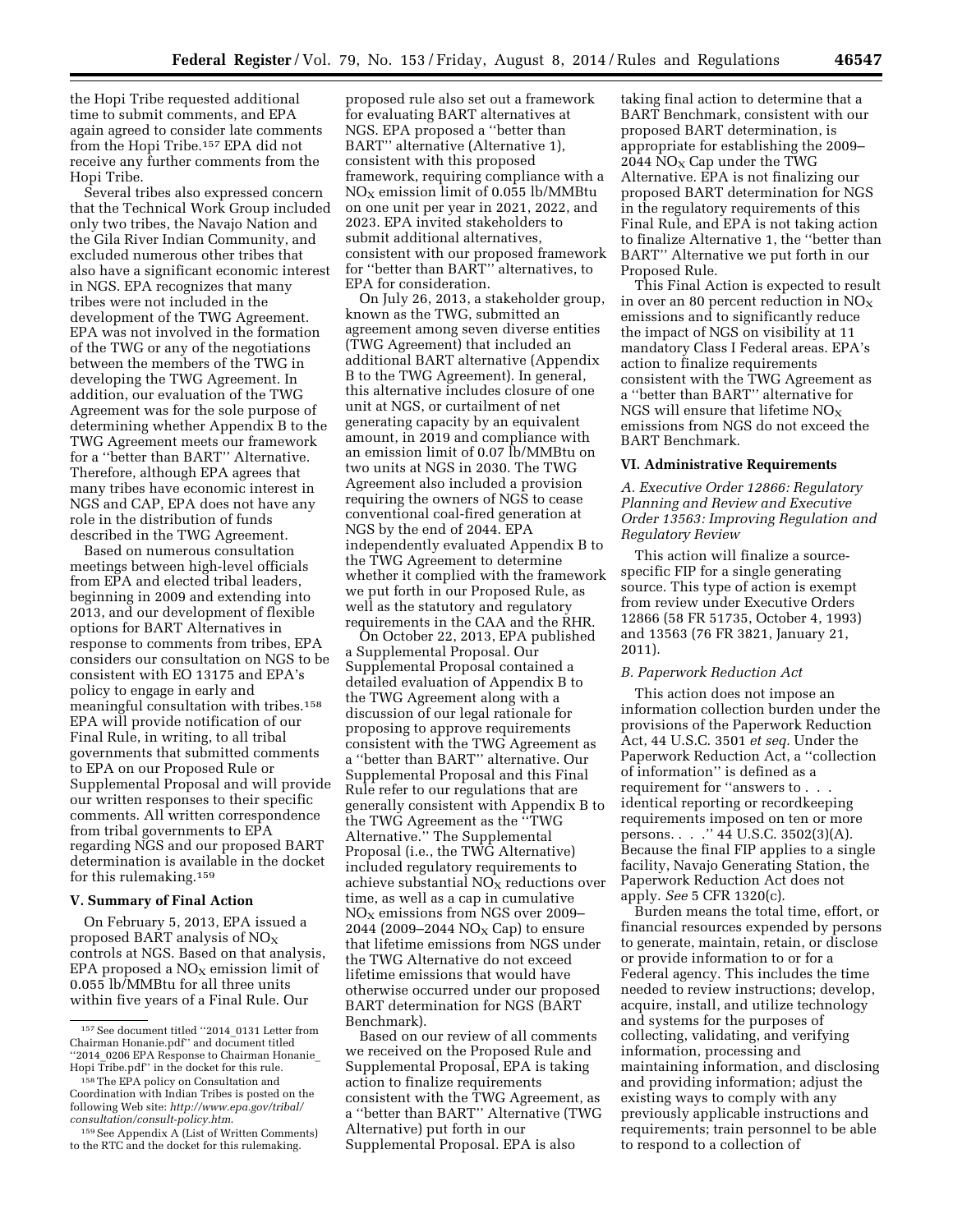the Hopi Tribe requested additional time to submit comments, and EPA again agreed to consider late comments from the Hopi Tribe.[157] EPA did not receive any further comments from the Hopi Tribe.

Several tribes also expressed concern that the Technical Work Group included only two tribes, the Navajo Nation and the Gila River Indian Community, and excluded numerous other tribes that also have a significant economic interest in NGS. EPA recognizes that many tribes were not included in the development of the TWG Agreement. EPA was not involved in the formation of the TWG or any of the negotiations between the members of the TWG in developing the TWG Agreement. In addition, our evaluation of the TWG Agreement was for the sole purpose of determining whether Appendix B to the TWG Agreement meets our framework for a ''better than BART'' Alternative. Therefore, although EPA agrees that many tribes have economic interest in NGS and CAP, EPA does not have any role in the distribution of funds described in the TWG Agreement.

Based on numerous consultation meetings between high-level officials from EPA and elected tribal leaders, beginning in 2009 and extending into 2013, and our development of flexible options for BART Alternatives in response to comments from tribes, EPA considers our consultation on NGS to be consistent with EO 13175 and EPA's policy to engage in early and meaningful consultation with tribes.[158] EPA will provide notification of our Final Rule, in writing, to all tribal governments that submitted comments to EPA on our Proposed Rule or Supplemental Proposal and will provide our written responses to their specific comments. All written correspondence from tribal governments to EPA regarding NGS and our proposed BART determination is available in the docket for this rulemaking.[159]

## V. Summary of Final Action

On February 5, 2013, EPA issued a proposed BART analysis of $NO_X$ controls at NGS. Based on that analysis, EPA proposed a $NO_X$ emission limit of 0.055 lb/MMBtu for all three units within five years of a Final Rule. Our proposed rule also set out a framework for evaluating BART alternatives at NGS. EPA proposed a ''better than BART'' alternative (Alternative 1), consistent with this proposed framework, requiring compliance with a $NO_X$ emission limit of 0.055 lb/MMBtu on one unit per year in 2021, 2022, and 2023. EPA invited stakeholders to submit additional alternatives, consistent with our proposed framework for ''better than BART'' alternatives, to EPA for consideration.

On July 26, 2013, a stakeholder group, known as the TWG, submitted an agreement among seven diverse entities (TWG Agreement) that included an additional BART alternative (Appendix B to the TWG Agreement). In general, this alternative includes closure of one unit at NGS, or curtailment of net generating capacity by an equivalent amount, in 2019 and compliance with an emission limit of 0.07 lb/MMBtu on two units at NGS in 2030. The TWG Agreement also included a provision requiring the owners of NGS to cease conventional coal-fired generation at NGS by the end of 2044. EPA independently evaluated Appendix B to the TWG Agreement to determine whether it complied with the framework we put forth in our Proposed Rule, as well as the statutory and regulatory requirements in the CAA and the RHR.

On October 22, 2013, EPA published a Supplemental Proposal. Our Supplemental Proposal contained a detailed evaluation of Appendix B to the TWG Agreement along with a discussion of our legal rationale for proposing to approve requirements consistent with the TWG Agreement as a ''better than BART'' alternative. Our Supplemental Proposal and this Final Rule refer to our regulations that are generally consistent with Appendix B to the TWG Agreement as the ''TWG Alternative.'' The Supplemental Proposal (i.e., the TWG Alternative) included regulatory requirements to achieve substantial $NO_X$ reductions over time, as well as a cap in cumulative $NO_X$ emissions from NGS over 2009–2044 (2009–2044 $NO_X$ Cap) to ensure that lifetime emissions from NGS under the TWG Alternative do not exceed lifetime emissions that would have otherwise occurred under our proposed BART determination for NGS (BART Benchmark).

Based on our review of all comments we received on the Proposed Rule and Supplemental Proposal, EPA is taking action to finalize requirements consistent with the TWG Agreement, as a ''better than BART'' Alternative (TWG Alternative) put forth in our Supplemental Proposal. EPA is also taking final action to determine that a BART Benchmark, consistent with our proposed BART determination, is appropriate for establishing the 2009–2044 $NO_X$ Cap under the TWG Alternative. EPA is not finalizing our proposed BART determination for NGS in the regulatory requirements of this Final Rule, and EPA is not taking action to finalize Alternative 1, the ''better than BART'' Alternative we put forth in our Proposed Rule.

This Final Action is expected to result in over an 80 percent reduction in $NO_X$ emissions and to significantly reduce the impact of NGS on visibility at 11 mandatory Class I Federal areas. EPA's action to finalize requirements consistent with the TWG Agreement as a ''better than BART'' alternative for NGS will ensure that lifetime $NO_X$ emissions from NGS do not exceed the BART Benchmark.

## VI. Administrative Requirements

### *A. Executive Order 12866: Regulatory Planning and Review and Executive Order 13563: Improving Regulation and Regulatory Review*

This action will finalize a source-specific FIP for a single generating source. This type of action is exempt from review under Executive Orders 12866 (58 FR 51735, October 4, 1993) and 13563 (76 FR 3821, January 21, 2011).

### *B. Paperwork Reduction Act*

This action does not impose an information collection burden under the provisions of the Paperwork Reduction Act, 44 U.S.C. 3501 *et seq.* Under the Paperwork Reduction Act, a ''collection of information'' is defined as a requirement for ''answers to . . . identical reporting or recordkeeping requirements imposed on ten or more persons. . . .'' 44 U.S.C. 3502(3)(A). Because the final FIP applies to a single facility, Navajo Generating Station, the Paperwork Reduction Act does not apply. *See* 5 CFR 1320(c).

Burden means the total time, effort, or financial resources expended by persons to generate, maintain, retain, or disclose or provide information to or for a Federal agency. This includes the time needed to review instructions; develop, acquire, install, and utilize technology and systems for the purposes of collecting, validating, and verifying information, processing and maintaining information, and disclosing and providing information; adjust the existing ways to comply with any previously applicable instructions and requirements; train personnel to be able to respond to a collection of

---

[157] See document titled ''2014_0131 Letter from Chairman Honanie.pdf'' and document titled ''2014_0206 EPA Response to Chairman Honanie_Hopi Tribe.pdf'' in the docket for this rule.

[158] The EPA policy on Consultation and Coordination with Indian Tribes is posted on the following Web site: *http://www.epa.gov/tribal/consultation/consult-policy.htm.*

[159] See Appendix A (List of Written Comments) to the RTC and the docket for this rulemaking.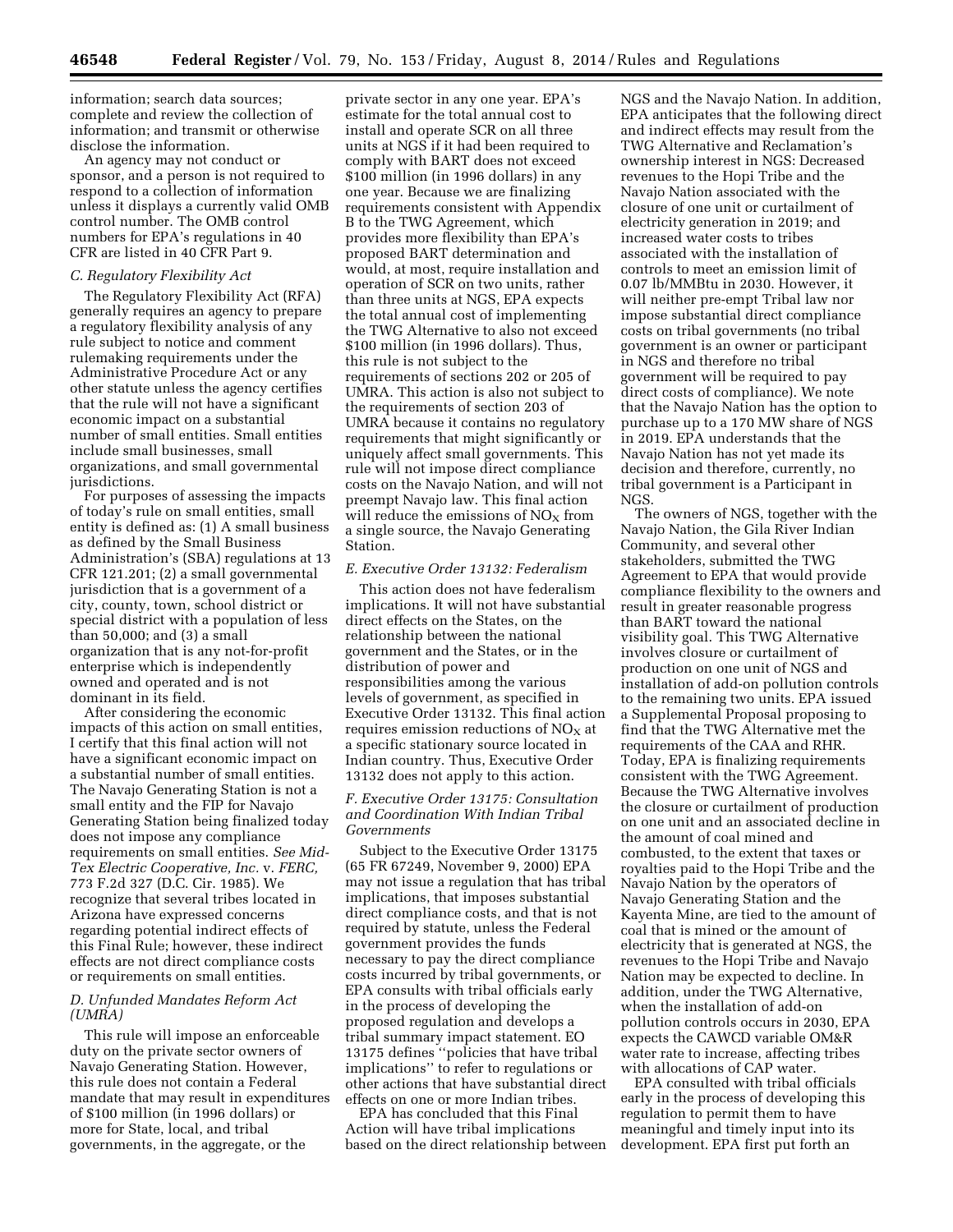information; search data sources; complete and review the collection of information; and transmit or otherwise disclose the information.

An agency may not conduct or sponsor, and a person is not required to respond to a collection of information unless it displays a currently valid OMB control number. The OMB control numbers for EPA's regulations in 40 CFR are listed in 40 CFR Part 9.

### C. Regulatory Flexibility Act

The Regulatory Flexibility Act (RFA) generally requires an agency to prepare a regulatory flexibility analysis of any rule subject to notice and comment rulemaking requirements under the Administrative Procedure Act or any other statute unless the agency certifies that the rule will not have a significant economic impact on a substantial number of small entities. Small entities include small businesses, small organizations, and small governmental jurisdictions.

For purposes of assessing the impacts of today's rule on small entities, small entity is defined as: (1) A small business as defined by the Small Business Administration's (SBA) regulations at 13 CFR 121.201; (2) a small governmental jurisdiction that is a government of a city, county, town, school district or special district with a population of less than 50,000; and (3) a small organization that is any not-for-profit enterprise which is independently owned and operated and is not dominant in its field.

After considering the economic impacts of this action on small entities, I certify that this final action will not have a significant economic impact on a substantial number of small entities. The Navajo Generating Station is not a small entity and the FIP for Navajo Generating Station being finalized today does not impose any compliance requirements on small entities. *See Mid-Tex Electric Cooperative, Inc.* v. *FERC,* 773 F.2d 327 (D.C. Cir. 1985). We recognize that several tribes located in Arizona have expressed concerns regarding potential indirect effects of this Final Rule; however, these indirect effects are not direct compliance costs or requirements on small entities.

### D. Unfunded Mandates Reform Act (UMRA)

This rule will impose an enforceable duty on the private sector owners of Navajo Generating Station. However, this rule does not contain a Federal mandate that may result in expenditures of $100 million (in 1996 dollars) or more for State, local, and tribal governments, in the aggregate, or the private sector in any one year. EPA's estimate for the total annual cost to install and operate SCR on all three units at NGS if it had been required to comply with BART does not exceed $100 million (in 1996 dollars) in any one year. Because we are finalizing requirements consistent with Appendix B to the TWG Agreement, which provides more flexibility than EPA's proposed BART determination and would, at most, require installation and operation of SCR on two units, rather than three units at NGS, EPA expects the total annual cost of implementing the TWG Alternative to also not exceed $100 million (in 1996 dollars). Thus, this rule is not subject to the requirements of sections 202 or 205 of UMRA. This action is also not subject to the requirements of section 203 of UMRA because it contains no regulatory requirements that might significantly or uniquely affect small governments. This rule will not impose direct compliance costs on the Navajo Nation, and will not preempt Navajo law. This final action will reduce the emissions of $NO_X$ from a single source, the Navajo Generating Station.

### E. Executive Order 13132: Federalism

This action does not have federalism implications. It will not have substantial direct effects on the States, on the relationship between the national government and the States, or in the distribution of power and responsibilities among the various levels of government, as specified in Executive Order 13132. This final action requires emission reductions of $NO_X$ at a specific stationary source located in Indian country. Thus, Executive Order 13132 does not apply to this action.

### F. Executive Order 13175: Consultation and Coordination With Indian Tribal Governments

Subject to the Executive Order 13175 (65 FR 67249, November 9, 2000) EPA may not issue a regulation that has tribal implications, that imposes substantial direct compliance costs, and that is not required by statute, unless the Federal government provides the funds necessary to pay the direct compliance costs incurred by tribal governments, or EPA consults with tribal officials early in the process of developing the proposed regulation and develops a tribal summary impact statement. EO 13175 defines "policies that have tribal implications" to refer to regulations or other actions that have substantial direct effects on one or more Indian tribes.

EPA has concluded that this Final Action will have tribal implications based on the direct relationship between NGS and the Navajo Nation. In addition, EPA anticipates that the following direct and indirect effects may result from the TWG Alternative and Reclamation's ownership interest in NGS: Decreased revenues to the Hopi Tribe and the Navajo Nation associated with the closure of one unit or curtailment of electricity generation in 2019; and increased water costs to tribes associated with the installation of controls to meet an emission limit of 0.07 lb/MMBtu in 2030. However, it will neither pre-empt Tribal law nor impose substantial direct compliance costs on tribal governments (no tribal government is an owner or participant in NGS and therefore no tribal government will be required to pay direct costs of compliance). We note that the Navajo Nation has the option to purchase up to a 170 MW share of NGS in 2019. EPA understands that the Navajo Nation has not yet made its decision and therefore, currently, no tribal government is a Participant in NGS.

The owners of NGS, together with the Navajo Nation, the Gila River Indian Community, and several other stakeholders, submitted the TWG Agreement to EPA that would provide compliance flexibility to the owners and result in greater reasonable progress than BART toward the national visibility goal. This TWG Alternative involves closure or curtailment of production on one unit of NGS and installation of add-on pollution controls to the remaining two units. EPA issued a Supplemental Proposal proposing to find that the TWG Alternative met the requirements of the CAA and RHR. Today, EPA is finalizing requirements consistent with the TWG Agreement. Because the TWG Alternative involves the closure or curtailment of production on one unit and an associated decline in the amount of coal mined and combusted, to the extent that taxes or royalties paid to the Hopi Tribe and the Navajo Nation by the operators of Navajo Generating Station and the Kayenta Mine, are tied to the amount of coal that is mined or the amount of electricity that is generated at NGS, the revenues to the Hopi Tribe and Navajo Nation may be expected to decline. In addition, under the TWG Alternative, when the installation of add-on pollution controls occurs in 2030, EPA expects the CAWCD variable OM&R water rate to increase, affecting tribes with allocations of CAP water.

EPA consulted with tribal officials early in the process of developing this regulation to permit them to have meaningful and timely input into its development. EPA first put forth an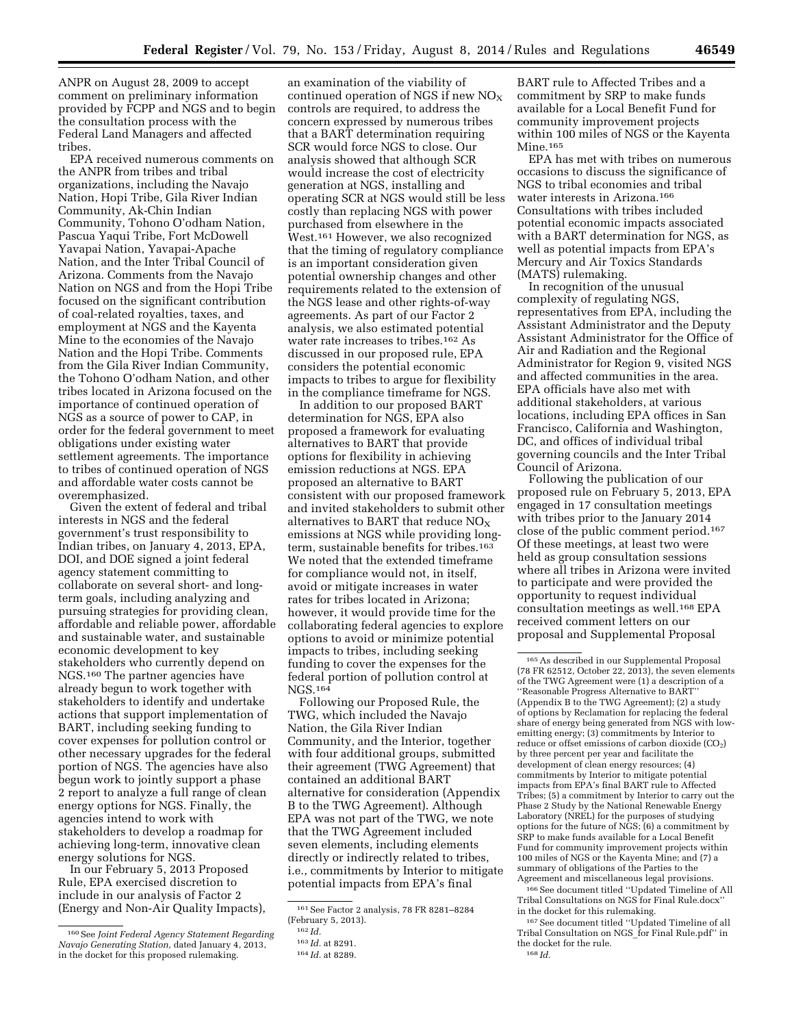ANPR on August 28, 2009 to accept comment on preliminary information provided by FCPP and NGS and to begin the consultation process with the Federal Land Managers and affected tribes.

EPA received numerous comments on the ANPR from tribes and tribal organizations, including the Navajo Nation, Hopi Tribe, Gila River Indian Community, Ak-Chin Indian Community, Tohono O'odham Nation, Pascua Yaqui Tribe, Fort McDowell Yavapai Nation, Yavapai-Apache Nation, and the Inter Tribal Council of Arizona. Comments from the Navajo Nation on NGS and from the Hopi Tribe focused on the significant contribution of coal-related royalties, taxes, and employment at NGS and the Kayenta Mine to the economies of the Navajo Nation and the Hopi Tribe. Comments from the Gila River Indian Community, the Tohono O'odham Nation, and other tribes located in Arizona focused on the importance of continued operation of NGS as a source of power to CAP, in order for the federal government to meet obligations under existing water settlement agreements. The importance to tribes of continued operation of NGS and affordable water costs cannot be overemphasized.

Given the extent of federal and tribal interests in NGS and the federal government's trust responsibility to Indian tribes, on January 4, 2013, EPA, DOI, and DOE signed a joint federal agency statement committing to collaborate on several short- and long-term goals, including analyzing and pursuing strategies for providing clean, affordable and reliable power, affordable and sustainable water, and sustainable economic development to key stakeholders who currently depend on NGS.[160] The partner agencies have already begun to work together with stakeholders to identify and undertake actions that support implementation of BART, including seeking funding to cover expenses for pollution control or other necessary upgrades for the federal portion of NGS. The agencies have also begun work to jointly support a phase 2 report to analyze a full range of clean energy options for NGS. Finally, the agencies intend to work with stakeholders to develop a roadmap for achieving long-term, innovative clean energy solutions for NGS.

In our February 5, 2013 Proposed Rule, EPA exercised discretion to include in our analysis of Factor 2 (Energy and Non-Air Quality Impacts), an examination of the viability of continued operation of NGS if new $NO_X$ controls are required, to address the concern expressed by numerous tribes that a BART determination requiring SCR would force NGS to close. Our analysis showed that although SCR would increase the cost of electricity generation at NGS, installing and operating SCR at NGS would still be less costly than replacing NGS with power purchased from elsewhere in the West.[161] However, we also recognized that the timing of regulatory compliance is an important consideration given potential ownership changes and other requirements related to the extension of the NGS lease and other rights-of-way agreements. As part of our Factor 2 analysis, we also estimated potential water rate increases to tribes.[162] As discussed in our proposed rule, EPA considers the potential economic impacts to tribes to argue for flexibility in the compliance timeframe for NGS.

In addition to our proposed BART determination for NGS, EPA also proposed a framework for evaluating alternatives to BART that provide options for flexibility in achieving emission reductions at NGS. EPA proposed an alternative to BART consistent with our proposed framework and invited stakeholders to submit other alternatives to BART that reduce $NO_X$ emissions at NGS while providing long-term, sustainable benefits for tribes.[163] We noted that the extended timeframe for compliance would not, in itself, avoid or mitigate increases in water rates for tribes located in Arizona; however, it would provide time for the collaborating federal agencies to explore options to avoid or minimize potential impacts to tribes, including seeking funding to cover the expenses for the federal portion of pollution control at NGS.[164]

Following our Proposed Rule, the TWG, which included the Navajo Nation, the Gila River Indian Community, and the Interior, together with four additional groups, submitted their agreement (TWG Agreement) that contained an additional BART alternative for consideration (Appendix B to the TWG Agreement). Although EPA was not part of the TWG, we note that the TWG Agreement included seven elements, including elements directly or indirectly related to tribes, i.e., commitments by Interior to mitigate potential impacts from EPA's final BART rule to Affected Tribes and a commitment by SRP to make funds available for a Local Benefit Fund for community improvement projects within 100 miles of NGS or the Kayenta Mine.[165]

EPA has met with tribes on numerous occasions to discuss the significance of NGS to tribal economies and tribal water interests in Arizona.[166] Consultations with tribes included potential economic impacts associated with a BART determination for NGS, as well as potential impacts from EPA's Mercury and Air Toxics Standards (MATS) rulemaking.

In recognition of the unusual complexity of regulating NGS, representatives from EPA, including the Assistant Administrator and the Deputy Assistant Administrator for the Office of Air and Radiation and the Regional Administrator for Region 9, visited NGS and affected communities in the area. EPA officials have also met with additional stakeholders, at various locations, including EPA offices in San Francisco, California and Washington, DC, and offices of individual tribal governing councils and the Inter Tribal Council of Arizona.

Following the publication of our proposed rule on February 5, 2013, EPA engaged in 17 consultation meetings with tribes prior to the January 2014 close of the public comment period.[167] Of these meetings, at least two were held as group consultation sessions where all tribes in Arizona were invited to participate and were provided the opportunity to request individual consultation meetings as well.[168] EPA received comment letters on our proposal and Supplemental Proposal

---

[160] See *Joint Federal Agency Statement Regarding Navajo Generating Station,* dated January 4, 2013, in the docket for this proposed rulemaking.

[161] See Factor 2 analysis, 78 FR 8281–8284 (February 5, 2013).

[162] *Id.*

[163] *Id.* at 8291.

[164] *Id.* at 8289.

[165] As described in our Supplemental Proposal (78 FR 62512, October 22, 2013), the seven elements of the TWG Agreement were (1) a description of a "Reasonable Progress Alternative to BART" (Appendix B to the TWG Agreement); (2) a study of options by Reclamation for replacing the federal share of energy being generated from NGS with low-emitting energy; (3) commitments by Interior to reduce or offset emissions of carbon dioxide ($CO_2$) by three percent per year and facilitate the development of clean energy resources; (4) commitments by Interior to mitigate potential impacts from EPA's final BART rule to Affected Tribes; (5) a commitment by Interior to carry out the Phase 2 Study by the National Renewable Energy Laboratory (NREL) for the purposes of studying options for the future of NGS; (6) a commitment by SRP to make funds available for a Local Benefit Fund for community improvement projects within 100 miles of NGS or the Kayenta Mine; and (7) a summary of obligations of the Parties to the Agreement and miscellaneous legal provisions.

[166] See document titled "Updated Timeline of All Tribal Consultations on NGS for Final Rule.docx" in the docket for this rulemaking.

[167] See document titled "Updated Timeline of all Tribal Consultation on NGS_for Final Rule.pdf" in the docket for the rule.

[168] *Id.*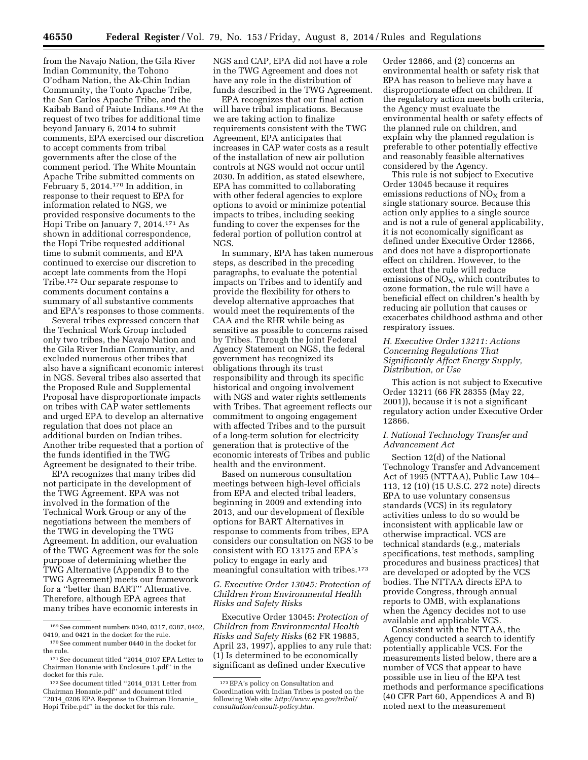from the Navajo Nation, the Gila River Indian Community, the Tohono O'odham Nation, the Ak-Chin Indian Community, the Tonto Apache Tribe, the San Carlos Apache Tribe, and the Kaibab Band of Paiute Indians.[169] At the request of two tribes for additional time beyond January 6, 2014 to submit comments, EPA exercised our discretion to accept comments from tribal governments after the close of the comment period. The White Mountain Apache Tribe submitted comments on February 5, 2014.[170] In addition, in response to their request to EPA for information related to NGS, we provided responsive documents to the Hopi Tribe on January 7, 2014.[171] As shown in additional correspondence, the Hopi Tribe requested additional time to submit comments, and EPA continued to exercise our discretion to accept late comments from the Hopi Tribe.[172] Our separate response to comments document contains a summary of all substantive comments and EPA's responses to those comments.

Several tribes expressed concern that the Technical Work Group included only two tribes, the Navajo Nation and the Gila River Indian Community, and excluded numerous other tribes that also have a significant economic interest in NGS. Several tribes also asserted that the Proposed Rule and Supplemental Proposal have disproportionate impacts on tribes with CAP water settlements and urged EPA to develop an alternative regulation that does not place an additional burden on Indian tribes. Another tribe requested that a portion of the funds identified in the TWG Agreement be designated to their tribe.

EPA recognizes that many tribes did not participate in the development of the TWG Agreement. EPA was not involved in the formation of the Technical Work Group or any of the negotiations between the members of the TWG in developing the TWG Agreement. In addition, our evaluation of the TWG Agreement was for the sole purpose of determining whether the TWG Alternative (Appendix B to the TWG Agreement) meets our framework for a "better than BART" Alternative. Therefore, although EPA agrees that many tribes have economic interests in NGS and CAP, EPA did not have a role in the TWG Agreement and does not have any role in the distribution of funds described in the TWG Agreement.

EPA recognizes that our final action will have tribal implications. Because we are taking action to finalize requirements consistent with the TWG Agreement, EPA anticipates that increases in CAP water costs as a result of the installation of new air pollution controls at NGS would not occur until 2030. In addition, as stated elsewhere, EPA has committed to collaborating with other federal agencies to explore options to avoid or minimize potential impacts to tribes, including seeking funding to cover the expenses for the federal portion of pollution control at NGS.

In summary, EPA has taken numerous steps, as described in the preceding paragraphs, to evaluate the potential impacts on Tribes and to identify and provide the flexibility for others to develop alternative approaches that would meet the requirements of the CAA and the RHR while being as sensitive as possible to concerns raised by Tribes. Through the Joint Federal Agency Statement on NGS, the federal government has recognized its obligations through its trust responsibility and through its specific historical and ongoing involvement with NGS and water rights settlements with Tribes. That agreement reflects our commitment to ongoing engagement with affected Tribes and to the pursuit of a long-term solution for electricity generation that is protective of the economic interests of Tribes and public health and the environment.

Based on numerous consultation meetings between high-level officials from EPA and elected tribal leaders, beginning in 2009 and extending into 2013, and our development of flexible options for BART Alternatives in response to comments from tribes, EPA considers our consultation on NGS to be consistent with EO 13175 and EPA's policy to engage in early and meaningful consultation with tribes.[173]

### *G. Executive Order 13045: Protection of Children From Environmental Health Risks and Safety Risks*

Executive Order 13045: *Protection of Children from Environmental Health Risks and Safety Risks* (62 FR 19885, April 23, 1997), applies to any rule that: (1) Is determined to be economically significant as defined under Executive Order 12866, and (2) concerns an environmental health or safety risk that EPA has reason to believe may have a disproportionate effect on children. If the regulatory action meets both criteria, the Agency must evaluate the environmental health or safety effects of the planned rule on children, and explain why the planned regulation is preferable to other potentially effective and reasonably feasible alternatives considered by the Agency.

This rule is not subject to Executive Order 13045 because it requires emissions reductions of $NO_X$ from a single stationary source. Because this action only applies to a single source and is not a rule of general applicability, it is not economically significant as defined under Executive Order 12866, and does not have a disproportionate effect on children. However, to the extent that the rule will reduce emissions of $NO_X$, which contributes to ozone formation, the rule will have a beneficial effect on children's health by reducing air pollution that causes or exacerbates childhood asthma and other respiratory issues.

### *H. Executive Order 13211: Actions Concerning Regulations That Significantly Affect Energy Supply, Distribution, or Use*

This action is not subject to Executive Order 13211 (66 FR 28355 (May 22, 2001)), because it is not a significant regulatory action under Executive Order 12866.

### *I. National Technology Transfer and Advancement Act*

Section 12(d) of the National Technology Transfer and Advancement Act of 1995 (NTTAA), Public Law 104–113, 12 (10) (15 U.S.C. 272 note) directs EPA to use voluntary consensus standards (VCS) in its regulatory activities unless to do so would be inconsistent with applicable law or otherwise impractical. VCS are technical standards (e.g., materials specifications, test methods, sampling procedures and business practices) that are developed or adopted by the VCS bodies. The NTTAA directs EPA to provide Congress, through annual reports to OMB, with explanations when the Agency decides not to use available and applicable VCS.

Consistent with the NTTAA, the Agency conducted a search to identify potentially applicable VCS. For the measurements listed below, there are a number of VCS that appear to have possible use in lieu of the EPA test methods and performance specifications (40 CFR Part 60, Appendices A and B) noted next to the measurement

---

[169] See comment numbers 0340, 0317, 0387, 0402, 0419, and 0421 in the docket for the rule.

[170] See comment number 0440 in the docket for the rule.

[171] See document titled "2014_0107 EPA Letter to Chairman Honanie with Enclosure 1.pdf" in the docket for this rule.

[172] See document titled "2014_0131 Letter from Chairman Honanie.pdf" and document titled "2014_0206 EPA Response to Chairman Honanie_ Hopi Tribe.pdf" in the docket for this rule.

[173] EPA's policy on Consultation and Coordination with Indian Tribes is posted on the following Web site: *http://www.epa.gov/tribal/consultation/consult-policy.htm.*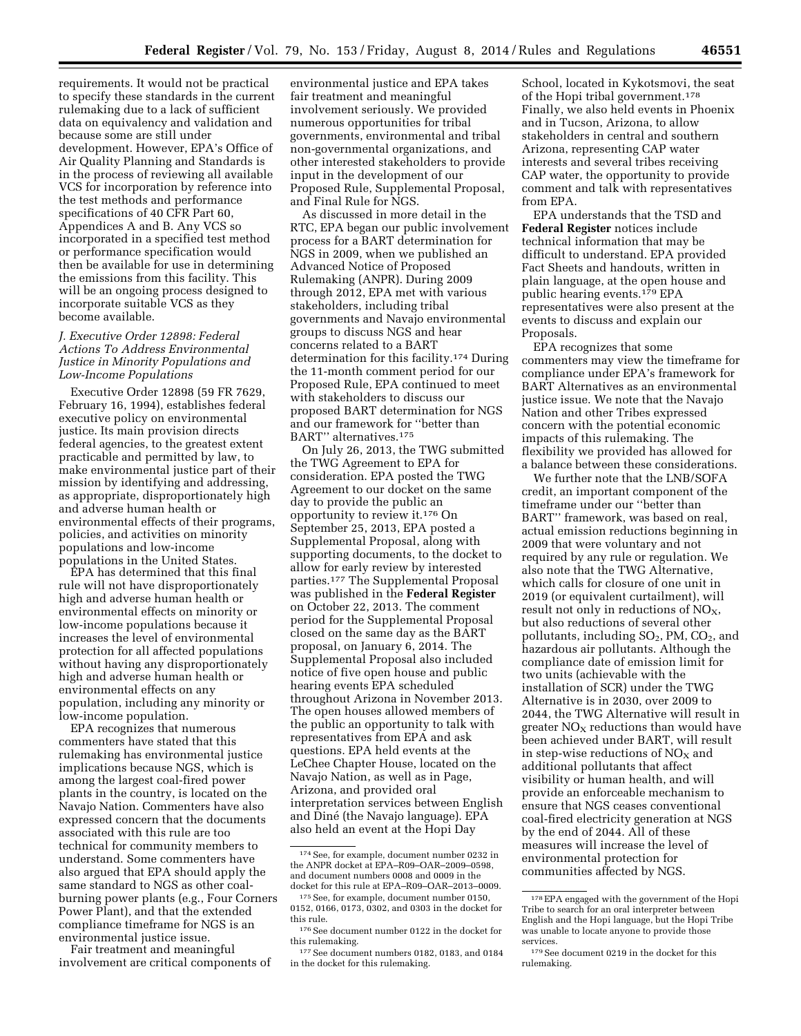requirements. It would not be practical to specify these standards in the current rulemaking due to a lack of sufficient data on equivalency and validation and because some are still under development. However, EPA's Office of Air Quality Planning and Standards is in the process of reviewing all available VCS for incorporation by reference into the test methods and performance specifications of 40 CFR Part 60, Appendices A and B. Any VCS so incorporated in a specified test method or performance specification would then be available for use in determining the emissions from this facility. This will be an ongoing process designed to incorporate suitable VCS as they become available.

### *J. Executive Order 12898: Federal Actions To Address Environmental Justice in Minority Populations and Low-Income Populations*

Executive Order 12898 (59 FR 7629, February 16, 1994), establishes federal executive policy on environmental justice. Its main provision directs federal agencies, to the greatest extent practicable and permitted by law, to make environmental justice part of their mission by identifying and addressing, as appropriate, disproportionately high and adverse human health or environmental effects of their programs, policies, and activities on minority populations and low-income populations in the United States.

EPA has determined that this final rule will not have disproportionately high and adverse human health or environmental effects on minority or low-income populations because it increases the level of environmental protection for all affected populations without having any disproportionately high and adverse human health or environmental effects on any population, including any minority or low-income population.

EPA recognizes that numerous commenters have stated that this rulemaking has environmental justice implications because NGS, which is among the largest coal-fired power plants in the country, is located on the Navajo Nation. Commenters have also expressed concern that the documents associated with this rule are too technical for community members to understand. Some commenters have also argued that EPA should apply the same standard to NGS as other coal-burning power plants (e.g., Four Corners Power Plant), and that the extended compliance timeframe for NGS is an environmental justice issue.

Fair treatment and meaningful involvement are critical components of environmental justice and EPA takes fair treatment and meaningful involvement seriously. We provided numerous opportunities for tribal governments, environmental and tribal non-governmental organizations, and other interested stakeholders to provide input in the development of our Proposed Rule, Supplemental Proposal, and Final Rule for NGS.

As discussed in more detail in the RTC, EPA began our public involvement process for a BART determination for NGS in 2009, when we published an Advanced Notice of Proposed Rulemaking (ANPR). During 2009 through 2012, EPA met with various stakeholders, including tribal governments and Navajo environmental groups to discuss NGS and hear concerns related to a BART determination for this facility.[174] During the 11-month comment period for our Proposed Rule, EPA continued to meet with stakeholders to discuss our proposed BART determination for NGS and our framework for ''better than BART'' alternatives.[175]

On July 26, 2013, the TWG submitted the TWG Agreement to EPA for consideration. EPA posted the TWG Agreement to our docket on the same day to provide the public an opportunity to review it.[176] On September 25, 2013, EPA posted a Supplemental Proposal, along with supporting documents, to the docket to allow for early review by interested parties.[177] The Supplemental Proposal was published in the **Federal Register** on October 22, 2013. The comment period for the Supplemental Proposal closed on the same day as the BART proposal, on January 6, 2014. The Supplemental Proposal also included notice of five open house and public hearing events EPA scheduled throughout Arizona in November 2013. The open houses allowed members of the public an opportunity to talk with representatives from EPA and ask questions. EPA held events at the LeChee Chapter House, located on the Navajo Nation, as well as in Page, Arizona, and provided oral interpretation services between English and Diné (the Navajo language). EPA also held an event at the Hopi Day School, located in Kykotsmovi, the seat of the Hopi tribal government.[178] Finally, we also held events in Phoenix and in Tucson, Arizona, to allow stakeholders in central and southern Arizona, representing CAP water interests and several tribes receiving CAP water, the opportunity to provide comment and talk with representatives from EPA.

EPA understands that the TSD and **Federal Register** notices include technical information that may be difficult to understand. EPA provided Fact Sheets and handouts, written in plain language, at the open house and public hearing events.[179] EPA representatives were also present at the events to discuss and explain our Proposals.

EPA recognizes that some commenters may view the timeframe for compliance under EPA's framework for BART Alternatives as an environmental justice issue. We note that the Navajo Nation and other Tribes expressed concern with the potential economic impacts of this rulemaking. The flexibility we provided has allowed for a balance between these considerations.

We further note that the LNB/SOFA credit, an important component of the timeframe under our ''better than BART'' framework, was based on real, actual emission reductions beginning in 2009 that were voluntary and not required by any rule or regulation. We also note that the TWG Alternative, which calls for closure of one unit in 2019 (or equivalent curtailment), will result not only in reductions of $NO_X$, but also reductions of several other pollutants, including $SO_2$, PM, $CO_2$, and hazardous air pollutants. Although the compliance date of emission limit for two units (achievable with the installation of SCR) under the TWG Alternative is in 2030, over 2009 to 2044, the TWG Alternative will result in greater $NO_X$ reductions than would have been achieved under BART, will result in step-wise reductions of $NO_X$ and additional pollutants that affect visibility or human health, and will provide an enforceable mechanism to ensure that NGS ceases conventional coal-fired electricity generation at NGS by the end of 2044. All of these measures will increase the level of environmental protection for communities affected by NGS.

---

[174] See, for example, document number 0232 in the ANPR docket at EPA–R09–OAR–2009–0598, and document numbers 0008 and 0009 in the docket for this rule at EPA–R09–OAR–2013–0009.

[175] See, for example, document number 0150, 0152, 0166, 0173, 0302, and 0303 in the docket for this rule.

[176] See document number 0122 in the docket for this rulemaking.

[177] See document numbers 0182, 0183, and 0184 in the docket for this rulemaking.

[178] EPA engaged with the government of the Hopi Tribe to search for an oral interpreter between English and the Hopi language, but the Hopi Tribe was unable to locate anyone to provide those services.

[179] See document 0219 in the docket for this rulemaking.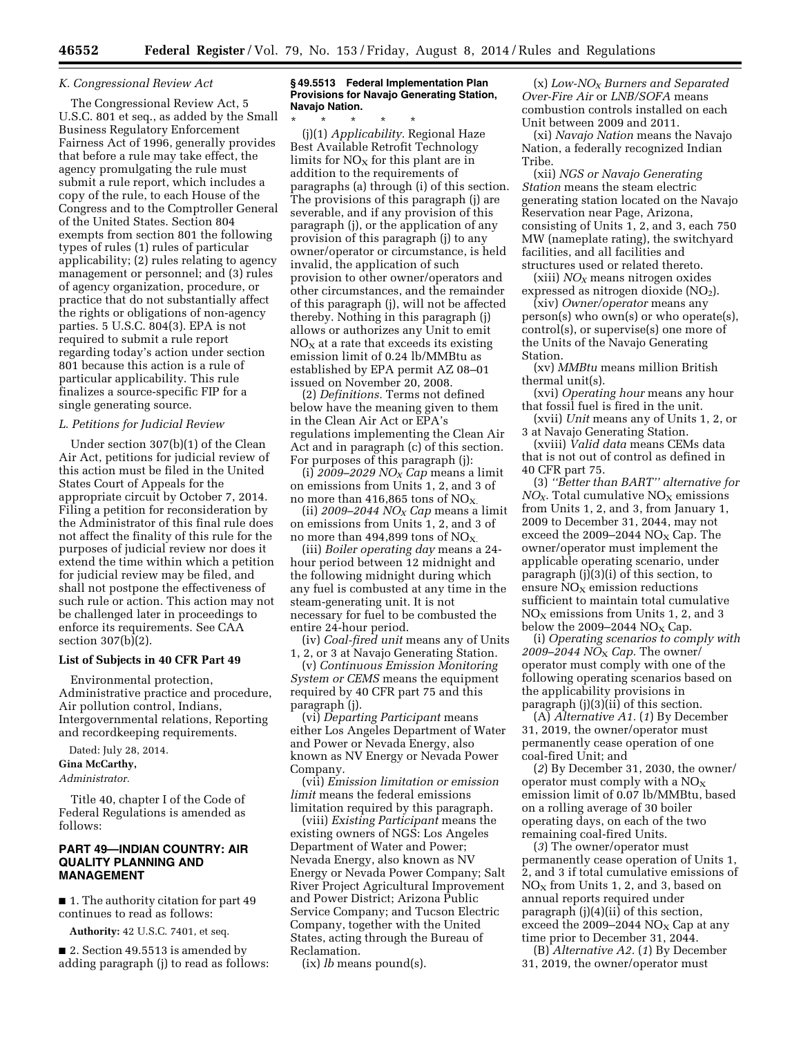### K. Congressional Review Act

The Congressional Review Act, 5 U.S.C. 801 et seq., as added by the Small Business Regulatory Enforcement Fairness Act of 1996, generally provides that before a rule may take effect, the agency promulgating the rule must submit a rule report, which includes a copy of the rule, to each House of the Congress and to the Comptroller General of the United States. Section 804 exempts from section 801 the following types of rules (1) rules of particular applicability; (2) rules relating to agency management or personnel; and (3) rules of agency organization, procedure, or practice that do not substantially affect the rights or obligations of non-agency parties. 5 U.S.C. 804(3). EPA is not required to submit a rule report regarding today's action under section 801 because this action is a rule of particular applicability. This rule finalizes a source-specific FIP for a single generating source.

### L. Petitions for Judicial Review

Under section 307(b)(1) of the Clean Air Act, petitions for judicial review of this action must be filed in the United States Court of Appeals for the appropriate circuit by October 7, 2014. Filing a petition for reconsideration by the Administrator of this final rule does not affect the finality of this rule for the purposes of judicial review nor does it extend the time within which a petition for judicial review may be filed, and shall not postpone the effectiveness of such rule or action. This action may not be challenged later in proceedings to enforce its requirements. See CAA section 307(b)(2).

### List of Subjects in 40 CFR Part 49

Environmental protection, Administrative practice and procedure, Air pollution control, Indians, Intergovernmental relations, Reporting and recordkeeping requirements.

Dated: July 28, 2014.

**Gina McCarthy,**

*Administrator.*

Title 40, chapter I of the Code of Federal Regulations is amended as follows:

## PART 49—INDIAN COUNTRY: AIR QUALITY PLANNING AND MANAGEMENT

■ 1. The authority citation for part 49 continues to read as follows:

**Authority:** 42 U.S.C. 7401, et seq.

■ 2. Section 49.5513 is amended by adding paragraph (j) to read as follows:

**§ 49.5513 Federal Implementation Plan Provisions for Navajo Generating Station, Navajo Nation.**

\* \* \* \* \*

(j)(1) *Applicability.* Regional Haze Best Available Retrofit Technology limits for $NO_X$ for this plant are in addition to the requirements of paragraphs (a) through (i) of this section. The provisions of this paragraph (j) are severable, and if any provision of this paragraph (j), or the application of any provision of this paragraph (j) to any owner/operator or circumstance, is held invalid, the application of such provision to other owner/operators and other circumstances, and the remainder of this paragraph (j), will not be affected thereby. Nothing in this paragraph (j) allows or authorizes any Unit to emit $NO_X$ at a rate that exceeds its existing emission limit of 0.24 lb/MMBtu as established by EPA permit AZ 08–01 issued on November 20, 2008.

(2) *Definitions.* Terms not defined below have the meaning given to them in the Clean Air Act or EPA's regulations implementing the Clean Air Act and in paragraph (c) of this section. For purposes of this paragraph (j):

(i) *2009–2029 $NO_X$ Cap* means a limit on emissions from Units 1, 2, and 3 of no more than 416,865 tons of $NO_X$.

(ii) *2009–2044 $NO_X$ Cap* means a limit on emissions from Units 1, 2, and 3 of no more than 494,899 tons of $NO_X$.

(iii) *Boiler operating day* means a 24-hour period between 12 midnight and the following midnight during which any fuel is combusted at any time in the steam-generating unit. It is not necessary for fuel to be combusted the entire 24-hour period.

(iv) *Coal-fired unit* means any of Units 1, 2, or 3 at Navajo Generating Station.

(v) *Continuous Emission Monitoring System or CEMS* means the equipment required by 40 CFR part 75 and this paragraph (j).

(vi) *Departing Participant* means either Los Angeles Department of Water and Power or Nevada Energy, also known as NV Energy or Nevada Power Company.

(vii) *Emission limitation or emission limit* means the federal emissions limitation required by this paragraph.

(viii) *Existing Participant* means the existing owners of NGS: Los Angeles Department of Water and Power; Nevada Energy, also known as NV Energy or Nevada Power Company; Salt River Project Agricultural Improvement and Power District; Arizona Public Service Company; and Tucson Electric Company, together with the United States, acting through the Bureau of Reclamation.

(ix) *lb* means pound(s).

(x) *Low-$NO_X$ Burners and Separated Over-Fire Air* or *LNB/SOFA* means combustion controls installed on each Unit between 2009 and 2011.

(xi) *Navajo Nation* means the Navajo Nation, a federally recognized Indian Tribe.

(xii) *NGS or Navajo Generating Station* means the steam electric generating station located on the Navajo Reservation near Page, Arizona, consisting of Units 1, 2, and 3, each 750 MW (nameplate rating), the switchyard facilities, and all facilities and structures used or related thereto.

(xiii) *$NO_X$* means nitrogen oxides expressed as nitrogen dioxide ($NO_2$).

(xiv) *Owner/operator* means any person(s) who own(s) or who operate(s), control(s), or supervise(s) one more of the Units of the Navajo Generating Station.

(xv) *MMBtu* means million British thermal unit(s).

(xvi) *Operating hour* means any hour that fossil fuel is fired in the unit.

(xvii) *Unit* means any of Units 1, 2, or 3 at Navajo Generating Station.

(xviii) *Valid data* means CEMs data that is not out of control as defined in 40 CFR part 75.

(3) *''Better than BART'' alternative for $NO_X$.* Total cumulative $NO_X$ emissions from Units 1, 2, and 3, from January 1, 2009 to December 31, 2044, may not exceed the 2009–2044 $NO_X$ Cap. The owner/operator must implement the applicable operating scenario, under paragraph (j)(3)(i) of this section, to ensure $NO_X$ emission reductions sufficient to maintain total cumulative $NO_X$ emissions from Units 1, 2, and 3 below the 2009–2044 $NO_X$ Cap.

(i) *Operating scenarios to comply with 2009–2044 $NO_X$ Cap.* The owner/operator must comply with one of the following operating scenarios based on the applicability provisions in paragraph (j)(3)(ii) of this section.

(A) *Alternative A1.* (*1*) By December 31, 2019, the owner/operator must permanently cease operation of one coal-fired Unit; and

(*2*) By December 31, 2030, the owner/operator must comply with a $NO_X$ emission limit of 0.07 lb/MMBtu, based on a rolling average of 30 boiler operating days, on each of the two remaining coal-fired Units.

(*3*) The owner/operator must permanently cease operation of Units 1, 2, and 3 if total cumulative emissions of $NO_X$ from Units 1, 2, and 3, based on annual reports required under paragraph (j)(4)(ii) of this section, exceed the 2009–2044 $NO_X$ Cap at any time prior to December 31, 2044.

(B) *Alternative A2.* (*1*) By December 31, 2019, the owner/operator must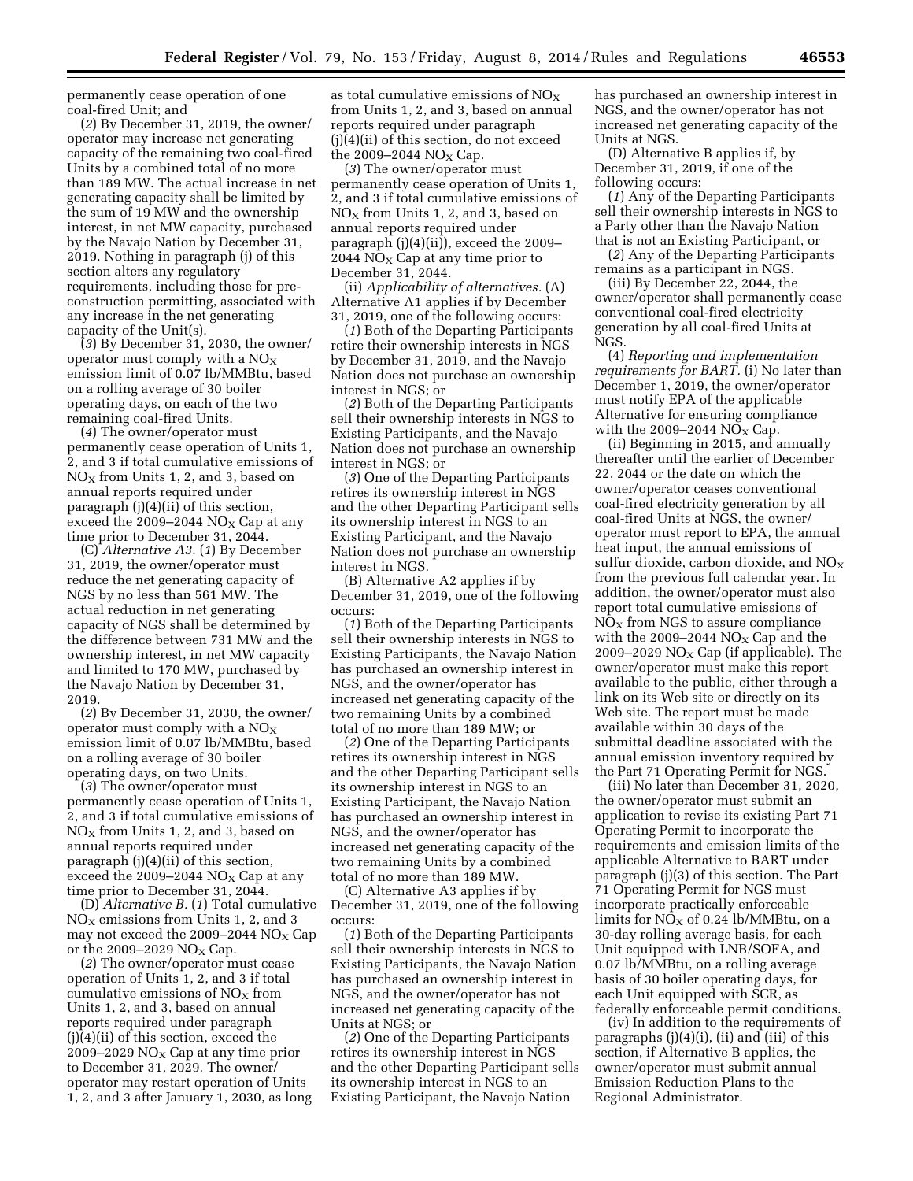permanently cease operation of one coal-fired Unit; and

(*2*) By December 31, 2019, the owner/operator may increase net generating capacity of the remaining two coal-fired Units by a combined total of no more than 189 MW. The actual increase in net generating capacity shall be limited by the sum of 19 MW and the ownership interest, in net MW capacity, purchased by the Navajo Nation by December 31, 2019. Nothing in paragraph (j) of this section alters any regulatory requirements, including those for pre-construction permitting, associated with any increase in the net generating capacity of the Unit(s).

(*3*) By December 31, 2030, the owner/operator must comply with a $NO_X$ emission limit of 0.07 lb/MMBtu, based on a rolling average of 30 boiler operating days, on each of the two remaining coal-fired Units.

(*4*) The owner/operator must permanently cease operation of Units 1, 2, and 3 if total cumulative emissions of $NO_X$ from Units 1, 2, and 3, based on annual reports required under paragraph (j)(4)(ii) of this section, exceed the 2009–2044 $NO_X$ Cap at any time prior to December 31, 2044.

(C) *Alternative A3.* (*1*) By December 31, 2019, the owner/operator must reduce the net generating capacity of NGS by no less than 561 MW. The actual reduction in net generating capacity of NGS shall be determined by the difference between 731 MW and the ownership interest, in net MW capacity and limited to 170 MW, purchased by the Navajo Nation by December 31, 2019.

(*2*) By December 31, 2030, the owner/operator must comply with a $NO_X$ emission limit of 0.07 lb/MMBtu, based on a rolling average of 30 boiler operating days, on two Units.

(*3*) The owner/operator must permanently cease operation of Units 1, 2, and 3 if total cumulative emissions of $NO_X$ from Units 1, 2, and 3, based on annual reports required under paragraph (j)(4)(ii) of this section, exceed the 2009–2044 $NO_X$ Cap at any time prior to December 31, 2044.

(D) *Alternative B.* (*1*) Total cumulative $NO_X$ emissions from Units 1, 2, and 3 may not exceed the 2009–2044 $NO_X$ Cap or the 2009–2029 $NO_X$ Cap.

(*2*) The owner/operator must cease operation of Units 1, 2, and 3 if total cumulative emissions of $NO_X$ from Units 1, 2, and 3, based on annual reports required under paragraph (j)(4)(ii) of this section, exceed the 2009–2029 $NO_X$ Cap at any time prior to December 31, 2029. The owner/operator may restart operation of Units 1, 2, and 3 after January 1, 2030, as long as total cumulative emissions of $NO_X$ from Units 1, 2, and 3, based on annual reports required under paragraph (j)(4)(ii) of this section, do not exceed the 2009–2044 $NO_X$ Cap.

(*3*) The owner/operator must permanently cease operation of Units 1, 2, and 3 if total cumulative emissions of $NO_X$ from Units 1, 2, and 3, based on annual reports required under paragraph (j)(4)(ii)), exceed the 2009–2044 $NO_X$ Cap at any time prior to December 31, 2044.

(ii) *Applicability of alternatives.* (A) Alternative A1 applies if by December 31, 2019, one of the following occurs:

(*1*) Both of the Departing Participants retire their ownership interests in NGS by December 31, 2019, and the Navajo Nation does not purchase an ownership interest in NGS; or

(*2*) Both of the Departing Participants sell their ownership interests in NGS to Existing Participants, and the Navajo Nation does not purchase an ownership interest in NGS; or

(*3*) One of the Departing Participants retires its ownership interest in NGS and the other Departing Participant sells its ownership interest in NGS to an Existing Participant, and the Navajo Nation does not purchase an ownership interest in NGS.

(B) Alternative A2 applies if by December 31, 2019, one of the following occurs:

(*1*) Both of the Departing Participants sell their ownership interests in NGS to Existing Participants, the Navajo Nation has purchased an ownership interest in NGS, and the owner/operator has increased net generating capacity of the two remaining Units by a combined total of no more than 189 MW; or

(*2*) One of the Departing Participants retires its ownership interest in NGS and the other Departing Participant sells its ownership interest in NGS to an Existing Participant, the Navajo Nation has purchased an ownership interest in NGS, and the owner/operator has increased net generating capacity of the two remaining Units by a combined total of no more than 189 MW.

(C) Alternative A3 applies if by December 31, 2019, one of the following occurs:

(*1*) Both of the Departing Participants sell their ownership interests in NGS to Existing Participants, the Navajo Nation has purchased an ownership interest in NGS, and the owner/operator has not increased net generating capacity of the Units at NGS; or

(*2*) One of the Departing Participants retires its ownership interest in NGS and the other Departing Participant sells its ownership interest in NGS to an Existing Participant, the Navajo Nation has purchased an ownership interest in NGS, and the owner/operator has not increased net generating capacity of the Units at NGS.

(D) Alternative B applies if, by December 31, 2019, if one of the following occurs:

(*1*) Any of the Departing Participants sell their ownership interests in NGS to a Party other than the Navajo Nation that is not an Existing Participant, or

(*2*) Any of the Departing Participants remains as a participant in NGS.

(iii) By December 22, 2044, the owner/operator shall permanently cease conventional coal-fired electricity generation by all coal-fired Units at NGS.

(4) *Reporting and implementation requirements for BART.* (i) No later than December 1, 2019, the owner/operator must notify EPA of the applicable Alternative for ensuring compliance with the 2009–2044 $NO_X$ Cap.

(ii) Beginning in 2015, and annually thereafter until the earlier of December 22, 2044 or the date on which the owner/operator ceases conventional coal-fired electricity generation by all coal-fired Units at NGS, the owner/operator must report to EPA, the annual heat input, the annual emissions of sulfur dioxide, carbon dioxide, and $NO_X$ from the previous full calendar year. In addition, the owner/operator must also report total cumulative emissions of $NO_X$ from NGS to assure compliance with the 2009–2044 $NO_X$ Cap and the 2009–2029 $NO_X$ Cap (if applicable). The owner/operator must make this report available to the public, either through a link on its Web site or directly on its Web site. The report must be made available within 30 days of the submittal deadline associated with the annual emission inventory required by the Part 71 Operating Permit for NGS.

(iii) No later than December 31, 2020, the owner/operator must submit an application to revise its existing Part 71 Operating Permit to incorporate the requirements and emission limits of the applicable Alternative to BART under paragraph (j)(3) of this section. The Part 71 Operating Permit for NGS must incorporate practically enforceable limits for $NO_X$ of 0.24 lb/MMBtu, on a 30-day rolling average basis, for each Unit equipped with LNB/SOFA, and 0.07 lb/MMBtu, on a rolling average basis of 30 boiler operating days, for each Unit equipped with SCR, as federally enforceable permit conditions.

(iv) In addition to the requirements of paragraphs (j)(4)(i), (ii) and (iii) of this section, if Alternative B applies, the owner/operator must submit annual Emission Reduction Plans to the Regional Administrator.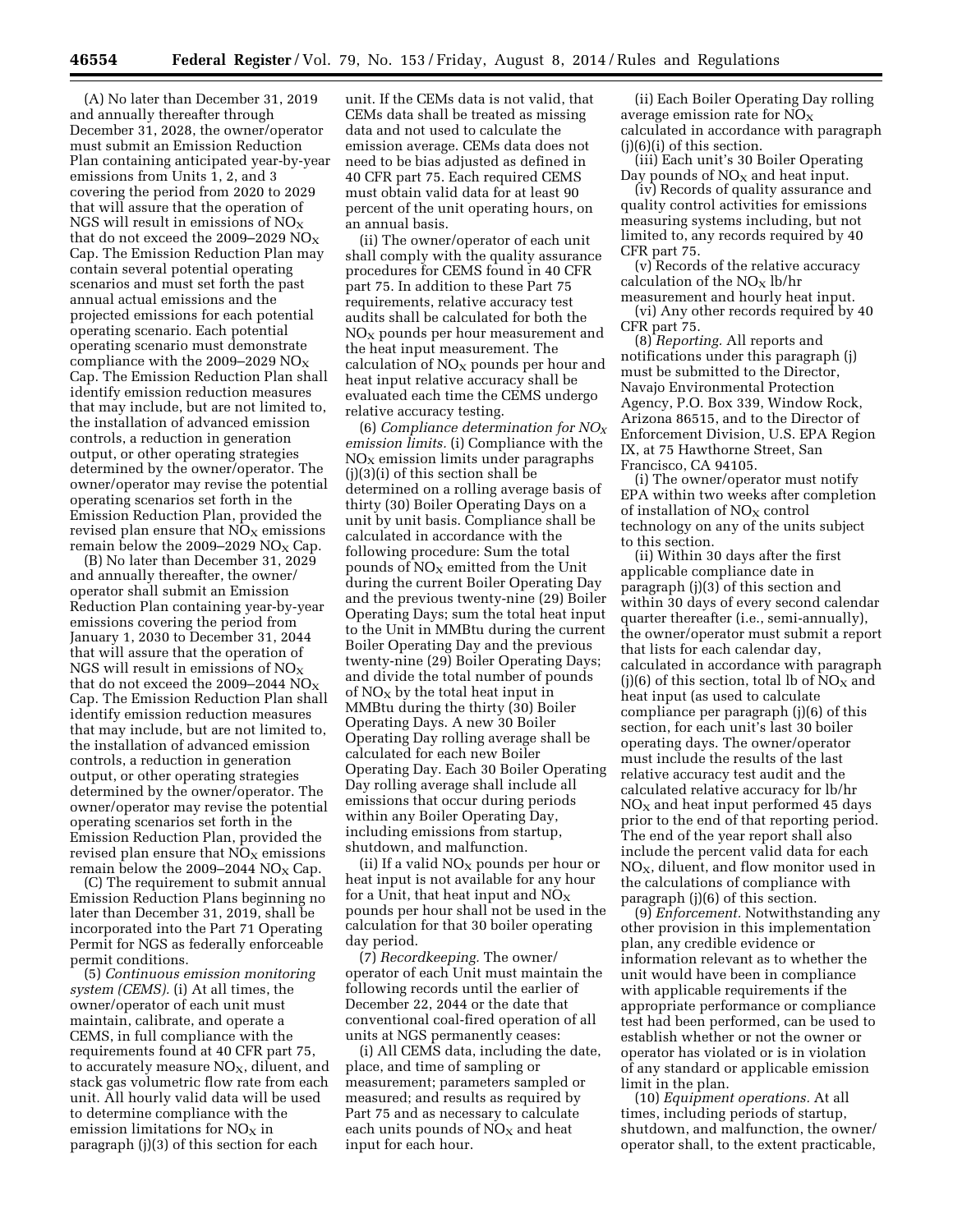(A) No later than December 31, 2019 and annually thereafter through December 31, 2028, the owner/operator must submit an Emission Reduction Plan containing anticipated year-by-year emissions from Units 1, 2, and 3 covering the period from 2020 to 2029 that will assure that the operation of NGS will result in emissions of $NO_X$ that do not exceed the 2009–2029 $NO_X$ Cap. The Emission Reduction Plan may contain several potential operating scenarios and must set forth the past annual actual emissions and the projected emissions for each potential operating scenario. Each potential operating scenario must demonstrate compliance with the 2009–2029 $NO_X$ Cap. The Emission Reduction Plan shall identify emission reduction measures that may include, but are not limited to, the installation of advanced emission controls, a reduction in generation output, or other operating strategies determined by the owner/operator. The owner/operator may revise the potential operating scenarios set forth in the Emission Reduction Plan, provided the revised plan ensure that $NO_X$ emissions remain below the 2009–2029 $NO_X$ Cap.

(B) No later than December 31, 2029 and annually thereafter, the owner/operator shall submit an Emission Reduction Plan containing year-by-year emissions covering the period from January 1, 2030 to December 31, 2044 that will assure that the operation of NGS will result in emissions of $NO_X$ that do not exceed the 2009–2044 $NO_X$ Cap. The Emission Reduction Plan shall identify emission reduction measures that may include, but are not limited to, the installation of advanced emission controls, a reduction in generation output, or other operating strategies determined by the owner/operator. The owner/operator may revise the potential operating scenarios set forth in the Emission Reduction Plan, provided the revised plan ensure that $NO_X$ emissions remain below the 2009–2044 $NO_X$ Cap.

(C) The requirement to submit annual Emission Reduction Plans beginning no later than December 31, 2019, shall be incorporated into the Part 71 Operating Permit for NGS as federally enforceable permit conditions.

(5) *Continuous emission monitoring system (CEMS).* (i) At all times, the owner/operator of each unit must maintain, calibrate, and operate a CEMS, in full compliance with the requirements found at 40 CFR part 75, to accurately measure $NO_X$, diluent, and stack gas volumetric flow rate from each unit. All hourly valid data will be used to determine compliance with the emission limitations for $NO_X$ in paragraph (j)(3) of this section for each unit. If the CEMs data is not valid, that CEMs data shall be treated as missing data and not used to calculate the emission average. CEMs data does not need to be bias adjusted as defined in 40 CFR part 75. Each required CEMS must obtain valid data for at least 90 percent of the unit operating hours, on an annual basis.

(ii) The owner/operator of each unit shall comply with the quality assurance procedures for CEMS found in 40 CFR part 75. In addition to these Part 75 requirements, relative accuracy test audits shall be calculated for both the $NO_X$ pounds per hour measurement and the heat input measurement. The calculation of $NO_X$ pounds per hour and heat input relative accuracy shall be evaluated each time the CEMS undergo relative accuracy testing.

(6) *Compliance determination for $NO_X$ emission limits.* (i) Compliance with the $NO_X$ emission limits under paragraphs (j)(3)(i) of this section shall be determined on a rolling average basis of thirty (30) Boiler Operating Days on a unit by unit basis. Compliance shall be calculated in accordance with the following procedure: Sum the total pounds of $NO_X$ emitted from the Unit during the current Boiler Operating Day and the previous twenty-nine (29) Boiler Operating Days; sum the total heat input to the Unit in MMBtu during the current Boiler Operating Day and the previous twenty-nine (29) Boiler Operating Days; and divide the total number of pounds of $NO_X$ by the total heat input in MMBtu during the thirty (30) Boiler Operating Days. A new 30 Boiler Operating Day rolling average shall be calculated for each new Boiler Operating Day. Each 30 Boiler Operating Day rolling average shall include all emissions that occur during periods within any Boiler Operating Day, including emissions from startup, shutdown, and malfunction.

(ii) If a valid $NO_X$ pounds per hour or heat input is not available for any hour for a Unit, that heat input and $NO_X$ pounds per hour shall not be used in the calculation for that 30 boiler operating day period.

(7) *Recordkeeping.* The owner/operator of each Unit must maintain the following records until the earlier of December 22, 2044 or the date that conventional coal-fired operation of all units at NGS permanently ceases:

(i) All CEMS data, including the date, place, and time of sampling or measurement; parameters sampled or measured; and results as required by Part 75 and as necessary to calculate each units pounds of $NO_X$ and heat input for each hour.

(ii) Each Boiler Operating Day rolling average emission rate for $NO_X$ calculated in accordance with paragraph (j)(6)(i) of this section.

(iii) Each unit's 30 Boiler Operating Day pounds of $NO_X$ and heat input.

(iv) Records of quality assurance and quality control activities for emissions measuring systems including, but not limited to, any records required by 40 CFR part 75.

(v) Records of the relative accuracy calculation of the $NO_X$ lb/hr measurement and hourly heat input.

(vi) Any other records required by 40 CFR part 75.

(8) *Reporting.* All reports and notifications under this paragraph (j) must be submitted to the Director, Navajo Environmental Protection Agency, P.O. Box 339, Window Rock, Arizona 86515, and to the Director of Enforcement Division, U.S. EPA Region IX, at 75 Hawthorne Street, San Francisco, CA 94105.

(i) The owner/operator must notify EPA within two weeks after completion of installation of $NO_X$ control technology on any of the units subject to this section.

(ii) Within 30 days after the first applicable compliance date in paragraph (j)(3) of this section and within 30 days of every second calendar quarter thereafter (i.e., semi-annually), the owner/operator must submit a report that lists for each calendar day, calculated in accordance with paragraph (j)(6) of this section, total lb of $NO_X$ and heat input (as used to calculate compliance per paragraph (j)(6) of this section, for each unit's last 30 boiler operating days. The owner/operator must include the results of the last relative accuracy test audit and the calculated relative accuracy for lb/hr $NO_X$ and heat input performed 45 days prior to the end of that reporting period. The end of the year report shall also include the percent valid data for each $NO_X$, diluent, and flow monitor used in the calculations of compliance with paragraph (j)(6) of this section.

(9) *Enforcement.* Notwithstanding any other provision in this implementation plan, any credible evidence or information relevant as to whether the unit would have been in compliance with applicable requirements if the appropriate performance or compliance test had been performed, can be used to establish whether or not the owner or operator has violated or is in violation of any standard or applicable emission limit in the plan.

(10) *Equipment operations.* At all times, including periods of startup, shutdown, and malfunction, the owner/operator shall, to the extent practicable,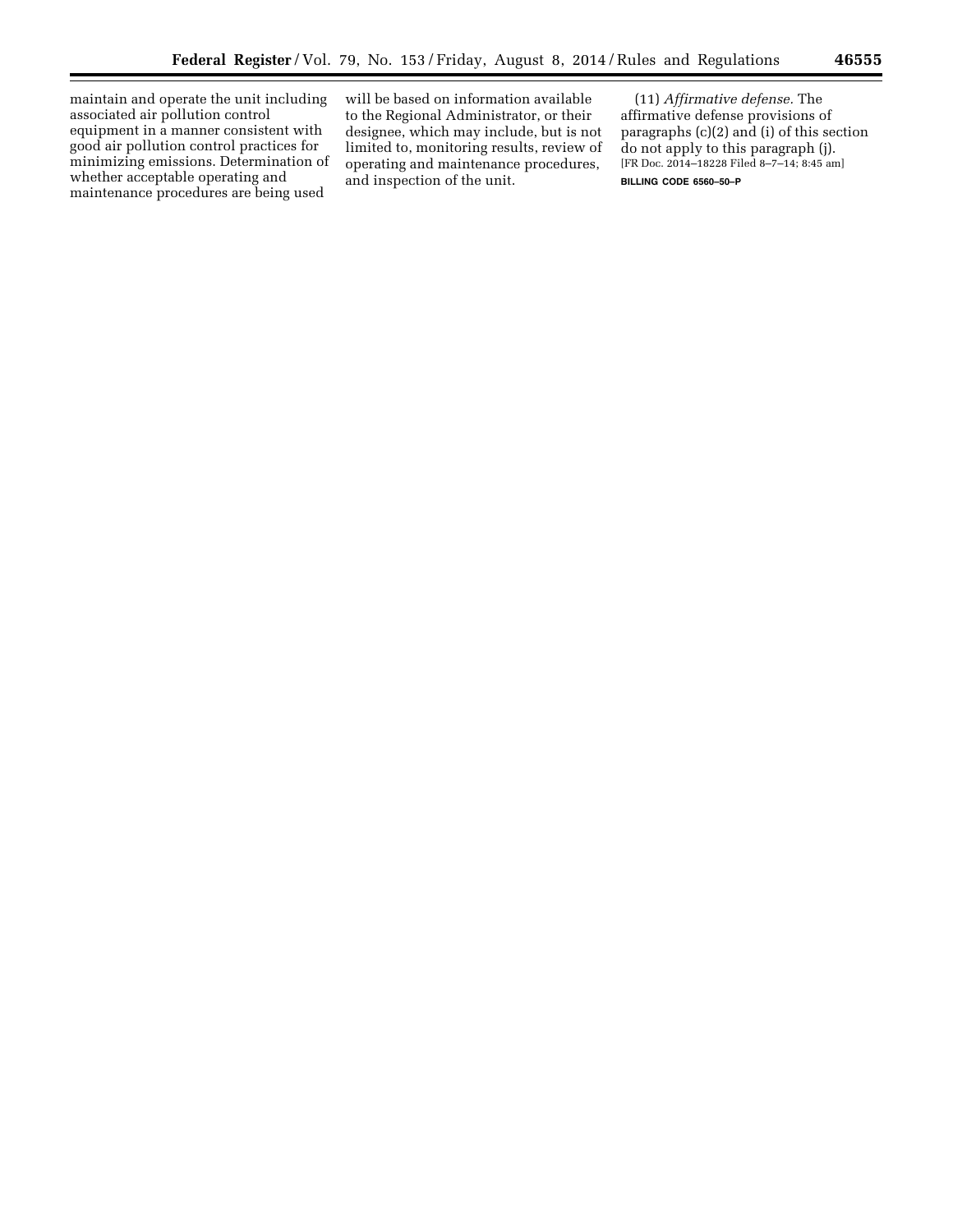maintain and operate the unit including associated air pollution control equipment in a manner consistent with good air pollution control practices for minimizing emissions. Determination of whether acceptable operating and maintenance procedures are being used will be based on information available to the Regional Administrator, or their designee, which may include, but is not limited to, monitoring results, review of operating and maintenance procedures, and inspection of the unit.

(11) *Affirmative defense.* The affirmative defense provisions of paragraphs (c)(2) and (i) of this section do not apply to this paragraph (j).

[FR Doc. 2014–18228 Filed 8–7–14; 8:45 am]

**BILLING CODE 6560–50–P**